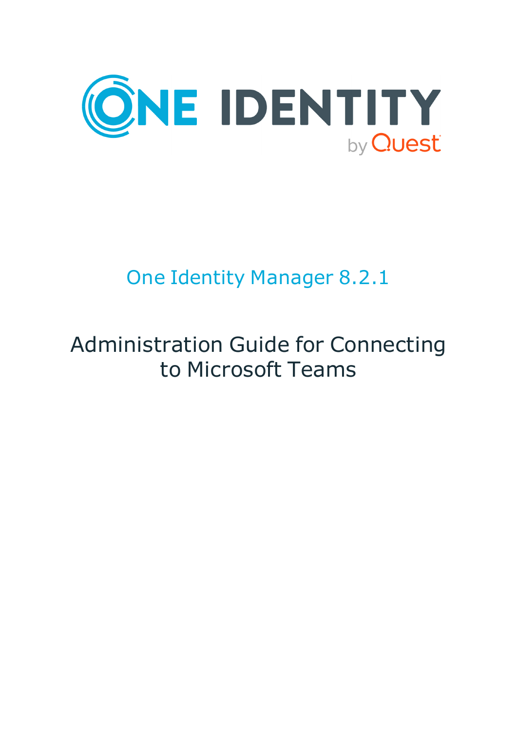One Identity Manager 8.2.1

# Administration Guide for Connecting to Microsoft Teams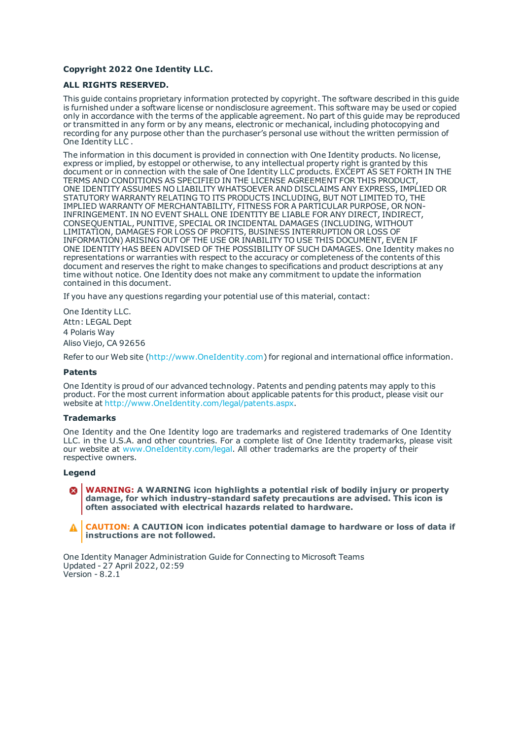**Copyright 2022 One Identity LLC.**

**ALL RIGHTS RESERVED.**

This guide contains proprietary information protected by copyright. The software described in this guide is furnished under a software license or nondisclosure agreement. This software may be used or copied only in accordance with the terms of the applicable agreement. No part of this guide may be reproduced or transmitted in any form or by any means, electronic or mechanical, including photocopying and recording for any purpose other than the purchaser's personal use without the written permission of One Identity LLC .

The information in this document is provided in connection with One Identity products. No license, express or implied, by estoppel or otherwise, to any intellectual property right is granted by this document or in connection with the sale of One Identity LLC products. EXCEPT AS SET FORTH IN THE TERMS AND CONDITIONS AS SPECIFIED IN THE LICENSE AGREEMENT FOR THIS PRODUCT, ONE IDENTITY ASSUMES NO LIABILITY WHATSOEVER AND DISCLAIMS ANY EXPRESS, IMPLIED OR STATUTORY WARRANTY RELATING TO ITS PRODUCTS INCLUDING, BUT NOT LIMITED TO, THE IMPLIED WARRANTY OF MERCHANTABILITY, FITNESS FOR A PARTICULAR PURPOSE, OR NON-INFRINGEMENT. IN NO EVENT SHALL ONE IDENTITY BE LIABLE FOR ANY DIRECT, INDIRECT, CONSEQUENTIAL, PUNITIVE, SPECIAL OR INCIDENTAL DAMAGES (INCLUDING, WITHOUT LIMITATION, DAMAGES FOR LOSS OF PROFITS, BUSINESS INTERRUPTION OR LOSS OF INFORMATION) ARISING OUT OF THE USE OR INABILITY TO USE THIS DOCUMENT, EVEN IF ONE IDENTITY HAS BEEN ADVISED OF THE POSSIBILITY OF SUCH DAMAGES. One Identity makes no representations or warranties with respect to the accuracy or completeness of the contents of this document and reserves the right to make changes to specifications and product descriptions at any time without notice. One Identity does not make any commitment to update the information contained in this document.

If you have any questions regarding your potential use of this material, contact:

One Identity LLC.
Attn: LEGAL Dept
4 Polaris Way
Aliso Viejo, CA 92656

Refer to our Web site (http://www.OneIdentity.com) for regional and international office information.

**Patents**

One Identity is proud of our advanced technology. Patents and pending patents may apply to this product. For the most current information about applicable patents for this product, please visit our website at http://www.OneIdentity.com/legal/patents.aspx.

**Trademarks**

One Identity and the One Identity logo are trademarks and registered trademarks of One Identity LLC. in the U.S.A. and other countries. For a complete list of One Identity trademarks, please visit our website at www.OneIdentity.com/legal. All other trademarks are the property of their respective owners.

**Legend**

**WARNING: A WARNING icon highlights a potential risk of bodily injury or property damage, for which industry-standard safety precautions are advised. This icon is often associated with electrical hazards related to hardware.**

**CAUTION: A CAUTION icon indicates potential damage to hardware or loss of data if instructions are not followed.**

One Identity Manager Administration Guide for Connecting to Microsoft Teams
Updated - 27 April 2022, 02:59
Version - 8.2.1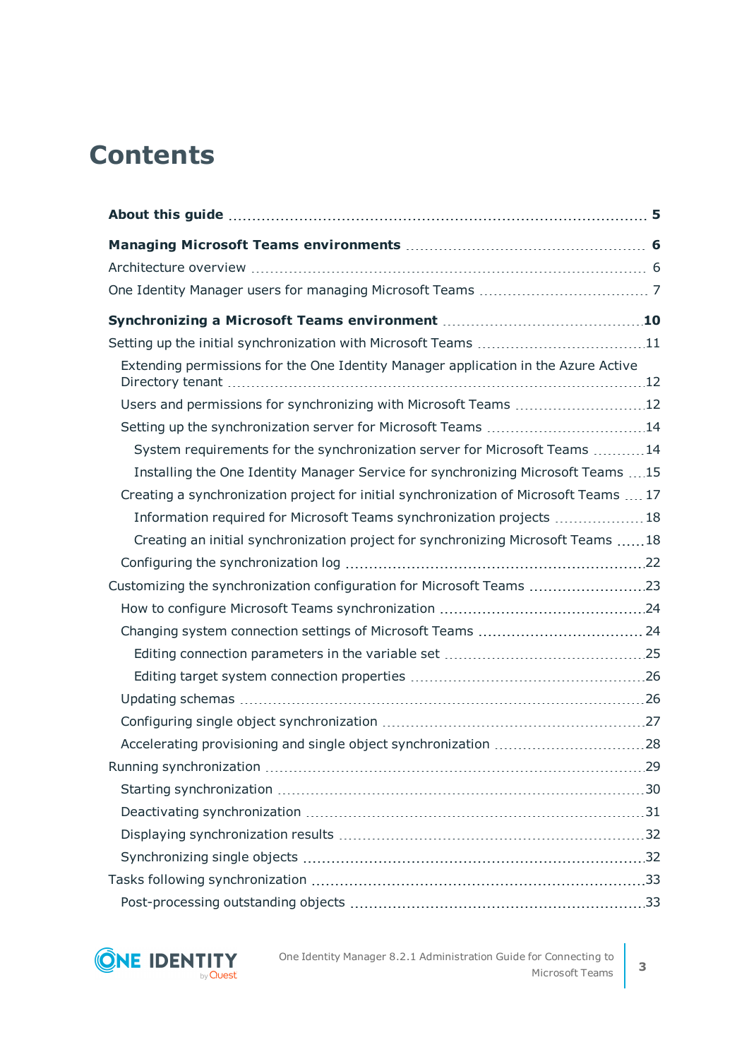# Contents

**About this guide** 5

**Managing Microsoft Teams environments** 6

Architecture overview 6

One Identity Manager users for managing Microsoft Teams 7

**Synchronizing a Microsoft Teams environment** 10

Setting up the initial synchronization with Microsoft Teams 11

- Extending permissions for the One Identity Manager application in the Azure Active Directory tenant 12
- Users and permissions for synchronizing with Microsoft Teams 12
- Setting up the synchronization server for Microsoft Teams 14
  - System requirements for the synchronization server for Microsoft Teams 14
  - Installing the One Identity Manager Service for synchronizing Microsoft Teams 15
- Creating a synchronization project for initial synchronization of Microsoft Teams 17
  - Information required for Microsoft Teams synchronization projects 18
  - Creating an initial synchronization project for synchronizing Microsoft Teams 18
- Configuring the synchronization log 22

Customizing the synchronization configuration for Microsoft Teams 23

- How to configure Microsoft Teams synchronization 24
- Changing system connection settings of Microsoft Teams 24
  - Editing connection parameters in the variable set 25
  - Editing target system connection properties 26
- Updating schemas 26
- Configuring single object synchronization 27
- Accelerating provisioning and single object synchronization 28

Running synchronization 29

- Starting synchronization 30
- Deactivating synchronization 31
- Displaying synchronization results 32
- Synchronizing single objects 32

Tasks following synchronization 33

- Post-processing outstanding objects 33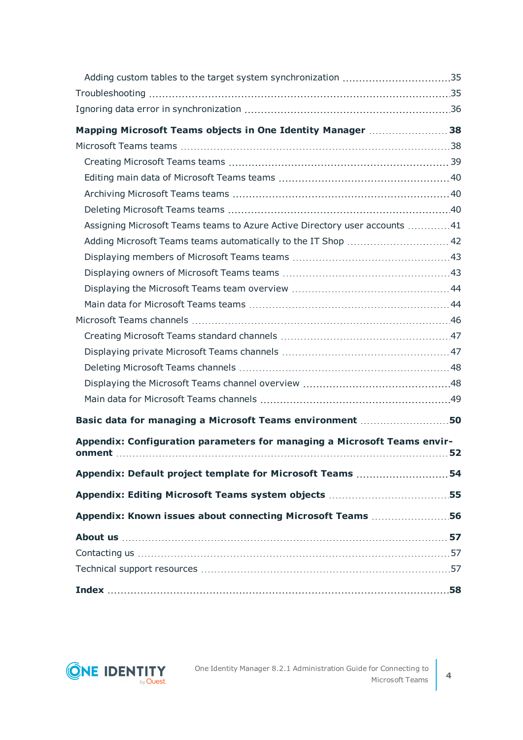Adding custom tables to the target system synchronization ..... 35

Troubleshooting ..... 35

Ignoring data error in synchronization ..... 36

**Mapping Microsoft Teams objects in One Identity Manager ..... 38**

Microsoft Teams teams ..... 38

Creating Microsoft Teams teams ..... 39

Editing main data of Microsoft Teams teams ..... 40

Archiving Microsoft Teams teams ..... 40

Deleting Microsoft Teams teams ..... 40

Assigning Microsoft Teams teams to Azure Active Directory user accounts ..... 41

Adding Microsoft Teams teams automatically to the IT Shop ..... 42

Displaying members of Microsoft Teams teams ..... 43

Displaying owners of Microsoft Teams teams ..... 43

Displaying the Microsoft Teams team overview ..... 44

Main data for Microsoft Teams teams ..... 44

Microsoft Teams channels ..... 46

Creating Microsoft Teams standard channels ..... 47

Displaying private Microsoft Teams channels ..... 47

Deleting Microsoft Teams channels ..... 48

Displaying the Microsoft Teams channel overview ..... 48

Main data for Microsoft Teams channels ..... 49

**Basic data for managing a Microsoft Teams environment ..... 50**

**Appendix: Configuration parameters for managing a Microsoft Teams environment ..... 52**

**Appendix: Default project template for Microsoft Teams ..... 54**

**Appendix: Editing Microsoft Teams system objects ..... 55**

**Appendix: Known issues about connecting Microsoft Teams ..... 56**

**About us ..... 57**

Contacting us ..... 57

Technical support resources ..... 57

**Index ..... 58**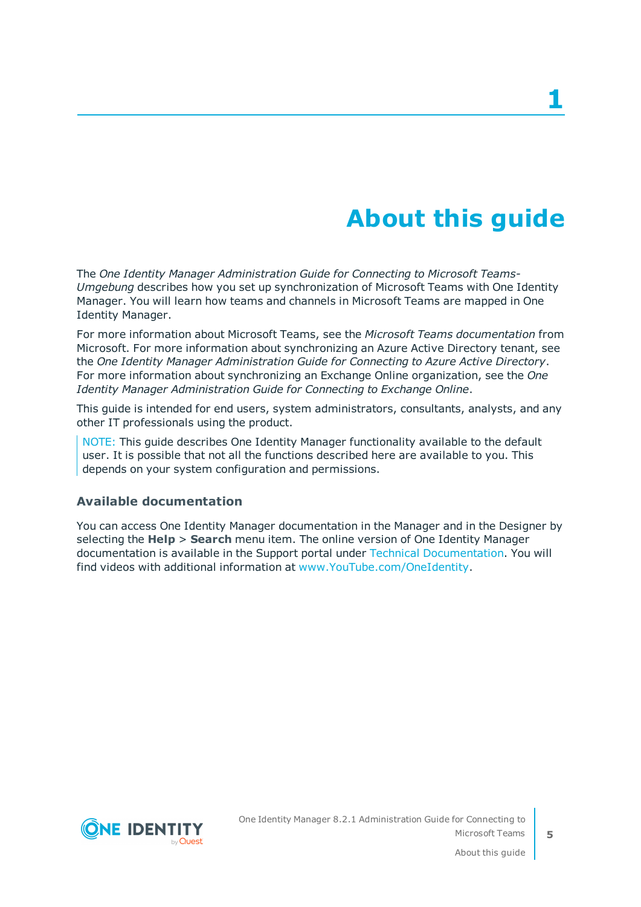// 1

# About this guide

The *One Identity Manager Administration Guide for Connecting to Microsoft Teams-Umgebung* describes how you set up synchronization of Microsoft Teams with One Identity Manager. You will learn how teams and channels in Microsoft Teams are mapped in One Identity Manager.

For more information about Microsoft Teams, see the *Microsoft Teams documentation* from Microsoft. For more information about synchronizing an Azure Active Directory tenant, see the *One Identity Manager Administration Guide for Connecting to Azure Active Directory*. For more information about synchronizing an Exchange Online organization, see the *One Identity Manager Administration Guide for Connecting to Exchange Online*.

This guide is intended for end users, system administrators, consultants, analysts, and any other IT professionals using the product.

> NOTE: This guide describes One Identity Manager functionality available to the default user. It is possible that not all the functions described here are available to you. This depends on your system configuration and permissions.

## Available documentation

You can access One Identity Manager documentation in the Manager and in the Designer by selecting the **Help** > **Search** menu item. The online version of One Identity Manager documentation is available in the Support portal under Technical Documentation. You will find videos with additional information at www.YouTube.com/OneIdentity.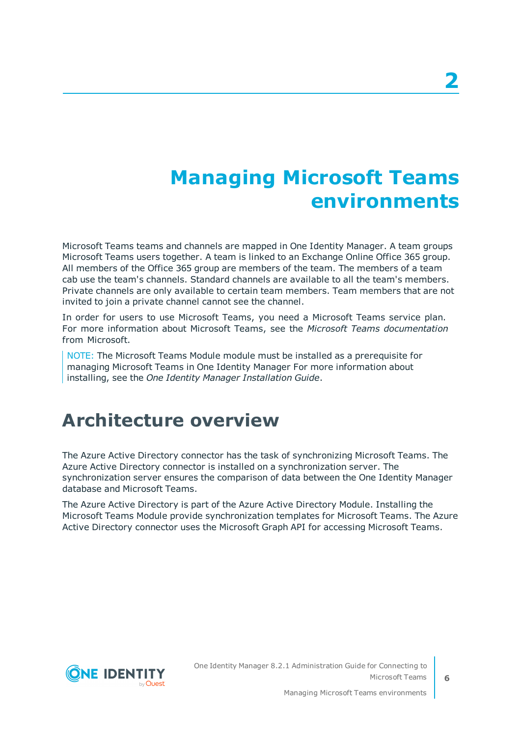# 2 Managing Microsoft Teams environments

Microsoft Teams teams and channels are mapped in One Identity Manager. A team groups Microsoft Teams users together. A team is linked to an Exchange Online Office 365 group. All members of the Office 365 group are members of the team. The members of a team cab use the team's channels. Standard channels are available to all the team's members. Private channels are only available to certain team members. Team members that are not invited to join a private channel cannot see the channel.

In order for users to use Microsoft Teams, you need a Microsoft Teams service plan. For more information about Microsoft Teams, see the *Microsoft Teams documentation* from Microsoft.

NOTE: The Microsoft Teams Module module must be installed as a prerequisite for managing Microsoft Teams in One Identity Manager For more information about installing, see the *One Identity Manager Installation Guide*.

## Architecture overview

The Azure Active Directory connector has the task of synchronizing Microsoft Teams. The Azure Active Directory connector is installed on a synchronization server. The synchronization server ensures the comparison of data between the One Identity Manager database and Microsoft Teams.

The Azure Active Directory is part of the Azure Active Directory Module. Installing the Microsoft Teams Module provide synchronization templates for Microsoft Teams. The Azure Active Directory connector uses the Microsoft Graph API for accessing Microsoft Teams.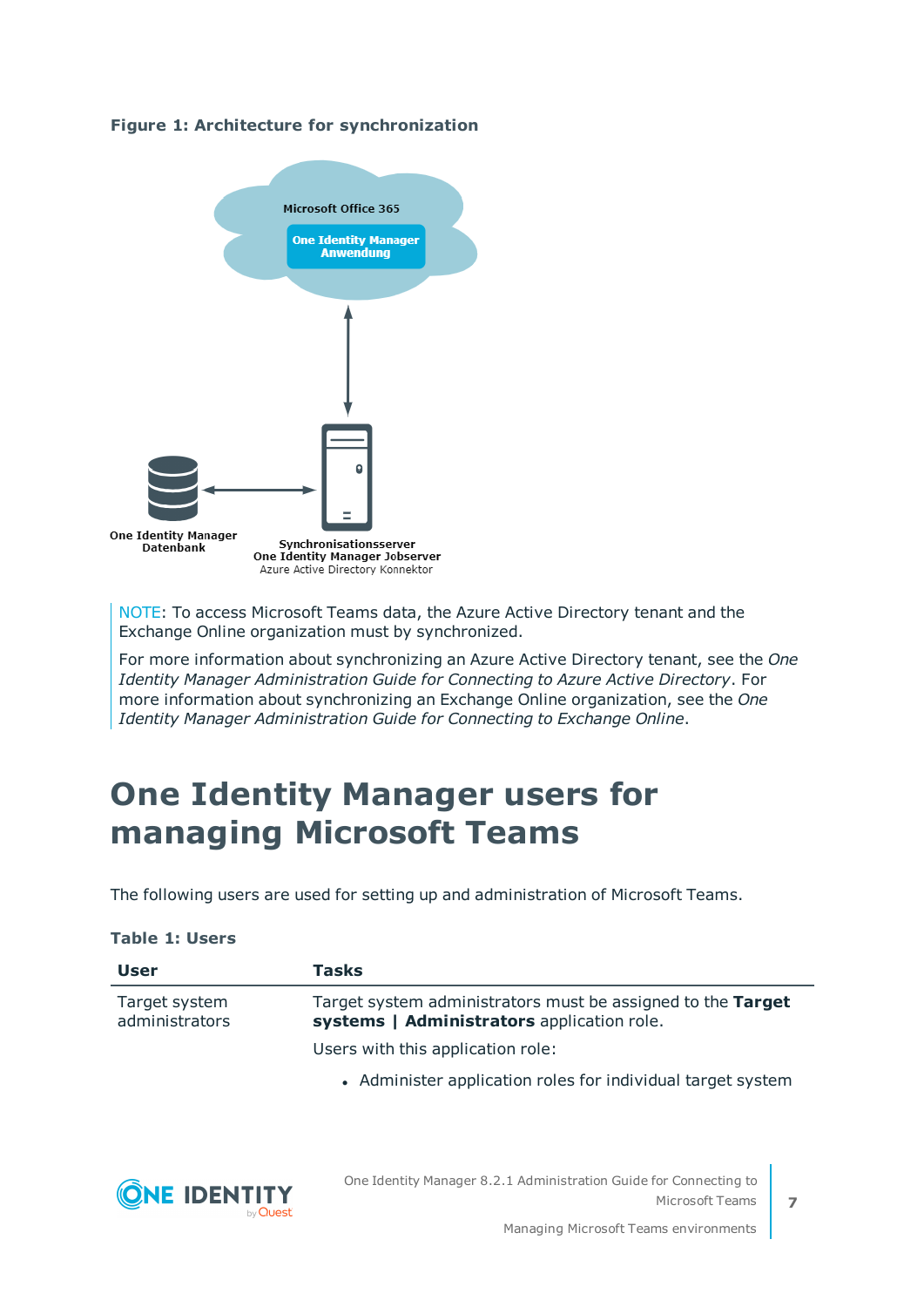**Figure 1: Architecture for synchronization**

Microsoft Office 365

One Identity Manager Anwendung

One Identity Manager Datenbank

Synchronisationsserver
One Identity Manager Jobserver
Azure Active Directory Konnektor

NOTE: To access Microsoft Teams data, the Azure Active Directory tenant and the Exchange Online organization must by synchronized.

For more information about synchronizing an Azure Active Directory tenant, see the *One Identity Manager Administration Guide for Connecting to Azure Active Directory*. For more information about synchronizing an Exchange Online organization, see the *One Identity Manager Administration Guide for Connecting to Exchange Online*.

# One Identity Manager users for managing Microsoft Teams

The following users are used for setting up and administration of Microsoft Teams.

**Table 1: Users**

| User | Tasks |
| --- | --- |
| Target system administrators | Target system administrators must be assigned to the **Target systems \| Administrators** application role.<br><br>Users with this application role:<br><br>• Administer application roles for individual target system |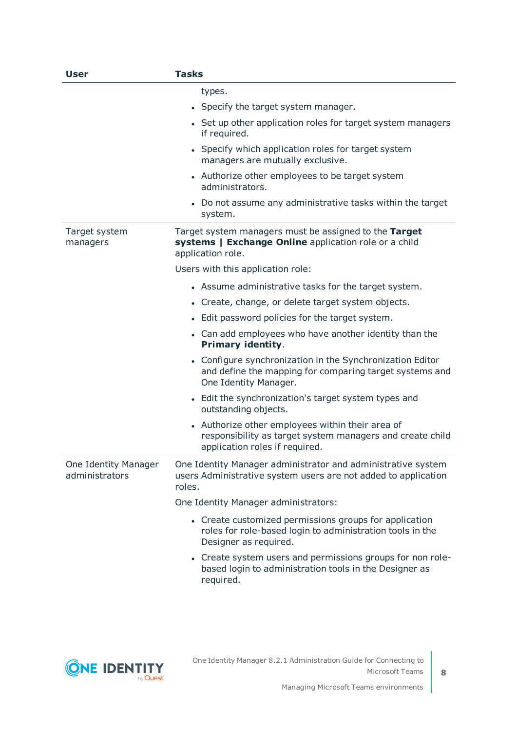| User | Tasks |
|---|---|
| | types.<br>• Specify the target system manager.<br>• Set up other application roles for target system managers if required.<br>• Specify which application roles for target system managers are mutually exclusive.<br>• Authorize other employees to be target system administrators.<br>• Do not assume any administrative tasks within the target system. |
| Target system managers | Target system managers must be assigned to the **Target systems \| Exchange Online** application role or a child application role.<br>Users with this application role:<br>• Assume administrative tasks for the target system.<br>• Create, change, or delete target system objects.<br>• Edit password policies for the target system.<br>• Can add employees who have another identity than the **Primary identity**.<br>• Configure synchronization in the Synchronization Editor and define the mapping for comparing target systems and One Identity Manager.<br>• Edit the synchronization's target system types and outstanding objects.<br>• Authorize other employees within their area of responsibility as target system managers and create child application roles if required. |
| One Identity Manager administrators | One Identity Manager administrator and administrative system users Administrative system users are not added to application roles.<br>One Identity Manager administrators:<br>• Create customized permissions groups for application roles for role-based login to administration tools in the Designer as required.<br>• Create system users and permissions groups for non role-based login to administration tools in the Designer as required. |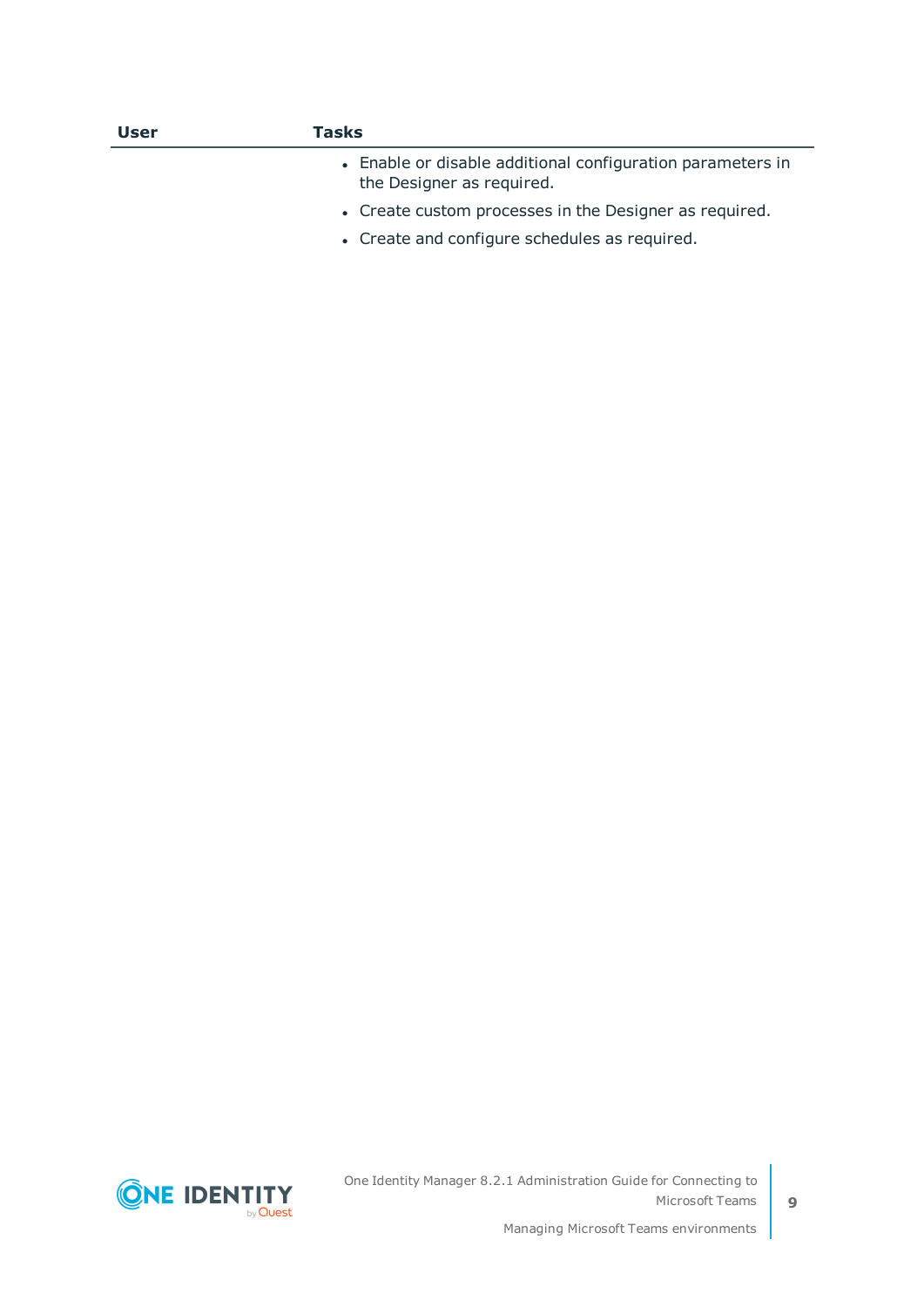| User | Tasks |
|---|---|
| | • Enable or disable additional configuration parameters in the Designer as required.<br>• Create custom processes in the Designer as required.<br>• Create and configure schedules as required. |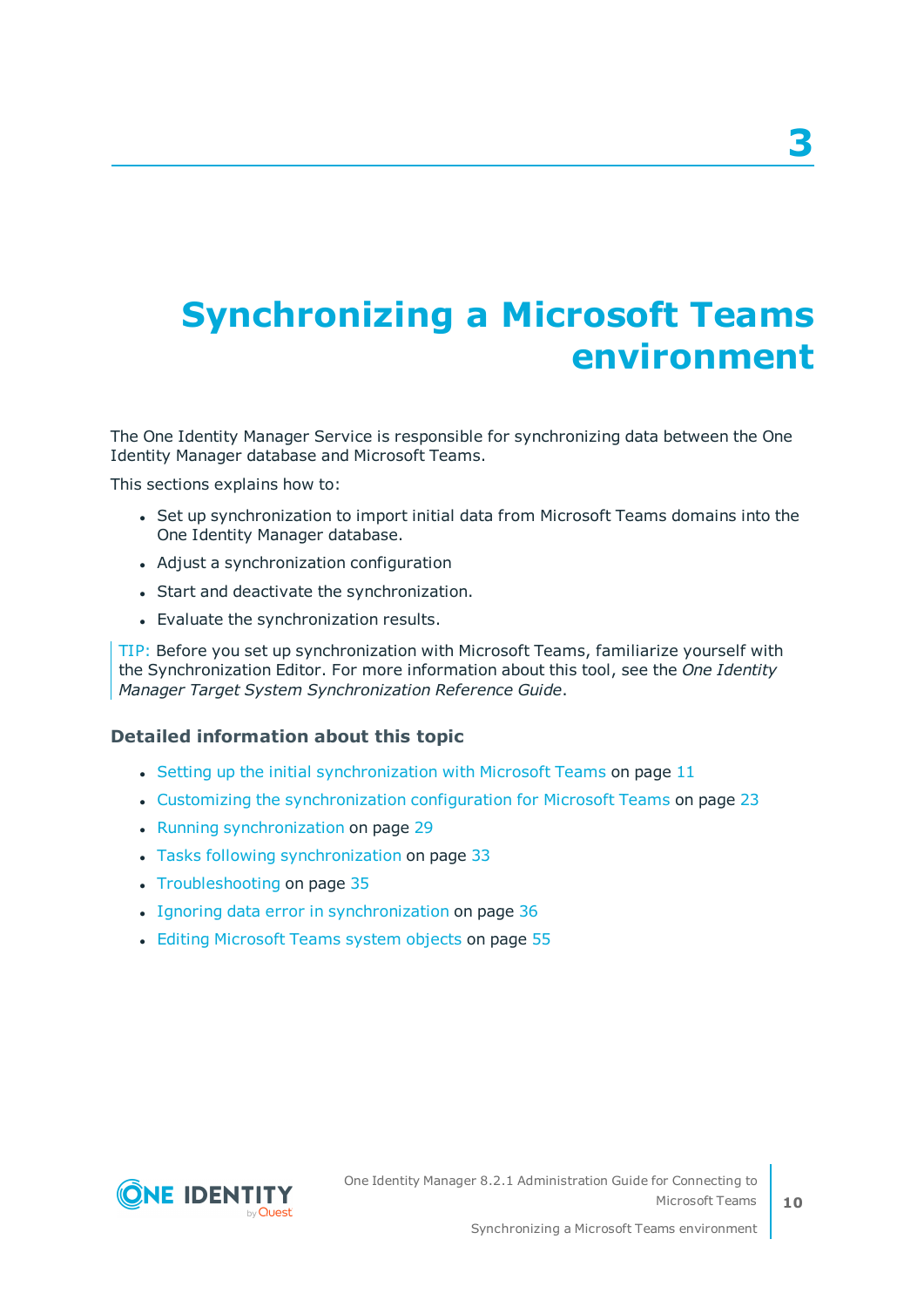# 3

# Synchronizing a Microsoft Teams environment

The One Identity Manager Service is responsible for synchronizing data between the One Identity Manager database and Microsoft Teams.

This sections explains how to:

- Set up synchronization to import initial data from Microsoft Teams domains into the One Identity Manager database.
- Adjust a synchronization configuration
- Start and deactivate the synchronization.
- Evaluate the synchronization results.

TIP: Before you set up synchronization with Microsoft Teams, familiarize yourself with the Synchronization Editor. For more information about this tool, see the *One Identity Manager Target System Synchronization Reference Guide*.

### Detailed information about this topic

- Setting up the initial synchronization with Microsoft Teams on page 11
- Customizing the synchronization configuration for Microsoft Teams on page 23
- Running synchronization on page 29
- Tasks following synchronization on page 33
- Troubleshooting on page 35
- Ignoring data error in synchronization on page 36
- Editing Microsoft Teams system objects on page 55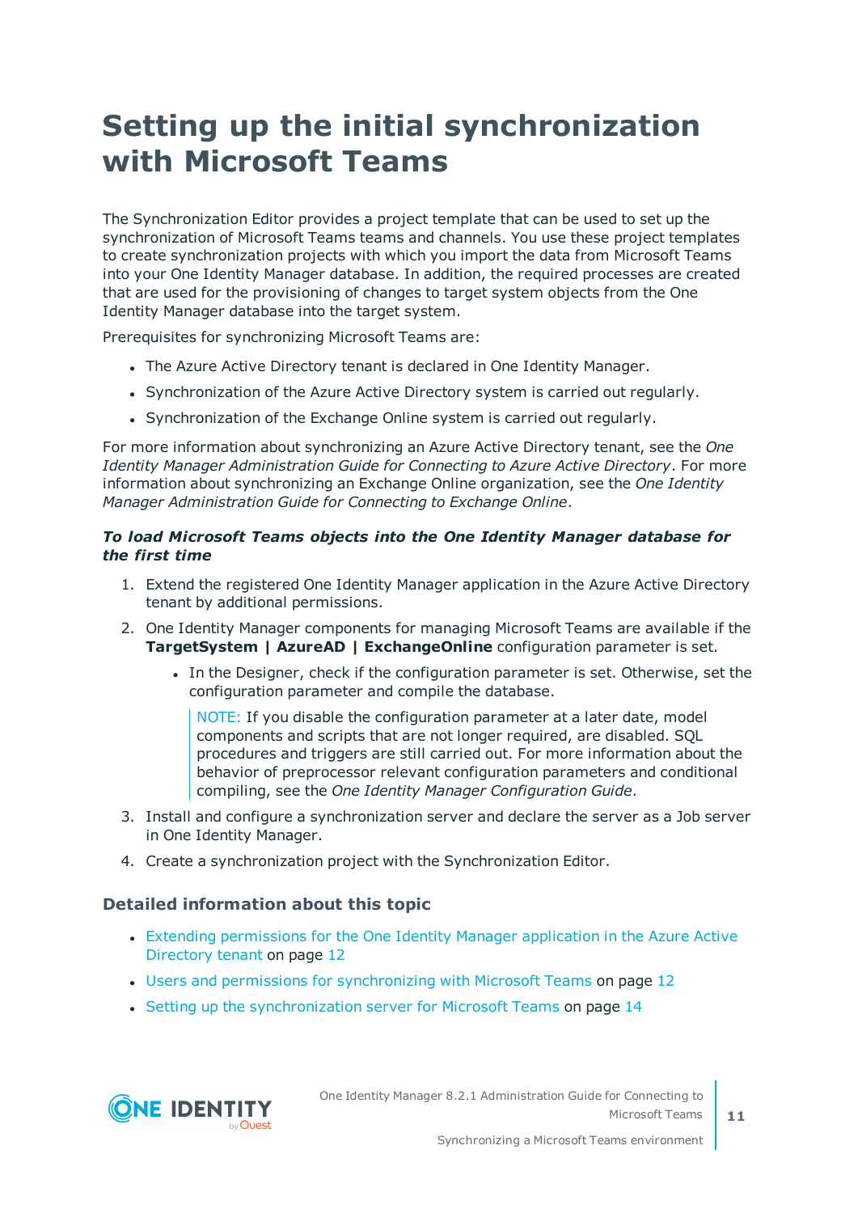# Setting up the initial synchronization with Microsoft Teams

The Synchronization Editor provides a project template that can be used to set up the synchronization of Microsoft Teams teams and channels. You use these project templates to create synchronization projects with which you import the data from Microsoft Teams into your One Identity Manager database. In addition, the required processes are created that are used for the provisioning of changes to target system objects from the One Identity Manager database into the target system.

Prerequisites for synchronizing Microsoft Teams are:

- The Azure Active Directory tenant is declared in One Identity Manager.
- Synchronization of the Azure Active Directory system is carried out regularly.
- Synchronization of the Exchange Online system is carried out regularly.

For more information about synchronizing an Azure Active Directory tenant, see the *One Identity Manager Administration Guide for Connecting to Azure Active Directory*. For more information about synchronizing an Exchange Online organization, see the *One Identity Manager Administration Guide for Connecting to Exchange Online*.

***To load Microsoft Teams objects into the One Identity Manager database for the first time***

1. Extend the registered One Identity Manager application in the Azure Active Directory tenant by additional permissions.
2. One Identity Manager components for managing Microsoft Teams are available if the **TargetSystem | AzureAD | ExchangeOnline** configuration parameter is set.
    - In the Designer, check if the configuration parameter is set. Otherwise, set the configuration parameter and compile the database.

      NOTE: If you disable the configuration parameter at a later date, model components and scripts that are not longer required, are disabled. SQL procedures and triggers are still carried out. For more information about the behavior of preprocessor relevant configuration parameters and conditional compiling, see the *One Identity Manager Configuration Guide*.
3. Install and configure a synchronization server and declare the server as a Job server in One Identity Manager.
4. Create a synchronization project with the Synchronization Editor.

### Detailed information about this topic

- Extending permissions for the One Identity Manager application in the Azure Active Directory tenant on page 12
- Users and permissions for synchronizing with Microsoft Teams on page 12
- Setting up the synchronization server for Microsoft Teams on page 14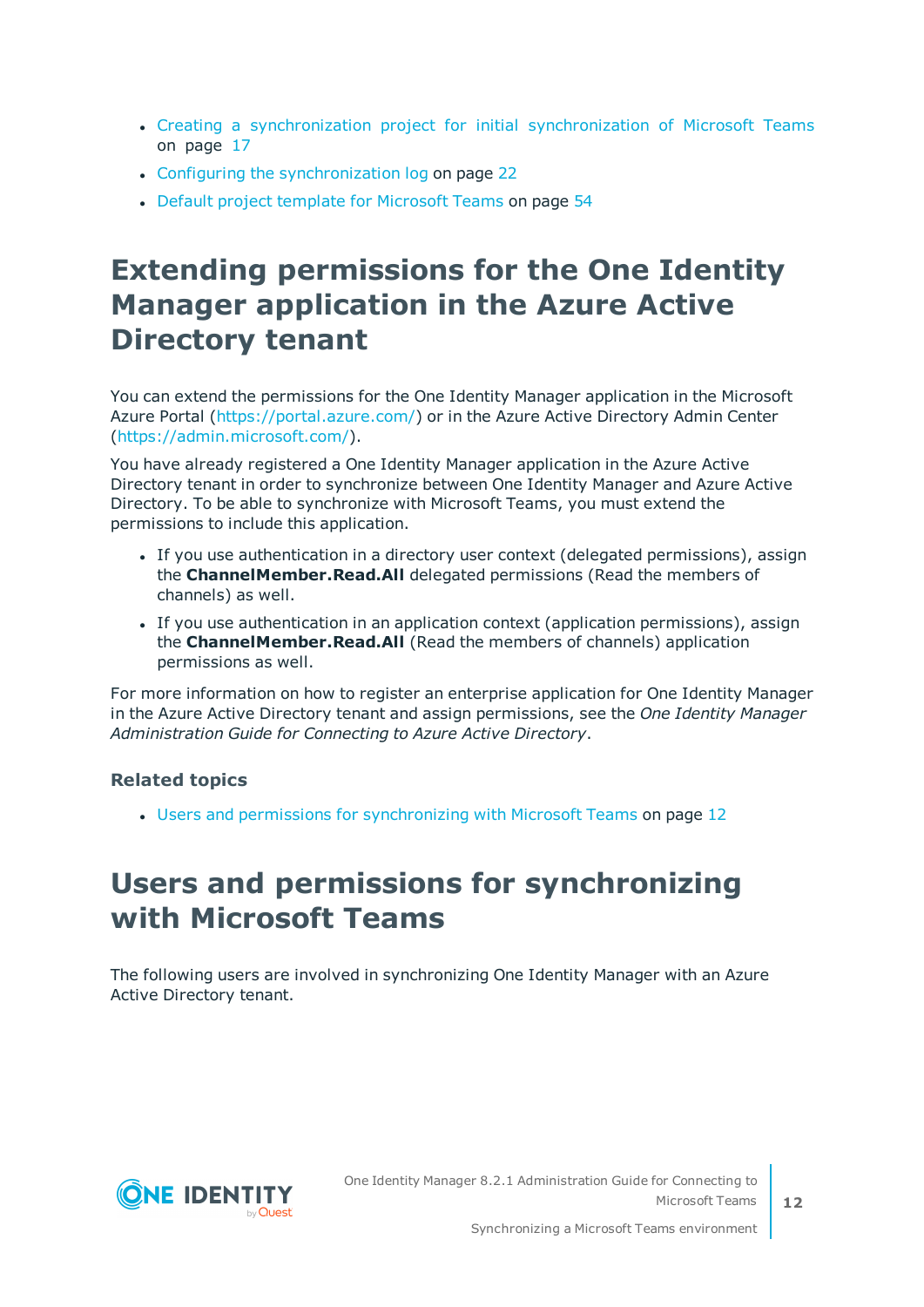- Creating a synchronization project for initial synchronization of Microsoft Teams on page 17
- Configuring the synchronization log on page 22
- Default project template for Microsoft Teams on page 54

# Extending permissions for the One Identity Manager application in the Azure Active Directory tenant

You can extend the permissions for the One Identity Manager application in the Microsoft Azure Portal (https://portal.azure.com/) or in the Azure Active Directory Admin Center (https://admin.microsoft.com/).

You have already registered a One Identity Manager application in the Azure Active Directory tenant in order to synchronize between One Identity Manager and Azure Active Directory. To be able to synchronize with Microsoft Teams, you must extend the permissions to include this application.

- If you use authentication in a directory user context (delegated permissions), assign the **ChannelMember.Read.All** delegated permissions (Read the members of channels) as well.
- If you use authentication in an application context (application permissions), assign the **ChannelMember.Read.All** (Read the members of channels) application permissions as well.

For more information on how to register an enterprise application for One Identity Manager in the Azure Active Directory tenant and assign permissions, see the *One Identity Manager Administration Guide for Connecting to Azure Active Directory*.

### Related topics

- Users and permissions for synchronizing with Microsoft Teams on page 12

# Users and permissions for synchronizing with Microsoft Teams

The following users are involved in synchronizing One Identity Manager with an Azure Active Directory tenant.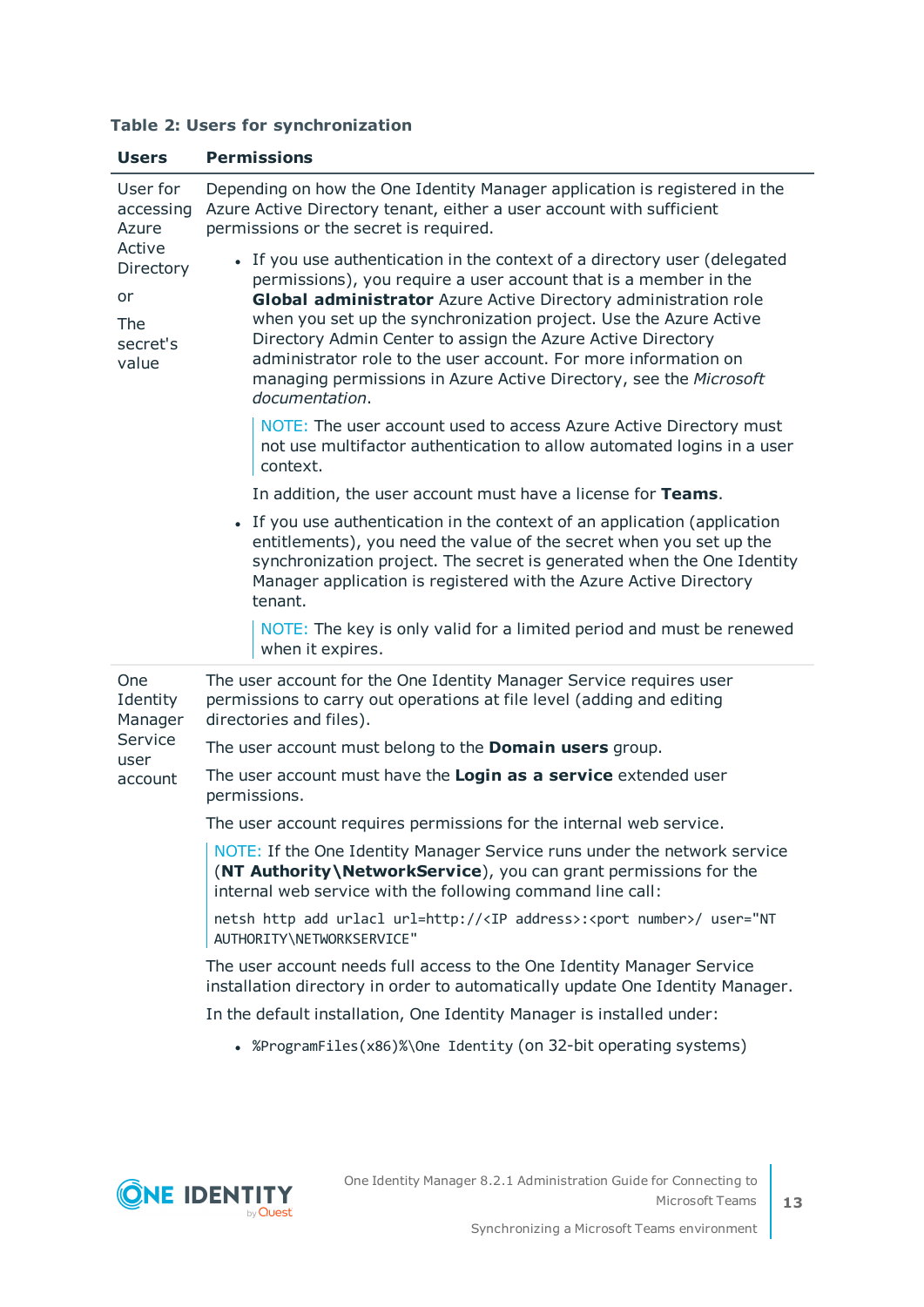**Table 2: Users for synchronization**

| Users | Permissions |
|---|---|
| User for accessing Azure Active Directory<br><br>or<br><br>The secret's value | Depending on how the One Identity Manager application is registered in the Azure Active Directory tenant, either a user account with sufficient permissions or the secret is required.<br><br>• If you use authentication in the context of a directory user (delegated permissions), you require a user account that is a member in the **Global administrator** Azure Active Directory administration role when you set up the synchronization project. Use the Azure Active Directory Admin Center to assign the Azure Active Directory administrator role to the user account. For more information on managing permissions in Azure Active Directory, see the *Microsoft documentation*.<br><br>NOTE: The user account used to access Azure Active Directory must not use multifactor authentication to allow automated logins in a user context.<br><br>In addition, the user account must have a license for **Teams**.<br><br>• If you use authentication in the context of an application (application entitlements), you need the value of the secret when you set up the synchronization project. The secret is generated when the One Identity Manager application is registered with the Azure Active Directory tenant.<br><br>NOTE: The key is only valid for a limited period and must be renewed when it expires. |
| One Identity Manager Service user account | The user account for the One Identity Manager Service requires user permissions to carry out operations at file level (adding and editing directories and files).<br><br>The user account must belong to the **Domain users** group.<br><br>The user account must have the **Login as a service** extended user permissions.<br><br>The user account requires permissions for the internal web service.<br><br>NOTE: If the One Identity Manager Service runs under the network service (**NT Authority\NetworkService**), you can grant permissions for the internal web service with the following command line call:<br><br>`netsh http add urlacl url=http://<IP address>:<port number>/ user="NT AUTHORITY\NETWORKSERVICE"`<br><br>The user account needs full access to the One Identity Manager Service installation directory in order to automatically update One Identity Manager.<br><br>In the default installation, One Identity Manager is installed under:<br><br>• `%ProgramFiles(x86)%\One Identity` (on 32-bit operating systems) |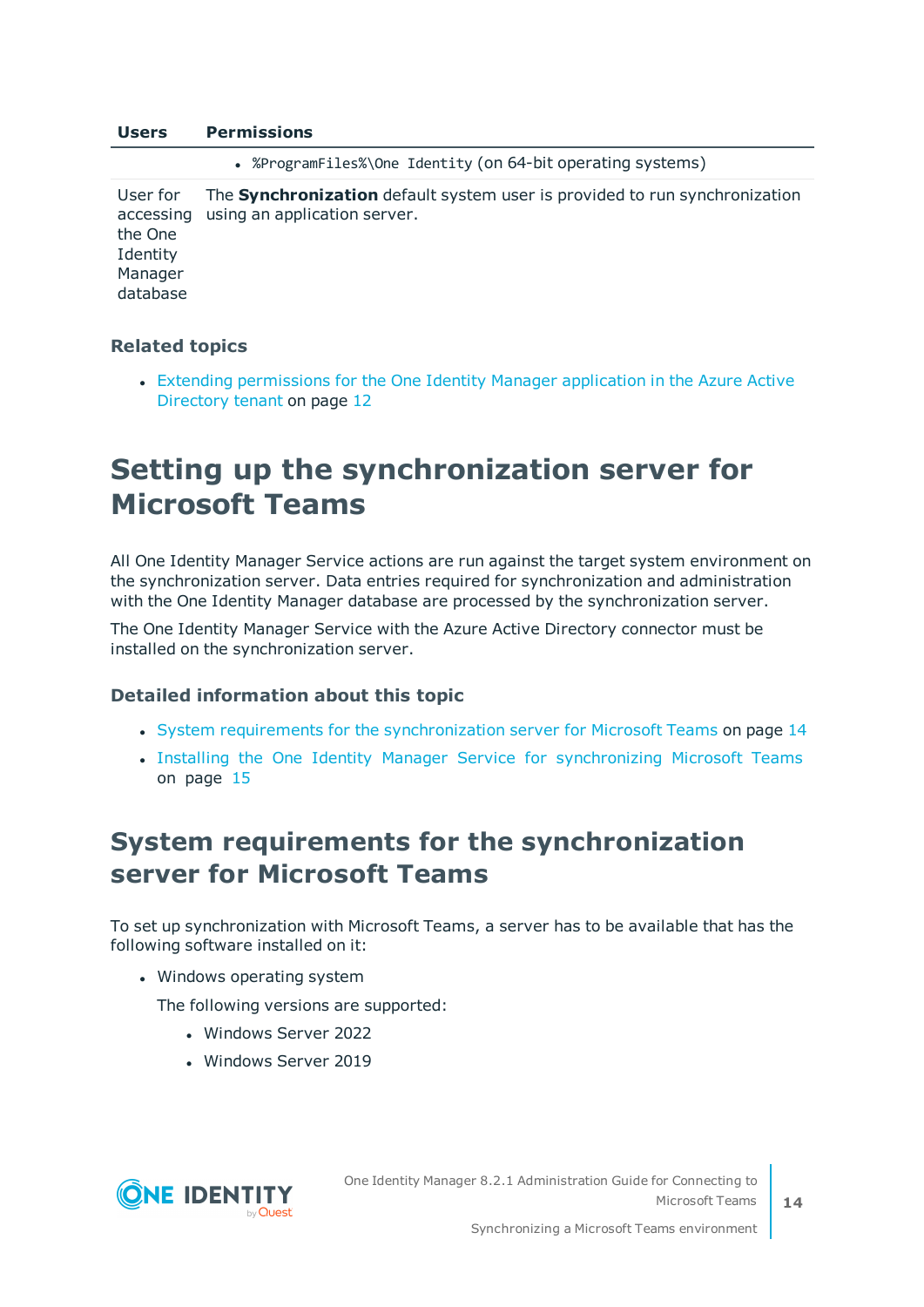| Users | Permissions |
| --- | --- |
| | • `%ProgramFiles%\One Identity` (on 64-bit operating systems) |
| User for accessing the One Identity Manager database | The **Synchronization** default system user is provided to run synchronization using an application server. |

### Related topics

- Extending permissions for the One Identity Manager application in the Azure Active Directory tenant on page 12

## Setting up the synchronization server for Microsoft Teams

All One Identity Manager Service actions are run against the target system environment on the synchronization server. Data entries required for synchronization and administration with the One Identity Manager database are processed by the synchronization server.

The One Identity Manager Service with the Azure Active Directory connector must be installed on the synchronization server.

### Detailed information about this topic

- System requirements for the synchronization server for Microsoft Teams on page 14
- Installing the One Identity Manager Service for synchronizing Microsoft Teams on page 15

## System requirements for the synchronization server for Microsoft Teams

To set up synchronization with Microsoft Teams, a server has to be available that has the following software installed on it:

- Windows operating system

  The following versions are supported:

  - Windows Server 2022
  - Windows Server 2019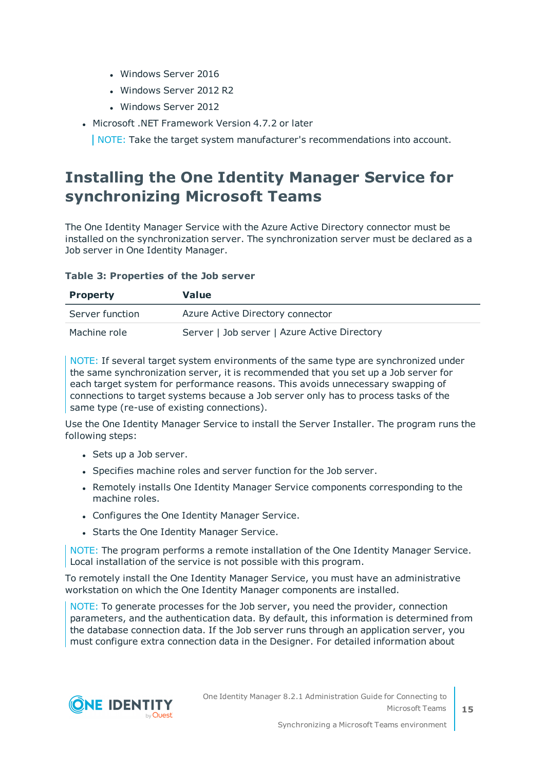- Windows Server 2016
- Windows Server 2012 R2
- Windows Server 2012
- Microsoft .NET Framework Version 4.7.2 or later

NOTE: Take the target system manufacturer's recommendations into account.

## Installing the One Identity Manager Service for synchronizing Microsoft Teams

The One Identity Manager Service with the Azure Active Directory connector must be installed on the synchronization server. The synchronization server must be declared as a Job server in One Identity Manager.

**Table 3: Properties of the Job server**

| Property | Value |
| --- | --- |
| Server function | Azure Active Directory connector |
| Machine role | Server \| Job server \| Azure Active Directory |

NOTE: If several target system environments of the same type are synchronized under the same synchronization server, it is recommended that you set up a Job server for each target system for performance reasons. This avoids unnecessary swapping of connections to target systems because a Job server only has to process tasks of the same type (re-use of existing connections).

Use the One Identity Manager Service to install the Server Installer. The program runs the following steps:

- Sets up a Job server.
- Specifies machine roles and server function for the Job server.
- Remotely installs One Identity Manager Service components corresponding to the machine roles.
- Configures the One Identity Manager Service.
- Starts the One Identity Manager Service.

NOTE: The program performs a remote installation of the One Identity Manager Service. Local installation of the service is not possible with this program.

To remotely install the One Identity Manager Service, you must have an administrative workstation on which the One Identity Manager components are installed.

NOTE: To generate processes for the Job server, you need the provider, connection parameters, and the authentication data. By default, this information is determined from the database connection data. If the Job server runs through an application server, you must configure extra connection data in the Designer. For detailed information about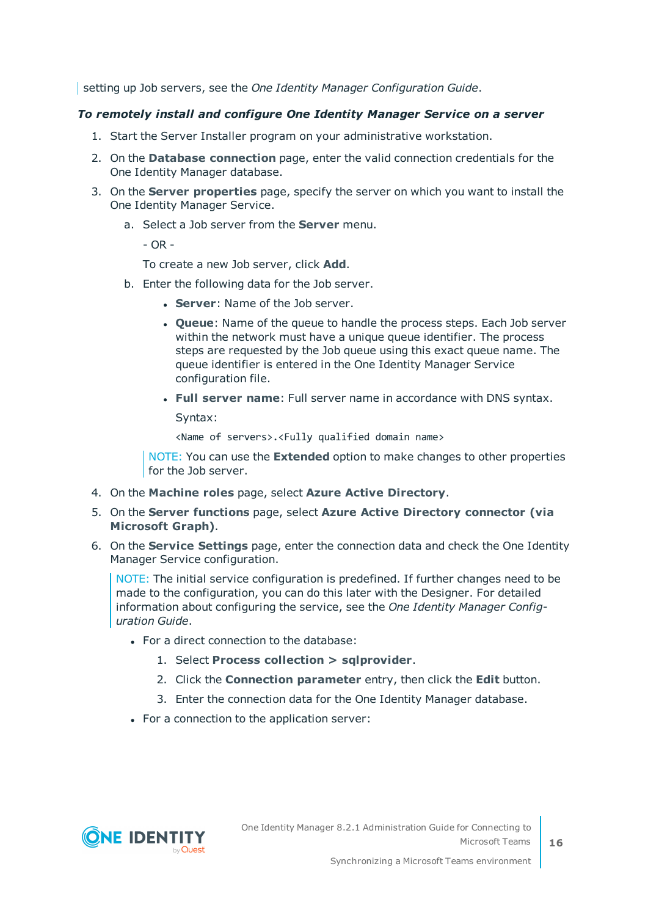setting up Job servers, see the *One Identity Manager Configuration Guide*.

***To remotely install and configure One Identity Manager Service on a server***

1. Start the Server Installer program on your administrative workstation.
2. On the **Database connection** page, enter the valid connection credentials for the One Identity Manager database.
3. On the **Server properties** page, specify the server on which you want to install the One Identity Manager Service.
    a. Select a Job server from the **Server** menu.

       - OR -

       To create a new Job server, click **Add**.
    b. Enter the following data for the Job server.
        - **Server**: Name of the Job server.
        - **Queue**: Name of the queue to handle the process steps. Each Job server within the network must have a unique queue identifier. The process steps are requested by the Job queue using this exact queue name. The queue identifier is entered in the One Identity Manager Service configuration file.
        - **Full server name**: Full server name in accordance with DNS syntax.

          Syntax:

          ```
          <Name of servers>.<Fully qualified domain name>
          ```

    NOTE: You can use the **Extended** option to make changes to other properties for the Job server.
4. On the **Machine roles** page, select **Azure Active Directory**.
5. On the **Server functions** page, select **Azure Active Directory connector (via Microsoft Graph)**.
6. On the **Service Settings** page, enter the connection data and check the One Identity Manager Service configuration.

   NOTE: The initial service configuration is predefined. If further changes need to be made to the configuration, you can do this later with the Designer. For detailed information about configuring the service, see the *One Identity Manager Configuration Guide*.

    - For a direct connection to the database:
        1. Select **Process collection > sqlprovider**.
        2. Click the **Connection parameter** entry, then click the **Edit** button.
        3. Enter the connection data for the One Identity Manager database.
    - For a connection to the application server: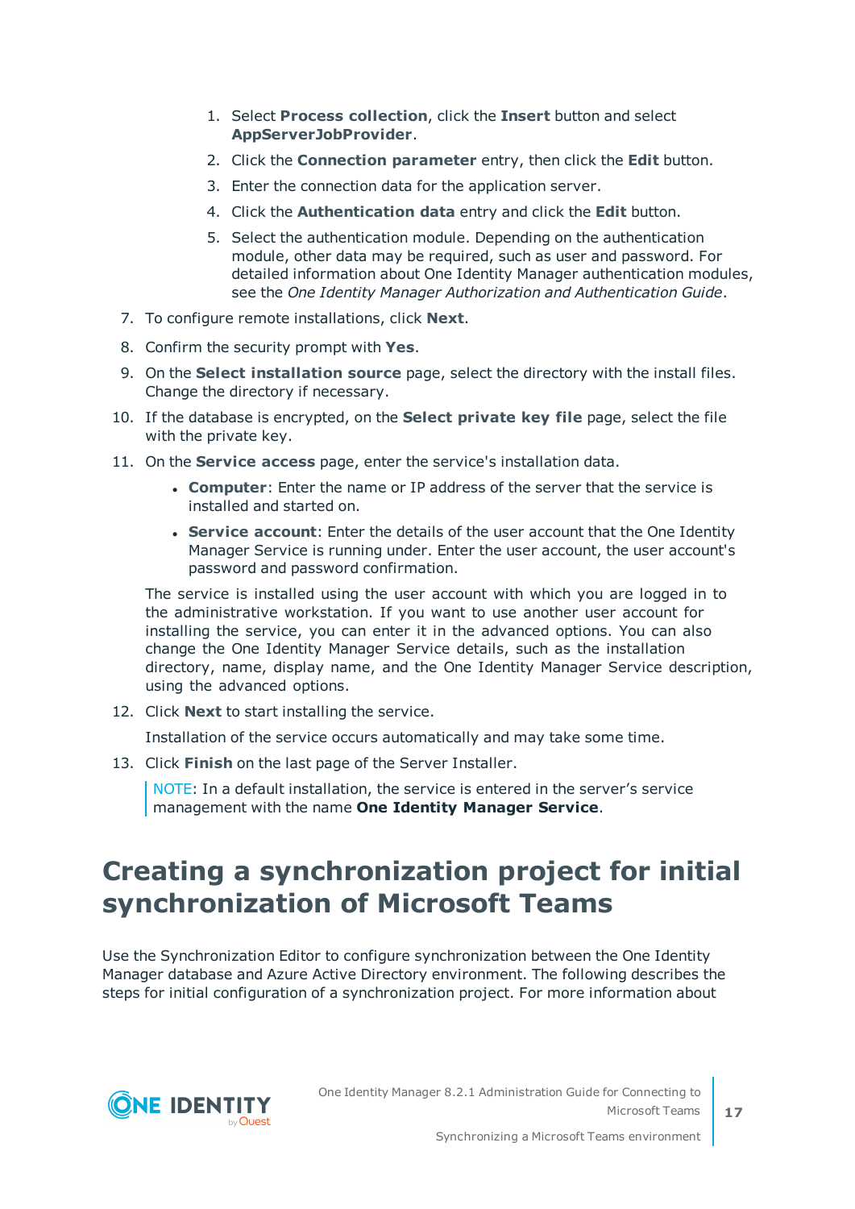1. Select **Process collection**, click the **Insert** button and select **AppServerJobProvider**.
2. Click the **Connection parameter** entry, then click the **Edit** button.
3. Enter the connection data for the application server.
4. Click the **Authentication data** entry and click the **Edit** button.
5. Select the authentication module. Depending on the authentication module, other data may be required, such as user and password. For detailed information about One Identity Manager authentication modules, see the *One Identity Manager Authorization and Authentication Guide*.

7. To configure remote installations, click **Next**.
8. Confirm the security prompt with **Yes**.
9. On the **Select installation source** page, select the directory with the install files. Change the directory if necessary.
10. If the database is encrypted, on the **Select private key file** page, select the file with the private key.
11. On the **Service access** page, enter the service's installation data.

    - **Computer**: Enter the name or IP address of the server that the service is installed and started on.
    - **Service account**: Enter the details of the user account that the One Identity Manager Service is running under. Enter the user account, the user account's password and password confirmation.

    The service is installed using the user account with which you are logged in to the administrative workstation. If you want to use another user account for installing the service, you can enter it in the advanced options. You can also change the One Identity Manager Service details, such as the installation directory, name, display name, and the One Identity Manager Service description, using the advanced options.

12. Click **Next** to start installing the service.

    Installation of the service occurs automatically and may take some time.

13. Click **Finish** on the last page of the Server Installer.

    NOTE: In a default installation, the service is entered in the server's service management with the name **One Identity Manager Service**.

# Creating a synchronization project for initial synchronization of Microsoft Teams

Use the Synchronization Editor to configure synchronization between the One Identity Manager database and Azure Active Directory environment. The following describes the steps for initial configuration of a synchronization project. For more information about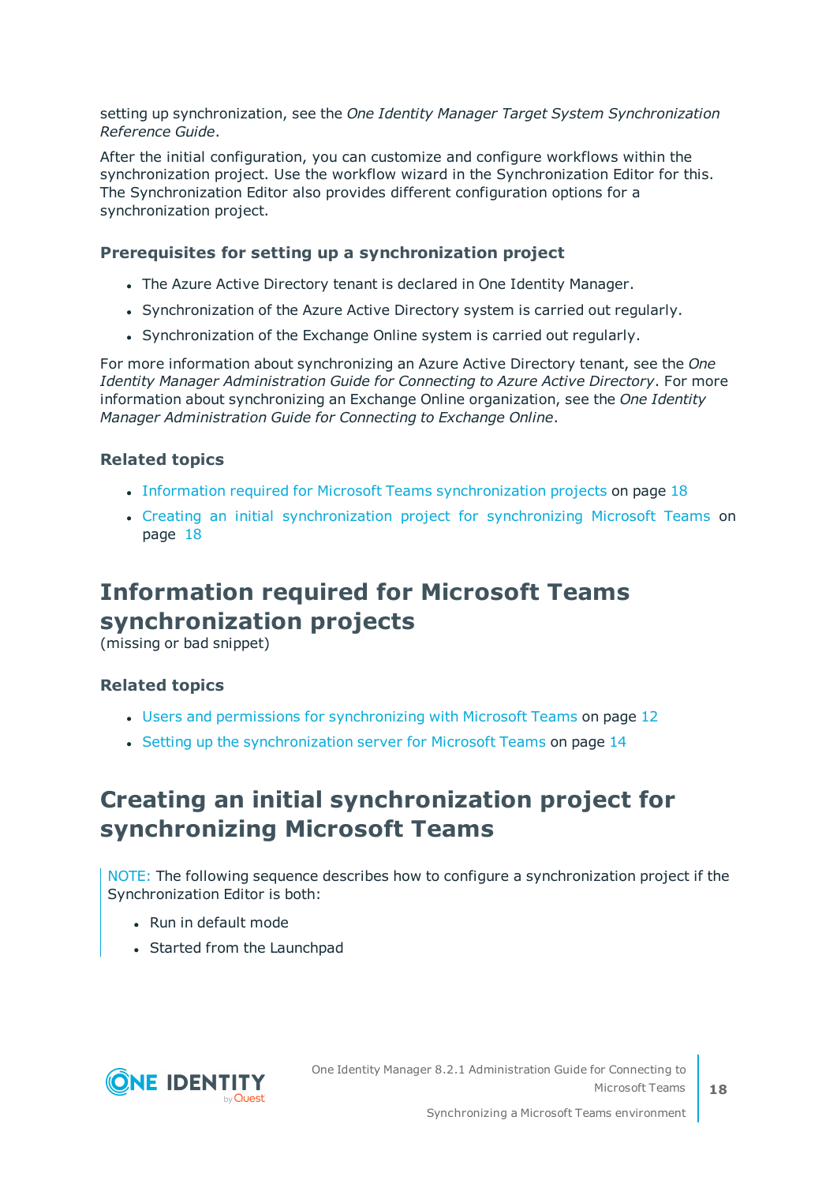setting up synchronization, see the *One Identity Manager Target System Synchronization Reference Guide*.

After the initial configuration, you can customize and configure workflows within the synchronization project. Use the workflow wizard in the Synchronization Editor for this. The Synchronization Editor also provides different configuration options for a synchronization project.

### Prerequisites for setting up a synchronization project

- The Azure Active Directory tenant is declared in One Identity Manager.
- Synchronization of the Azure Active Directory system is carried out regularly.
- Synchronization of the Exchange Online system is carried out regularly.

For more information about synchronizing an Azure Active Directory tenant, see the *One Identity Manager Administration Guide for Connecting to Azure Active Directory*. For more information about synchronizing an Exchange Online organization, see the *One Identity Manager Administration Guide for Connecting to Exchange Online*.

### Related topics

- Information required for Microsoft Teams synchronization projects on page 18
- Creating an initial synchronization project for synchronizing Microsoft Teams on page 18

## Information required for Microsoft Teams synchronization projects

(missing or bad snippet)

### Related topics

- Users and permissions for synchronizing with Microsoft Teams on page 12
- Setting up the synchronization server for Microsoft Teams on page 14

## Creating an initial synchronization project for synchronizing Microsoft Teams

NOTE: The following sequence describes how to configure a synchronization project if the Synchronization Editor is both:

- Run in default mode
- Started from the Launchpad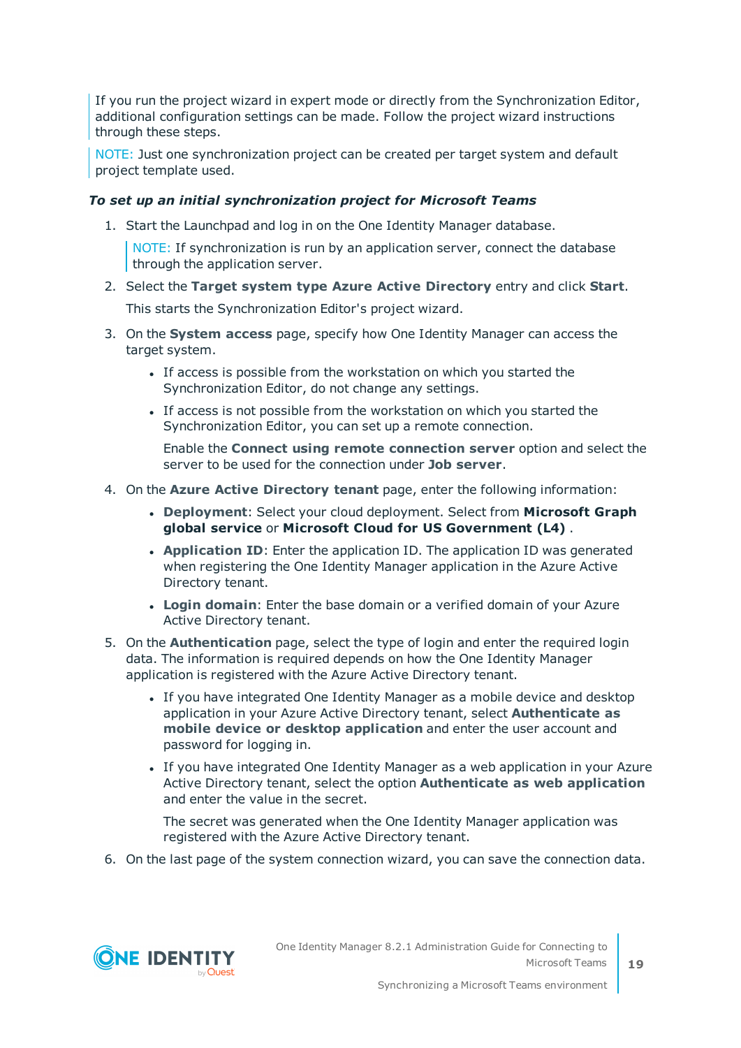If you run the project wizard in expert mode or directly from the Synchronization Editor, additional configuration settings can be made. Follow the project wizard instructions through these steps.

NOTE: Just one synchronization project can be created per target system and default project template used.

***To set up an initial synchronization project for Microsoft Teams***

1. Start the Launchpad and log in on the One Identity Manager database.

   NOTE: If synchronization is run by an application server, connect the database through the application server.

2. Select the **Target system type Azure Active Directory** entry and click **Start**.

   This starts the Synchronization Editor's project wizard.

3. On the **System access** page, specify how One Identity Manager can access the target system.

   - If access is possible from the workstation on which you started the Synchronization Editor, do not change any settings.
   - If access is not possible from the workstation on which you started the Synchronization Editor, you can set up a remote connection.

     Enable the **Connect using remote connection server** option and select the server to be used for the connection under **Job server**.

4. On the **Azure Active Directory tenant** page, enter the following information:

   - **Deployment**: Select your cloud deployment. Select from **Microsoft Graph global service** or **Microsoft Cloud for US Government (L4)** .
   - **Application ID**: Enter the application ID. The application ID was generated when registering the One Identity Manager application in the Azure Active Directory tenant.
   - **Login domain**: Enter the base domain or a verified domain of your Azure Active Directory tenant.

5. On the **Authentication** page, select the type of login and enter the required login data. The information is required depends on how the One Identity Manager application is registered with the Azure Active Directory tenant.

   - If you have integrated One Identity Manager as a mobile device and desktop application in your Azure Active Directory tenant, select **Authenticate as mobile device or desktop application** and enter the user account and password for logging in.
   - If you have integrated One Identity Manager as a web application in your Azure Active Directory tenant, select the option **Authenticate as web application** and enter the value in the secret.

     The secret was generated when the One Identity Manager application was registered with the Azure Active Directory tenant.

6. On the last page of the system connection wizard, you can save the connection data.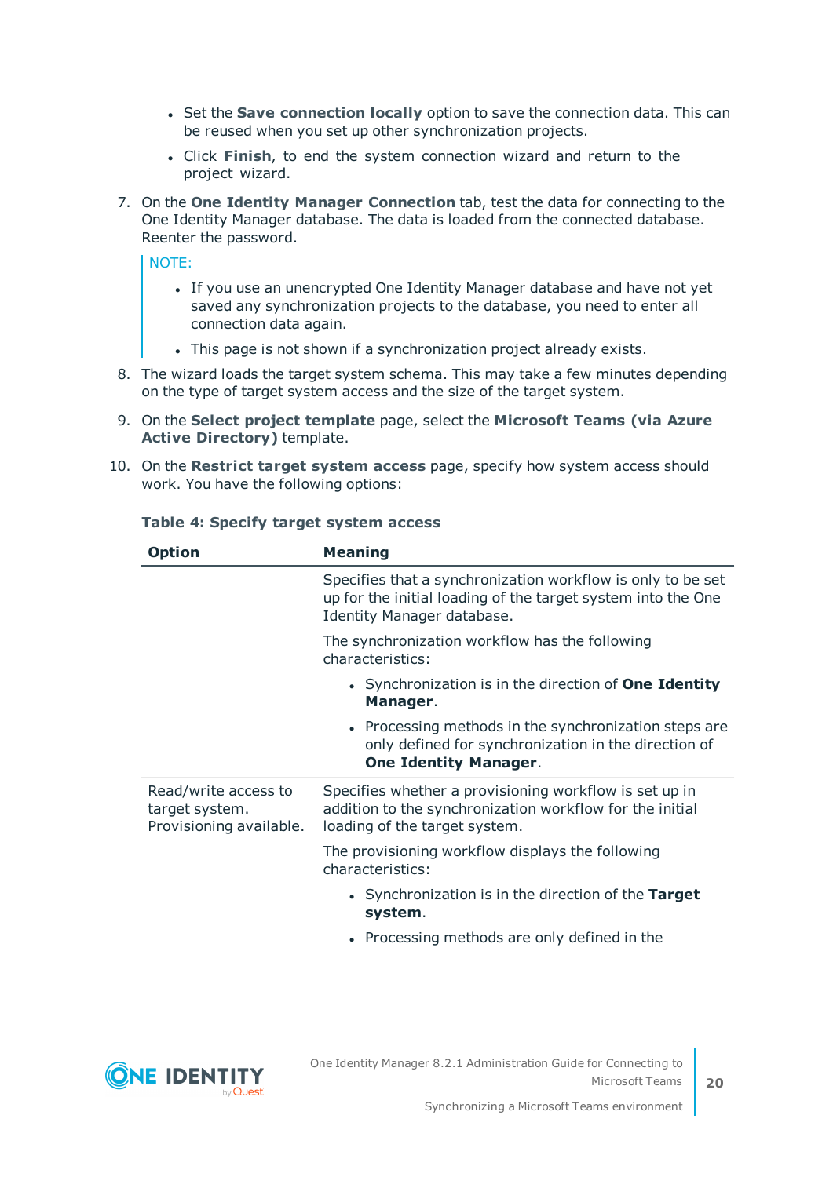- Set the **Save connection locally** option to save the connection data. This can be reused when you set up other synchronization projects.
- Click **Finish**, to end the system connection wizard and return to the project wizard.

7. On the **One Identity Manager Connection** tab, test the data for connecting to the One Identity Manager database. The data is loaded from the connected database. Reenter the password.

   NOTE:

   - If you use an unencrypted One Identity Manager database and have not yet saved any synchronization projects to the database, you need to enter all connection data again.
   - This page is not shown if a synchronization project already exists.

8. The wizard loads the target system schema. This may take a few minutes depending on the type of target system access and the size of the target system.
9. On the **Select project template** page, select the **Microsoft Teams (via Azure Active Directory)** template.
10. On the **Restrict target system access** page, specify how system access should work. You have the following options:

**Table 4: Specify target system access**

| Option | Meaning |
|---|---|
| | Specifies that a synchronization workflow is only to be set up for the initial loading of the target system into the One Identity Manager database.<br><br>The synchronization workflow has the following characteristics:<br><br>• Synchronization is in the direction of **One Identity Manager**.<br>• Processing methods in the synchronization steps are only defined for synchronization in the direction of **One Identity Manager**. |
| Read/write access to target system. Provisioning available. | Specifies whether a provisioning workflow is set up in addition to the synchronization workflow for the initial loading of the target system.<br><br>The provisioning workflow displays the following characteristics:<br><br>• Synchronization is in the direction of the **Target system**.<br>• Processing methods are only defined in the |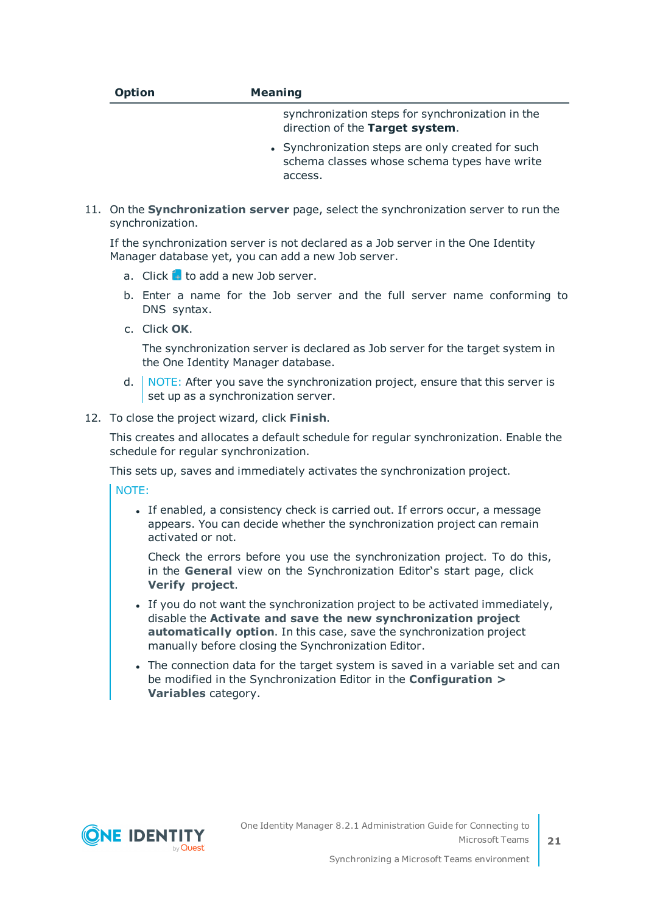| Option | Meaning |
|---|---|
| | synchronization steps for synchronization in the direction of the **Target system**.<br>• Synchronization steps are only created for such schema classes whose schema types have write access. |

11. On the **Synchronization server** page, select the synchronization server to run the synchronization.

    If the synchronization server is not declared as a Job server in the One Identity Manager database yet, you can add a new Job server.

    a. Click  to add a new Job server.

    b. Enter a name for the Job server and the full server name conforming to DNS syntax.

    c. Click **OK**.

    The synchronization server is declared as Job server for the target system in the One Identity Manager database.

    d. NOTE: After you save the synchronization project, ensure that this server is set up as a synchronization server.

12. To close the project wizard, click **Finish**.

    This creates and allocates a default schedule for regular synchronization. Enable the schedule for regular synchronization.

    This sets up, saves and immediately activates the synchronization project.

    NOTE:

    - If enabled, a consistency check is carried out. If errors occur, a message appears. You can decide whether the synchronization project can remain activated or not.

      Check the errors before you use the synchronization project. To do this, in the **General** view on the Synchronization Editor's start page, click **Verify project**.

    - If you do not want the synchronization project to be activated immediately, disable the **Activate and save the new synchronization project automatically option**. In this case, save the synchronization project manually before closing the Synchronization Editor.
    - The connection data for the target system is saved in a variable set and can be modified in the Synchronization Editor in the **Configuration > Variables** category.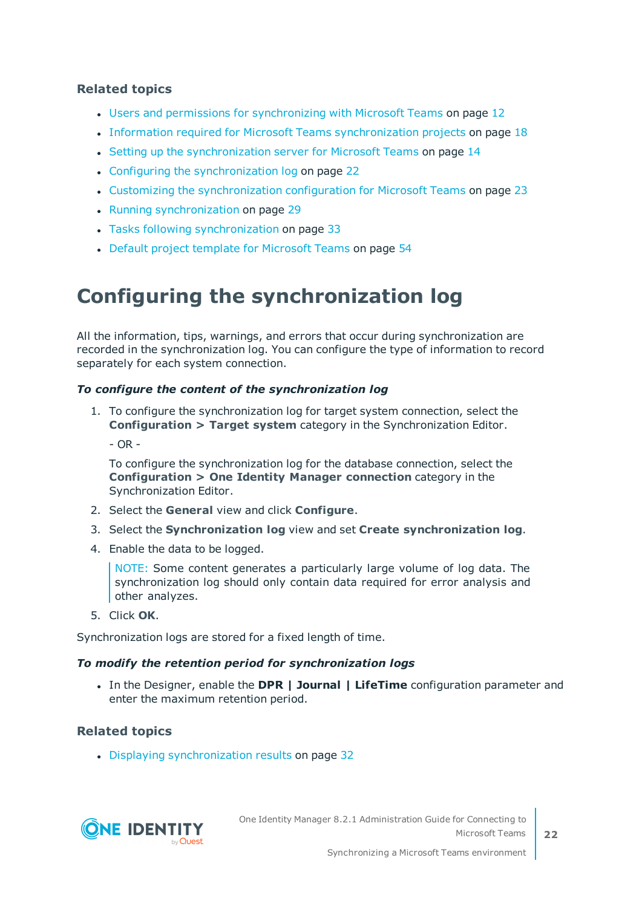### Related topics

- Users and permissions for synchronizing with Microsoft Teams on page 12
- Information required for Microsoft Teams synchronization projects on page 18
- Setting up the synchronization server for Microsoft Teams on page 14
- Configuring the synchronization log on page 22
- Customizing the synchronization configuration for Microsoft Teams on page 23
- Running synchronization on page 29
- Tasks following synchronization on page 33
- Default project template for Microsoft Teams on page 54

# Configuring the synchronization log

All the information, tips, warnings, and errors that occur during synchronization are recorded in the synchronization log. You can configure the type of information to record separately for each system connection.

***To configure the content of the synchronization log***

1. To configure the synchronization log for target system connection, select the **Configuration > Target system** category in the Synchronization Editor.

   - OR -

   To configure the synchronization log for the database connection, select the **Configuration > One Identity Manager connection** category in the Synchronization Editor.
2. Select the **General** view and click **Configure**.
3. Select the **Synchronization log** view and set **Create synchronization log**.
4. Enable the data to be logged.

   NOTE: Some content generates a particularly large volume of log data. The synchronization log should only contain data required for error analysis and other analyzes.
5. Click **OK**.

Synchronization logs are stored for a fixed length of time.

***To modify the retention period for synchronization logs***

- In the Designer, enable the **DPR | Journal | LifeTime** configuration parameter and enter the maximum retention period.

### Related topics

- Displaying synchronization results on page 32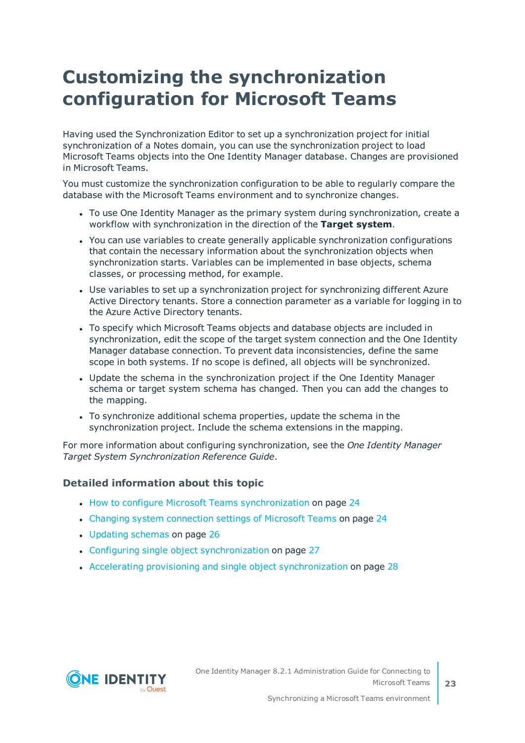# Customizing the synchronization configuration for Microsoft Teams

Having used the Synchronization Editor to set up a synchronization project for initial synchronization of a Notes domain, you can use the synchronization project to load Microsoft Teams objects into the One Identity Manager database. Changes are provisioned in Microsoft Teams.

You must customize the synchronization configuration to be able to regularly compare the database with the Microsoft Teams environment and to synchronize changes.

- To use One Identity Manager as the primary system during synchronization, create a workflow with synchronization in the direction of the **Target system**.
- You can use variables to create generally applicable synchronization configurations that contain the necessary information about the synchronization objects when synchronization starts. Variables can be implemented in base objects, schema classes, or processing method, for example.
- Use variables to set up a synchronization project for synchronizing different Azure Active Directory tenants. Store a connection parameter as a variable for logging in to the Azure Active Directory tenants.
- To specify which Microsoft Teams objects and database objects are included in synchronization, edit the scope of the target system connection and the One Identity Manager database connection. To prevent data inconsistencies, define the same scope in both systems. If no scope is defined, all objects will be synchronized.
- Update the schema in the synchronization project if the One Identity Manager schema or target system schema has changed. Then you can add the changes to the mapping.
- To synchronize additional schema properties, update the schema in the synchronization project. Include the schema extensions in the mapping.

For more information about configuring synchronization, see the *One Identity Manager Target System Synchronization Reference Guide*.

### Detailed information about this topic

- How to configure Microsoft Teams synchronization on page 24
- Changing system connection settings of Microsoft Teams on page 24
- Updating schemas on page 26
- Configuring single object synchronization on page 27
- Accelerating provisioning and single object synchronization on page 28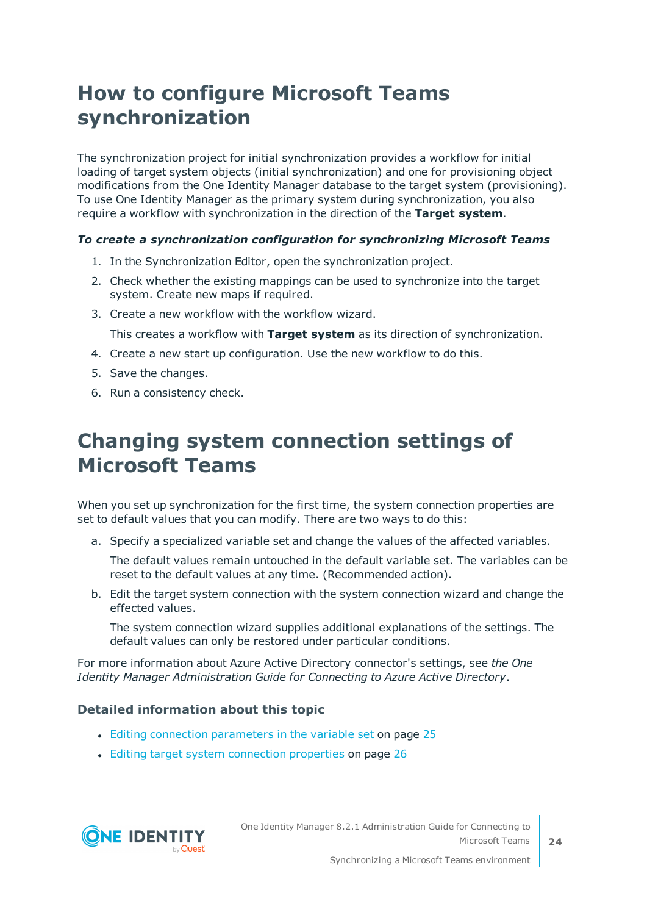# How to configure Microsoft Teams synchronization

The synchronization project for initial synchronization provides a workflow for initial loading of target system objects (initial synchronization) and one for provisioning object modifications from the One Identity Manager database to the target system (provisioning). To use One Identity Manager as the primary system during synchronization, you also require a workflow with synchronization in the direction of the **Target system**.

***To create a synchronization configuration for synchronizing Microsoft Teams***

1. In the Synchronization Editor, open the synchronization project.
2. Check whether the existing mappings can be used to synchronize into the target system. Create new maps if required.
3. Create a new workflow with the workflow wizard.

   This creates a workflow with **Target system** as its direction of synchronization.
4. Create a new start up configuration. Use the new workflow to do this.
5. Save the changes.
6. Run a consistency check.

# Changing system connection settings of Microsoft Teams

When you set up synchronization for the first time, the system connection properties are set to default values that you can modify. There are two ways to do this:

a. Specify a specialized variable set and change the values of the affected variables.

   The default values remain untouched in the default variable set. The variables can be reset to the default values at any time. (Recommended action).

b. Edit the target system connection with the system connection wizard and change the effected values.

   The system connection wizard supplies additional explanations of the settings. The default values can only be restored under particular conditions.

For more information about Azure Active Directory connector's settings, see *the One Identity Manager Administration Guide for Connecting to Azure Active Directory*.

### Detailed information about this topic

- Editing connection parameters in the variable set on page 25
- Editing target system connection properties on page 26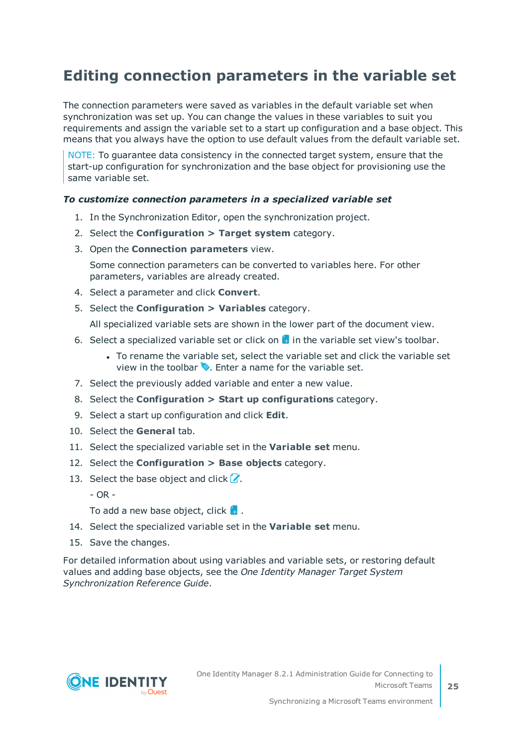## Editing connection parameters in the variable set

The connection parameters were saved as variables in the default variable set when synchronization was set up. You can change the values in these variables to suit you requirements and assign the variable set to a start up configuration and a base object. This means that you always have the option to use default values from the default variable set.

NOTE: To guarantee data consistency in the connected target system, ensure that the start-up configuration for synchronization and the base object for provisioning use the same variable set.

***To customize connection parameters in a specialized variable set***

1. In the Synchronization Editor, open the synchronization project.
2. Select the **Configuration > Target system** category.
3. Open the **Connection parameters** view.

   Some connection parameters can be converted to variables here. For other parameters, variables are already created.
4. Select a parameter and click **Convert**.
5. Select the **Configuration > Variables** category.

   All specialized variable sets are shown in the lower part of the document view.
6. Select a specialized variable set or click on in the variable set view's toolbar.
   - To rename the variable set, select the variable set and click the variable set view in the toolbar . Enter a name for the variable set.
7. Select the previously added variable and enter a new value.
8. Select the **Configuration > Start up configurations** category.
9. Select a start up configuration and click **Edit**.
10. Select the **General** tab.
11. Select the specialized variable set in the **Variable set** menu.
12. Select the **Configuration > Base objects** category.
13. Select the base object and click .

    - OR -

    To add a new base object, click .
14. Select the specialized variable set in the **Variable set** menu.
15. Save the changes.

For detailed information about using variables and variable sets, or restoring default values and adding base objects, see the *One Identity Manager Target System Synchronization Reference Guide*.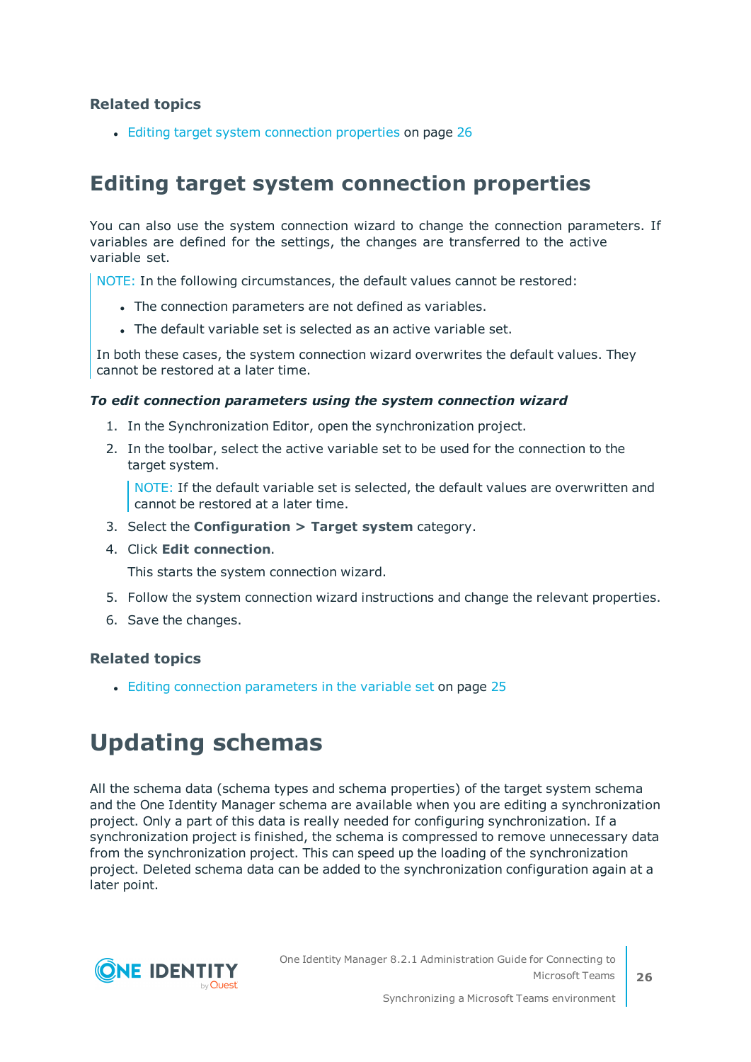### Related topics

- Editing target system connection properties on page 26

## Editing target system connection properties

You can also use the system connection wizard to change the connection parameters. If variables are defined for the settings, the changes are transferred to the active variable set.

> NOTE: In the following circumstances, the default values cannot be restored:
>
> - The connection parameters are not defined as variables.
> - The default variable set is selected as an active variable set.
>
> In both these cases, the system connection wizard overwrites the default values. They cannot be restored at a later time.

***To edit connection parameters using the system connection wizard***

1. In the Synchronization Editor, open the synchronization project.
2. In the toolbar, select the active variable set to be used for the connection to the target system.

   > NOTE: If the default variable set is selected, the default values are overwritten and cannot be restored at a later time.

3. Select the **Configuration > Target system** category.
4. Click **Edit connection**.

   This starts the system connection wizard.

5. Follow the system connection wizard instructions and change the relevant properties.
6. Save the changes.

### Related topics

- Editing connection parameters in the variable set on page 25

# Updating schemas

All the schema data (schema types and schema properties) of the target system schema and the One Identity Manager schema are available when you are editing a synchronization project. Only a part of this data is really needed for configuring synchronization. If a synchronization project is finished, the schema is compressed to remove unnecessary data from the synchronization project. This can speed up the loading of the synchronization project. Deleted schema data can be added to the synchronization configuration again at a later point.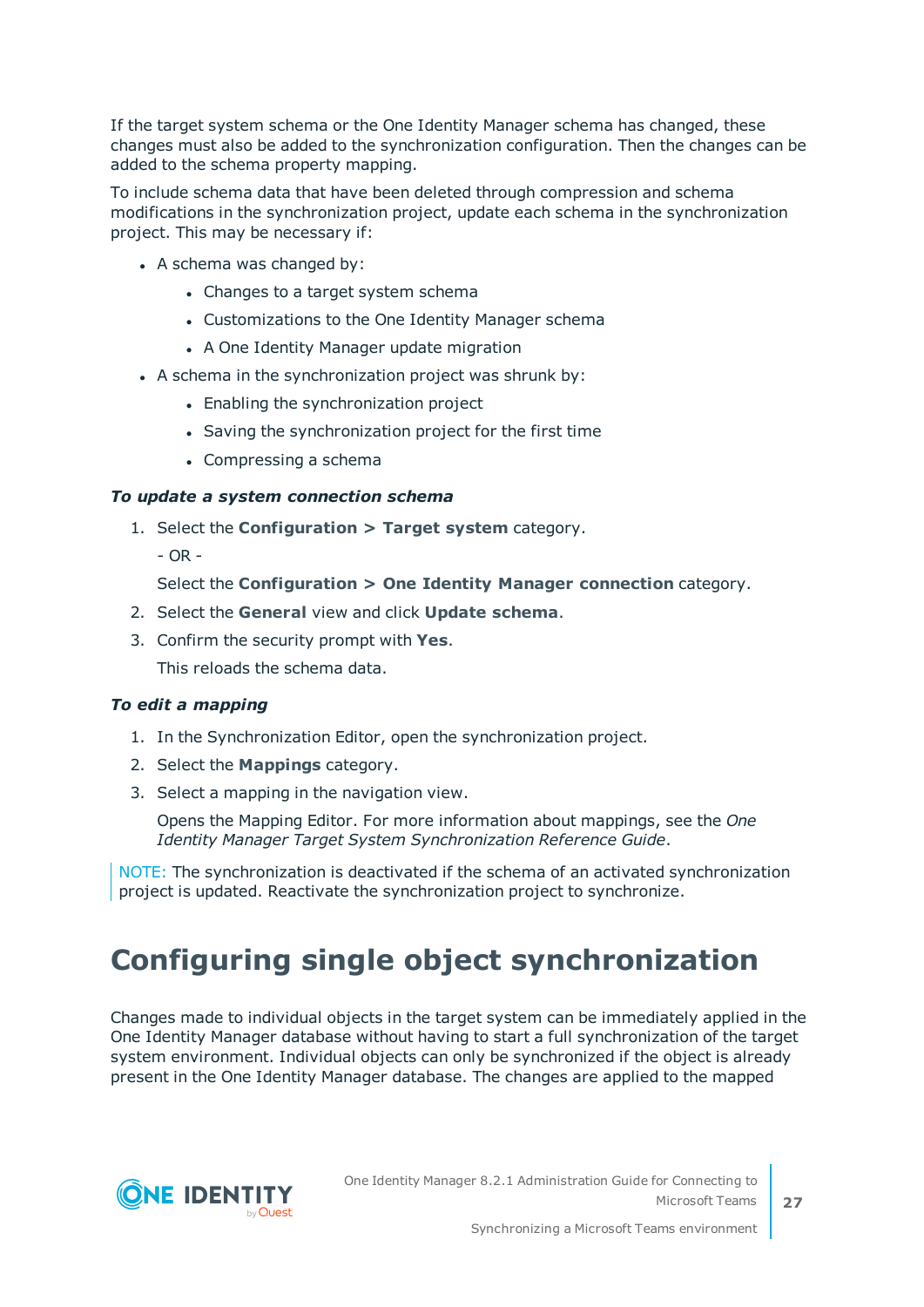If the target system schema or the One Identity Manager schema has changed, these changes must also be added to the synchronization configuration. Then the changes can be added to the schema property mapping.

To include schema data that have been deleted through compression and schema modifications in the synchronization project, update each schema in the synchronization project. This may be necessary if:

- A schema was changed by:
  - Changes to a target system schema
  - Customizations to the One Identity Manager schema
  - A One Identity Manager update migration
- A schema in the synchronization project was shrunk by:
  - Enabling the synchronization project
  - Saving the synchronization project for the first time
  - Compressing a schema

***To update a system connection schema***

1. Select the **Configuration > Target system** category.

   - OR -

   Select the **Configuration > One Identity Manager connection** category.
2. Select the **General** view and click **Update schema**.
3. Confirm the security prompt with **Yes**.

   This reloads the schema data.

***To edit a mapping***

1. In the Synchronization Editor, open the synchronization project.
2. Select the **Mappings** category.
3. Select a mapping in the navigation view.

   Opens the Mapping Editor. For more information about mappings, see the *One Identity Manager Target System Synchronization Reference Guide*.

NOTE: The synchronization is deactivated if the schema of an activated synchronization project is updated. Reactivate the synchronization project to synchronize.

# Configuring single object synchronization

Changes made to individual objects in the target system can be immediately applied in the One Identity Manager database without having to start a full synchronization of the target system environment. Individual objects can only be synchronized if the object is already present in the One Identity Manager database. The changes are applied to the mapped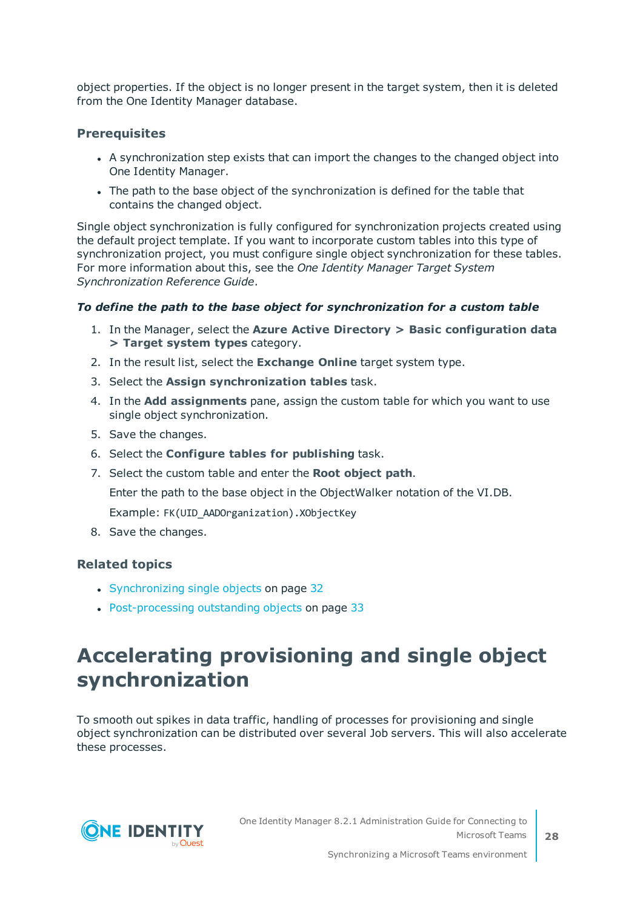object properties. If the object is no longer present in the target system, then it is deleted from the One Identity Manager database.

### Prerequisites

- A synchronization step exists that can import the changes to the changed object into One Identity Manager.
- The path to the base object of the synchronization is defined for the table that contains the changed object.

Single object synchronization is fully configured for synchronization projects created using the default project template. If you want to incorporate custom tables into this type of synchronization project, you must configure single object synchronization for these tables. For more information about this, see the *One Identity Manager Target System Synchronization Reference Guide*.

***To define the path to the base object for synchronization for a custom table***

1. In the Manager, select the **Azure Active Directory > Basic configuration data > Target system types** category.
2. In the result list, select the **Exchange Online** target system type.
3. Select the **Assign synchronization tables** task.
4. In the **Add assignments** pane, assign the custom table for which you want to use single object synchronization.
5. Save the changes.
6. Select the **Configure tables for publishing** task.
7. Select the custom table and enter the **Root object path**.

   Enter the path to the base object in the ObjectWalker notation of the VI.DB.

   Example: `FK(UID_AADOrganization).XObjectKey`
8. Save the changes.

### Related topics

- Synchronizing single objects on page 32
- Post-processing outstanding objects on page 33

# Accelerating provisioning and single object synchronization

To smooth out spikes in data traffic, handling of processes for provisioning and single object synchronization can be distributed over several Job servers. This will also accelerate these processes.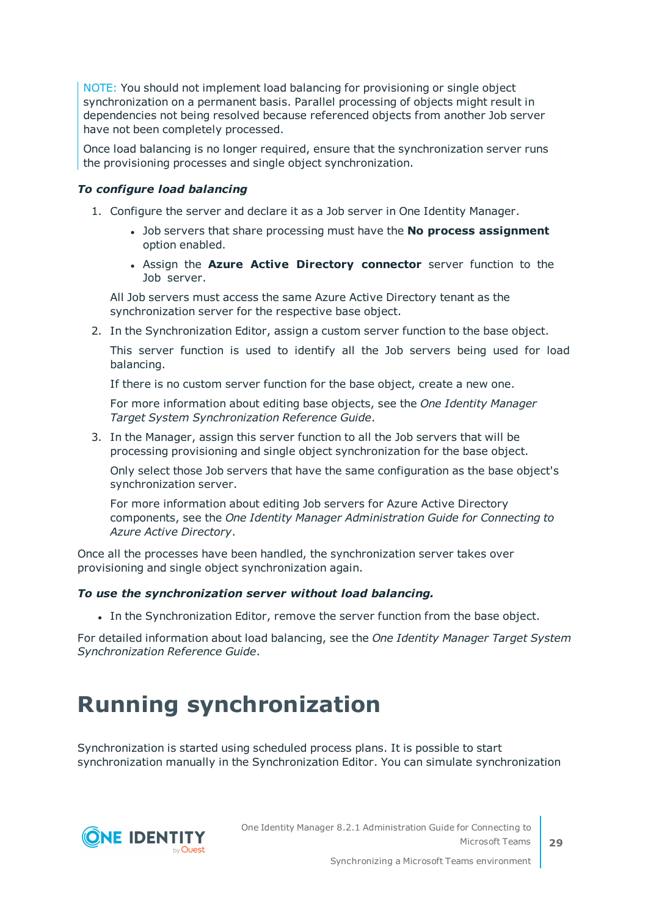NOTE: You should not implement load balancing for provisioning or single object synchronization on a permanent basis. Parallel processing of objects might result in dependencies not being resolved because referenced objects from another Job server have not been completely processed.

Once load balancing is no longer required, ensure that the synchronization server runs the provisioning processes and single object synchronization.

***To configure load balancing***

1. Configure the server and declare it as a Job server in One Identity Manager.
   - Job servers that share processing must have the **No process assignment** option enabled.
   - Assign the **Azure Active Directory connector** server function to the Job server.

   All Job servers must access the same Azure Active Directory tenant as the synchronization server for the respective base object.
2. In the Synchronization Editor, assign a custom server function to the base object.

   This server function is used to identify all the Job servers being used for load balancing.

   If there is no custom server function for the base object, create a new one.

   For more information about editing base objects, see the *One Identity Manager Target System Synchronization Reference Guide*.
3. In the Manager, assign this server function to all the Job servers that will be processing provisioning and single object synchronization for the base object.

   Only select those Job servers that have the same configuration as the base object's synchronization server.

   For more information about editing Job servers for Azure Active Directory components, see the *One Identity Manager Administration Guide for Connecting to Azure Active Directory*.

Once all the processes have been handled, the synchronization server takes over provisioning and single object synchronization again.

***To use the synchronization server without load balancing.***

- In the Synchronization Editor, remove the server function from the base object.

For detailed information about load balancing, see the *One Identity Manager Target System Synchronization Reference Guide*.

# Running synchronization

Synchronization is started using scheduled process plans. It is possible to start synchronization manually in the Synchronization Editor. You can simulate synchronization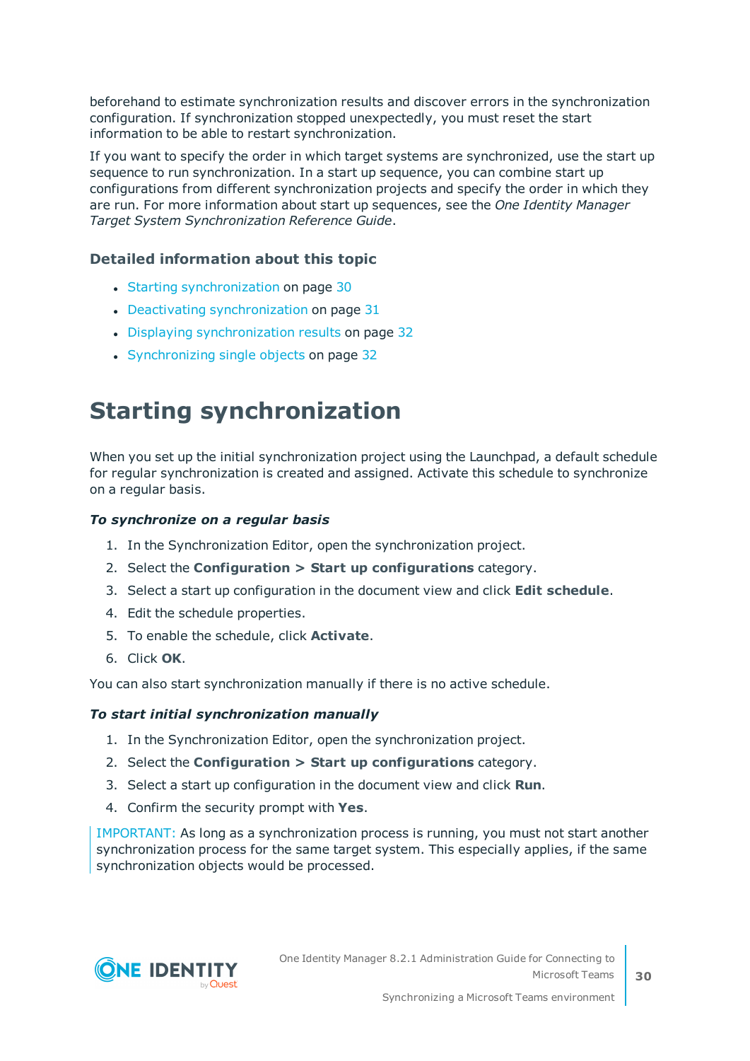beforehand to estimate synchronization results and discover errors in the synchronization configuration. If synchronization stopped unexpectedly, you must reset the start information to be able to restart synchronization.

If you want to specify the order in which target systems are synchronized, use the start up sequence to run synchronization. In a start up sequence, you can combine start up configurations from different synchronization projects and specify the order in which they are run. For more information about start up sequences, see the *One Identity Manager Target System Synchronization Reference Guide*.

### Detailed information about this topic

- Starting synchronization on page 30
- Deactivating synchronization on page 31
- Displaying synchronization results on page 32
- Synchronizing single objects on page 32

# Starting synchronization

When you set up the initial synchronization project using the Launchpad, a default schedule for regular synchronization is created and assigned. Activate this schedule to synchronize on a regular basis.

***To synchronize on a regular basis***

1. In the Synchronization Editor, open the synchronization project.
2. Select the **Configuration > Start up configurations** category.
3. Select a start up configuration in the document view and click **Edit schedule**.
4. Edit the schedule properties.
5. To enable the schedule, click **Activate**.
6. Click **OK**.

You can also start synchronization manually if there is no active schedule.

***To start initial synchronization manually***

1. In the Synchronization Editor, open the synchronization project.
2. Select the **Configuration > Start up configurations** category.
3. Select a start up configuration in the document view and click **Run**.
4. Confirm the security prompt with **Yes**.

IMPORTANT: As long as a synchronization process is running, you must not start another synchronization process for the same target system. This especially applies, if the same synchronization objects would be processed.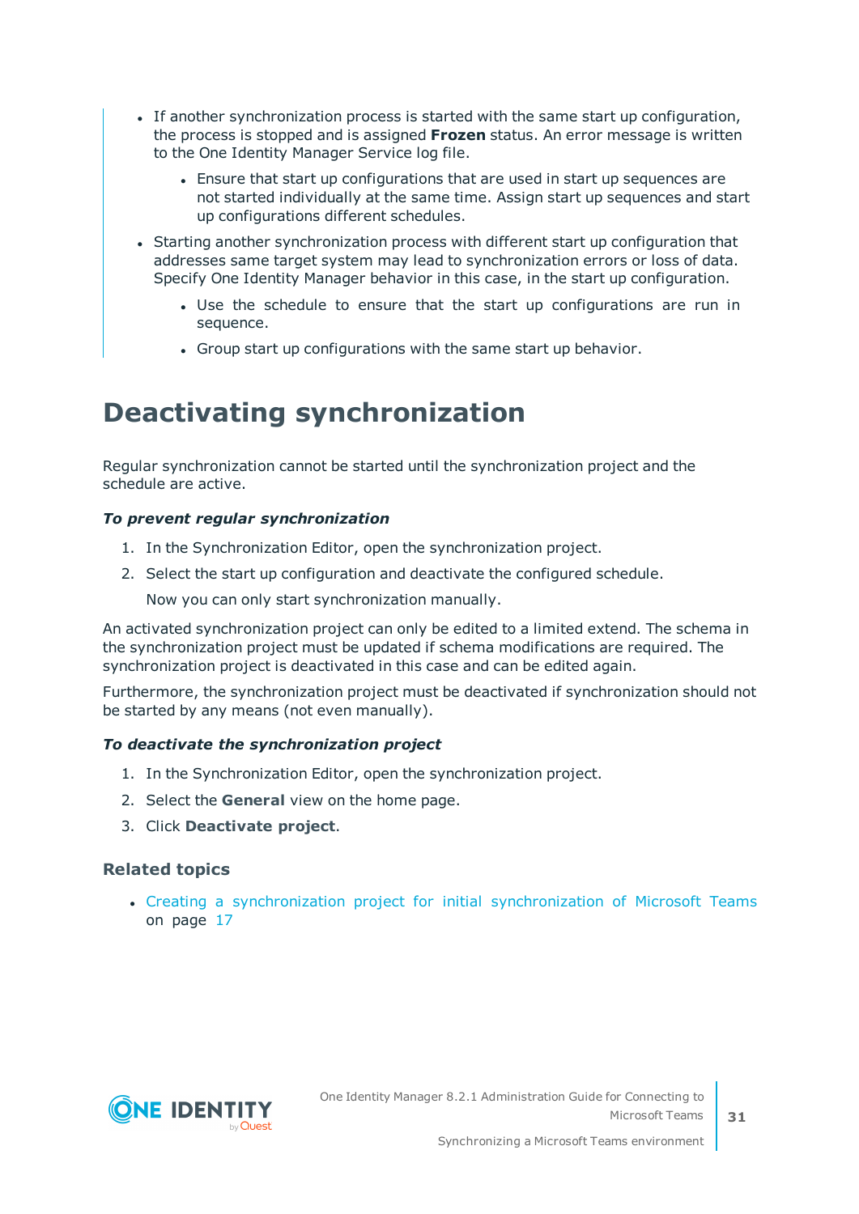- If another synchronization process is started with the same start up configuration, the process is stopped and is assigned **Frozen** status. An error message is written to the One Identity Manager Service log file.
  - Ensure that start up configurations that are used in start up sequences are not started individually at the same time. Assign start up sequences and start up configurations different schedules.
- Starting another synchronization process with different start up configuration that addresses same target system may lead to synchronization errors or loss of data. Specify One Identity Manager behavior in this case, in the start up configuration.
  - Use the schedule to ensure that the start up configurations are run in sequence.
  - Group start up configurations with the same start up behavior.

# Deactivating synchronization

Regular synchronization cannot be started until the synchronization project and the schedule are active.

***To prevent regular synchronization***

1. In the Synchronization Editor, open the synchronization project.
2. Select the start up configuration and deactivate the configured schedule.

   Now you can only start synchronization manually.

An activated synchronization project can only be edited to a limited extend. The schema in the synchronization project must be updated if schema modifications are required. The synchronization project is deactivated in this case and can be edited again.

Furthermore, the synchronization project must be deactivated if synchronization should not be started by any means (not even manually).

***To deactivate the synchronization project***

1. In the Synchronization Editor, open the synchronization project.
2. Select the **General** view on the home page.
3. Click **Deactivate project**.

### Related topics

- Creating a synchronization project for initial synchronization of Microsoft Teams on page 17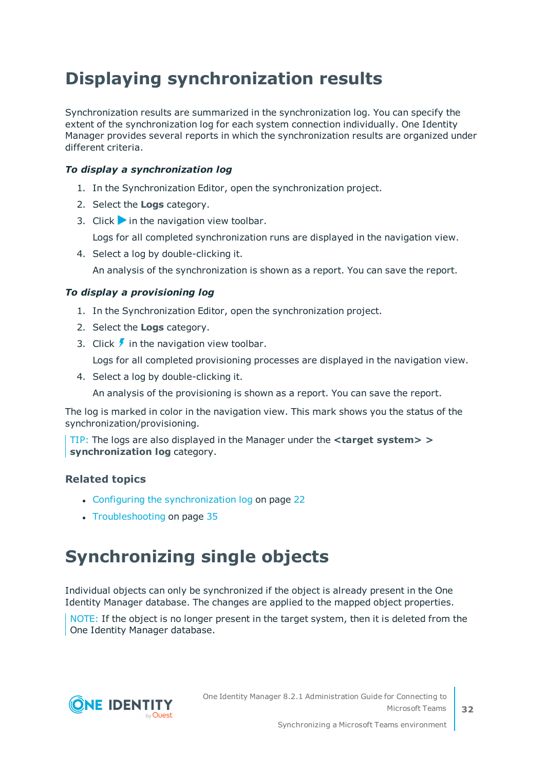# Displaying synchronization results

Synchronization results are summarized in the synchronization log. You can specify the extent of the synchronization log for each system connection individually. One Identity Manager provides several reports in which the synchronization results are organized under different criteria.

***To display a synchronization log***

1. In the Synchronization Editor, open the synchronization project.
2. Select the **Logs** category.
3. Click ▶ in the navigation view toolbar.

   Logs for all completed synchronization runs are displayed in the navigation view.
4. Select a log by double-clicking it.

   An analysis of the synchronization is shown as a report. You can save the report.

***To display a provisioning log***

1. In the Synchronization Editor, open the synchronization project.
2. Select the **Logs** category.
3. Click ⚡ in the navigation view toolbar.

   Logs for all completed provisioning processes are displayed in the navigation view.
4. Select a log by double-clicking it.

   An analysis of the provisioning is shown as a report. You can save the report.

The log is marked in color in the navigation view. This mark shows you the status of the synchronization/provisioning.

TIP: The logs are also displayed in the Manager under the **<target system> > synchronization log** category.

### Related topics

- Configuring the synchronization log on page 22
- Troubleshooting on page 35

# Synchronizing single objects

Individual objects can only be synchronized if the object is already present in the One Identity Manager database. The changes are applied to the mapped object properties.

NOTE: If the object is no longer present in the target system, then it is deleted from the One Identity Manager database.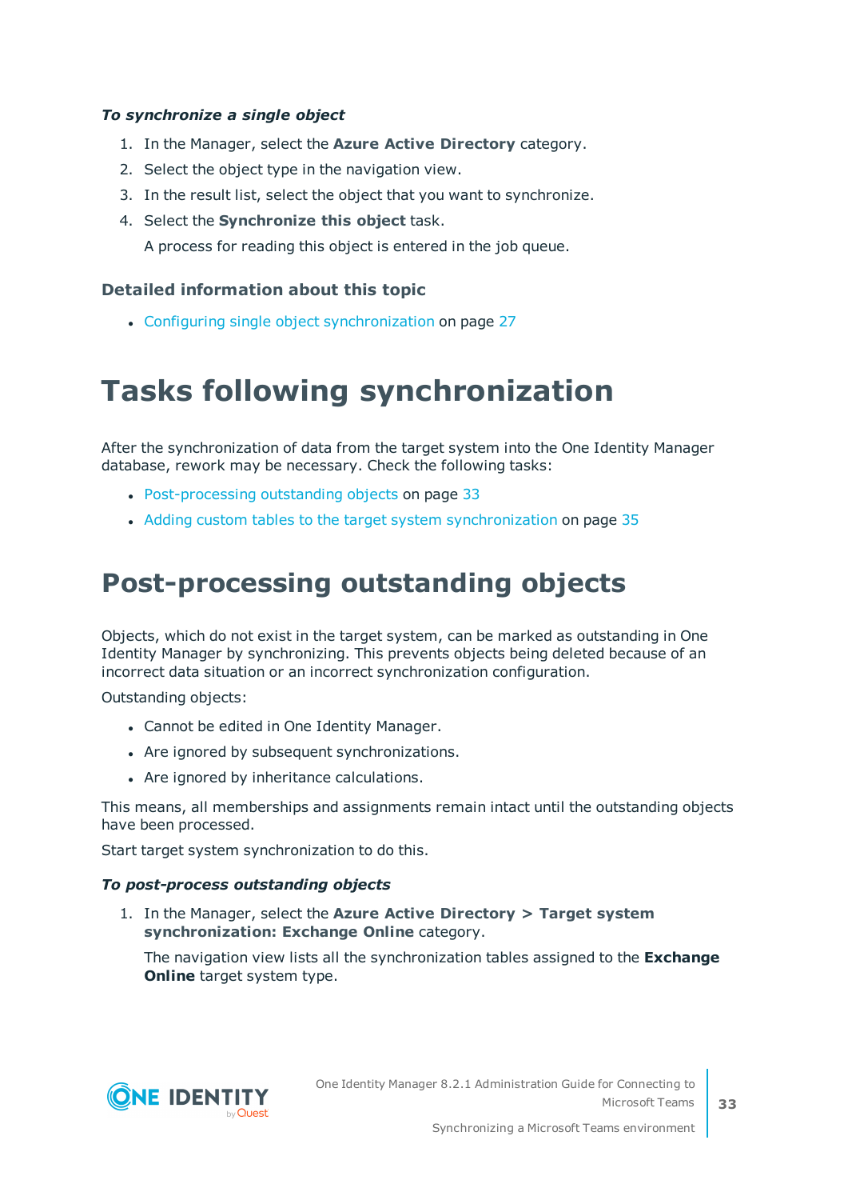*To synchronize a single object*

1. In the Manager, select the **Azure Active Directory** category.
2. Select the object type in the navigation view.
3. In the result list, select the object that you want to synchronize.
4. Select the **Synchronize this object** task.

   A process for reading this object is entered in the job queue.

### Detailed information about this topic

- Configuring single object synchronization on page 27

# Tasks following synchronization

After the synchronization of data from the target system into the One Identity Manager database, rework may be necessary. Check the following tasks:

- Post-processing outstanding objects on page 33
- Adding custom tables to the target system synchronization on page 35

## Post-processing outstanding objects

Objects, which do not exist in the target system, can be marked as outstanding in One Identity Manager by synchronizing. This prevents objects being deleted because of an incorrect data situation or an incorrect synchronization configuration.

Outstanding objects:

- Cannot be edited in One Identity Manager.
- Are ignored by subsequent synchronizations.
- Are ignored by inheritance calculations.

This means, all memberships and assignments remain intact until the outstanding objects have been processed.

Start target system synchronization to do this.

*To post-process outstanding objects*

1. In the Manager, select the **Azure Active Directory > Target system synchronization: Exchange Online** category.

   The navigation view lists all the synchronization tables assigned to the **Exchange Online** target system type.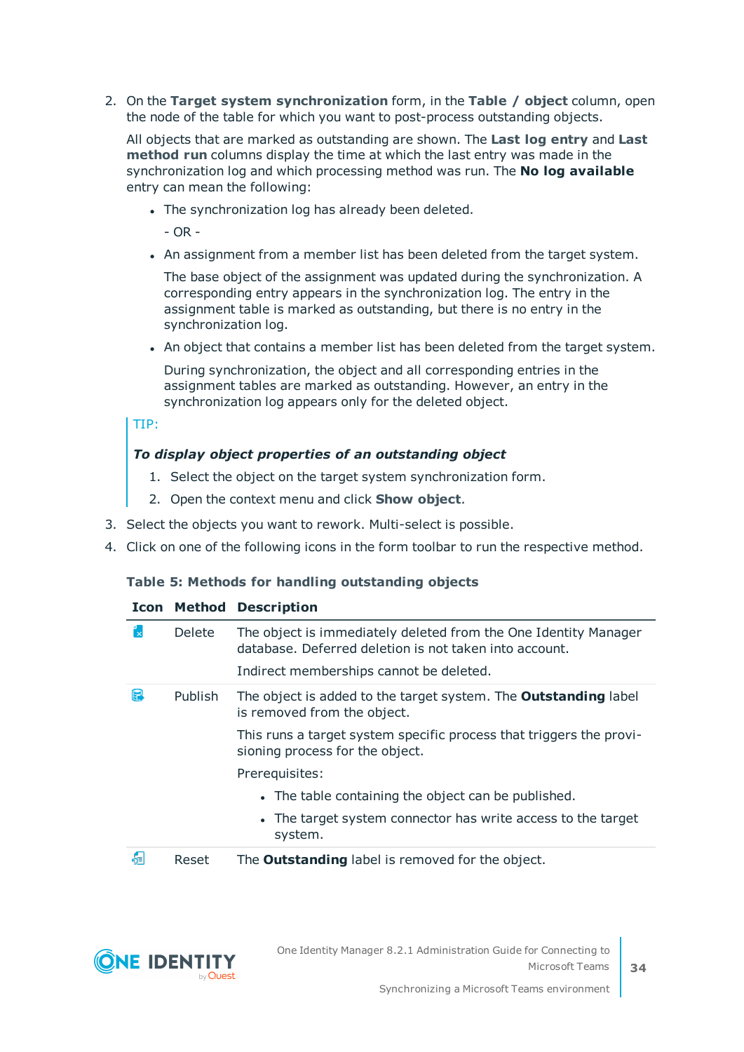2. On the **Target system synchronization** form, in the **Table / object** column, open the node of the table for which you want to post-process outstanding objects.

   All objects that are marked as outstanding are shown. The **Last log entry** and **Last method run** columns display the time at which the last entry was made in the synchronization log and which processing method was run. The **No log available** entry can mean the following:

   - The synchronization log has already been deleted.

     - OR -

   - An assignment from a member list has been deleted from the target system.

     The base object of the assignment was updated during the synchronization. A corresponding entry appears in the synchronization log. The entry in the assignment table is marked as outstanding, but there is no entry in the synchronization log.

   - An object that contains a member list has been deleted from the target system.

     During synchronization, the object and all corresponding entries in the assignment tables are marked as outstanding. However, an entry in the synchronization log appears only for the deleted object.

   TIP:

   ***To display object properties of an outstanding object***

   1. Select the object on the target system synchronization form.
   2. Open the context menu and click **Show object**.

3. Select the objects you want to rework. Multi-select is possible.
4. Click on one of the following icons in the form toolbar to run the respective method.

**Table 5: Methods for handling outstanding objects**

| Icon | Method | Description |
|---|---|---|
| | Delete | The object is immediately deleted from the One Identity Manager database. Deferred deletion is not taken into account.<br><br>Indirect memberships cannot be deleted. |
| | Publish | The object is added to the target system. The **Outstanding** label is removed from the object.<br><br>This runs a target system specific process that triggers the provisioning process for the object.<br><br>Prerequisites:<br>• The table containing the object can be published.<br>• The target system connector has write access to the target system. |
| | Reset | The **Outstanding** label is removed for the object. |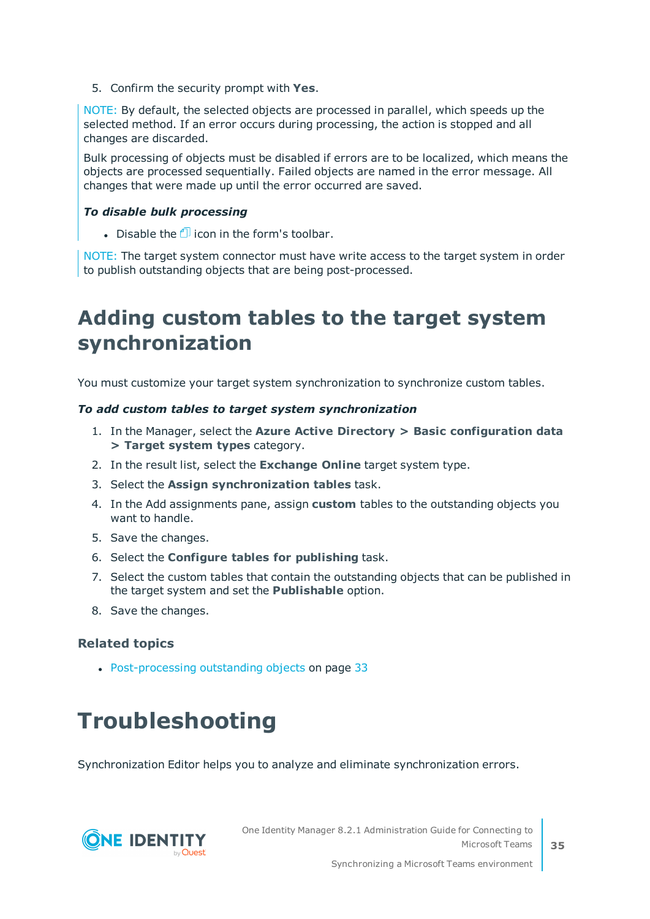5. Confirm the security prompt with **Yes**.

NOTE: By default, the selected objects are processed in parallel, which speeds up the selected method. If an error occurs during processing, the action is stopped and all changes are discarded.

Bulk processing of objects must be disabled if errors are to be localized, which means the objects are processed sequentially. Failed objects are named in the error message. All changes that were made up until the error occurred are saved.

***To disable bulk processing***

- Disable the icon in the form's toolbar.

NOTE: The target system connector must have write access to the target system in order to publish outstanding objects that are being post-processed.

## Adding custom tables to the target system synchronization

You must customize your target system synchronization to synchronize custom tables.

***To add custom tables to target system synchronization***

1. In the Manager, select the **Azure Active Directory > Basic configuration data > Target system types** category.
2. In the result list, select the **Exchange Online** target system type.
3. Select the **Assign synchronization tables** task.
4. In the Add assignments pane, assign **custom** tables to the outstanding objects you want to handle.
5. Save the changes.
6. Select the **Configure tables for publishing** task.
7. Select the custom tables that contain the outstanding objects that can be published in the target system and set the **Publishable** option.
8. Save the changes.

### Related topics

- Post-processing outstanding objects on page 33

# Troubleshooting

Synchronization Editor helps you to analyze and eliminate synchronization errors.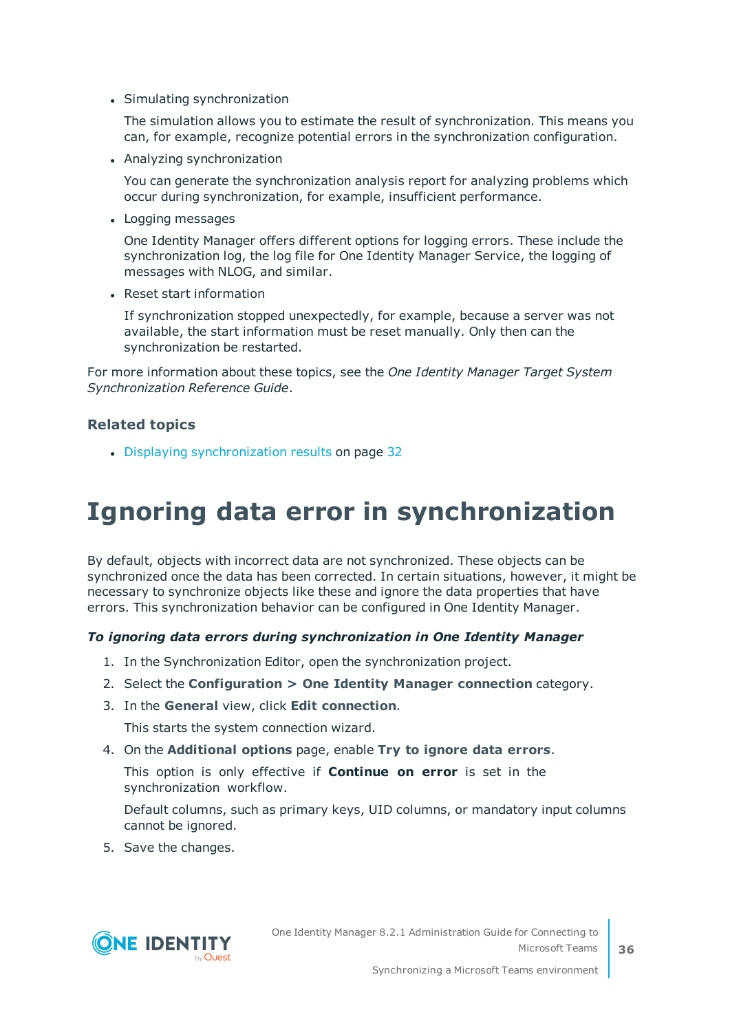- Simulating synchronization

  The simulation allows you to estimate the result of synchronization. This means you can, for example, recognize potential errors in the synchronization configuration.

- Analyzing synchronization

  You can generate the synchronization analysis report for analyzing problems which occur during synchronization, for example, insufficient performance.

- Logging messages

  One Identity Manager offers different options for logging errors. These include the synchronization log, the log file for One Identity Manager Service, the logging of messages with NLOG, and similar.

- Reset start information

  If synchronization stopped unexpectedly, for example, because a server was not available, the start information must be reset manually. Only then can the synchronization be restarted.

For more information about these topics, see the *One Identity Manager Target System Synchronization Reference Guide*.

### Related topics

- Displaying synchronization results on page 32

# Ignoring data error in synchronization

By default, objects with incorrect data are not synchronized. These objects can be synchronized once the data has been corrected. In certain situations, however, it might be necessary to synchronize objects like these and ignore the data properties that have errors. This synchronization behavior can be configured in One Identity Manager.

***To ignoring data errors during synchronization in One Identity Manager***

1. In the Synchronization Editor, open the synchronization project.
2. Select the **Configuration > One Identity Manager connection** category.
3. In the **General** view, click **Edit connection**.

   This starts the system connection wizard.
4. On the **Additional options** page, enable **Try to ignore data errors**.

   This option is only effective if **Continue on error** is set in the synchronization workflow.

   Default columns, such as primary keys, UID columns, or mandatory input columns cannot be ignored.
5. Save the changes.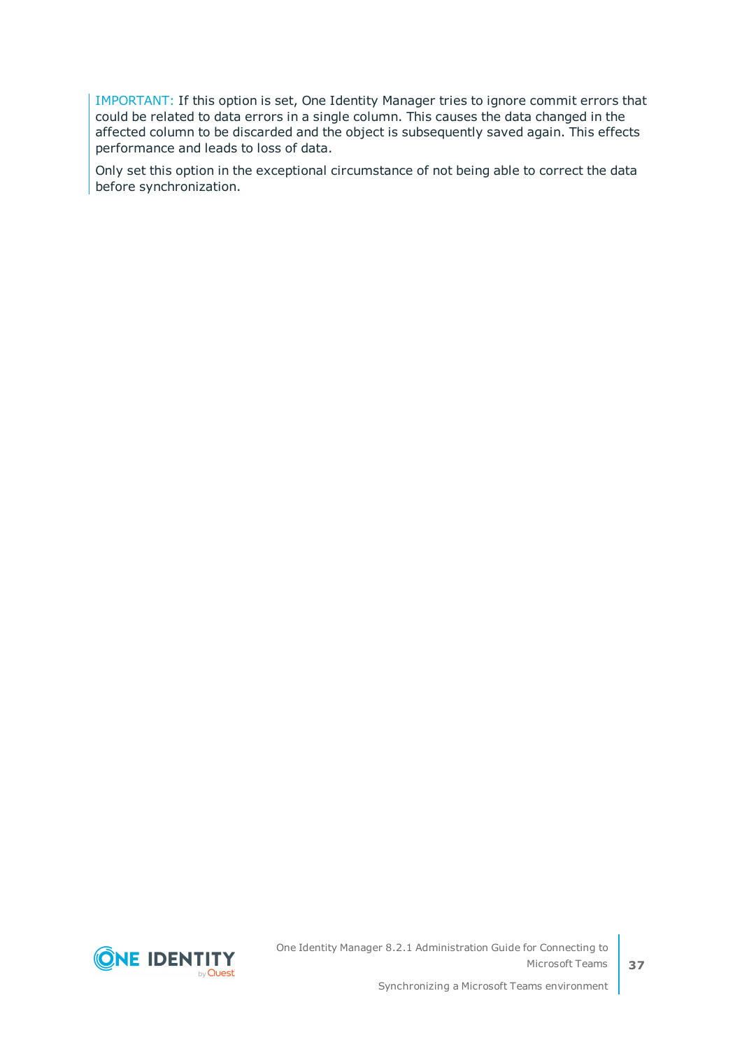IMPORTANT: If this option is set, One Identity Manager tries to ignore commit errors that could be related to data errors in a single column. This causes the data changed in the affected column to be discarded and the object is subsequently saved again. This effects performance and leads to loss of data.

Only set this option in the exceptional circumstance of not being able to correct the data before synchronization.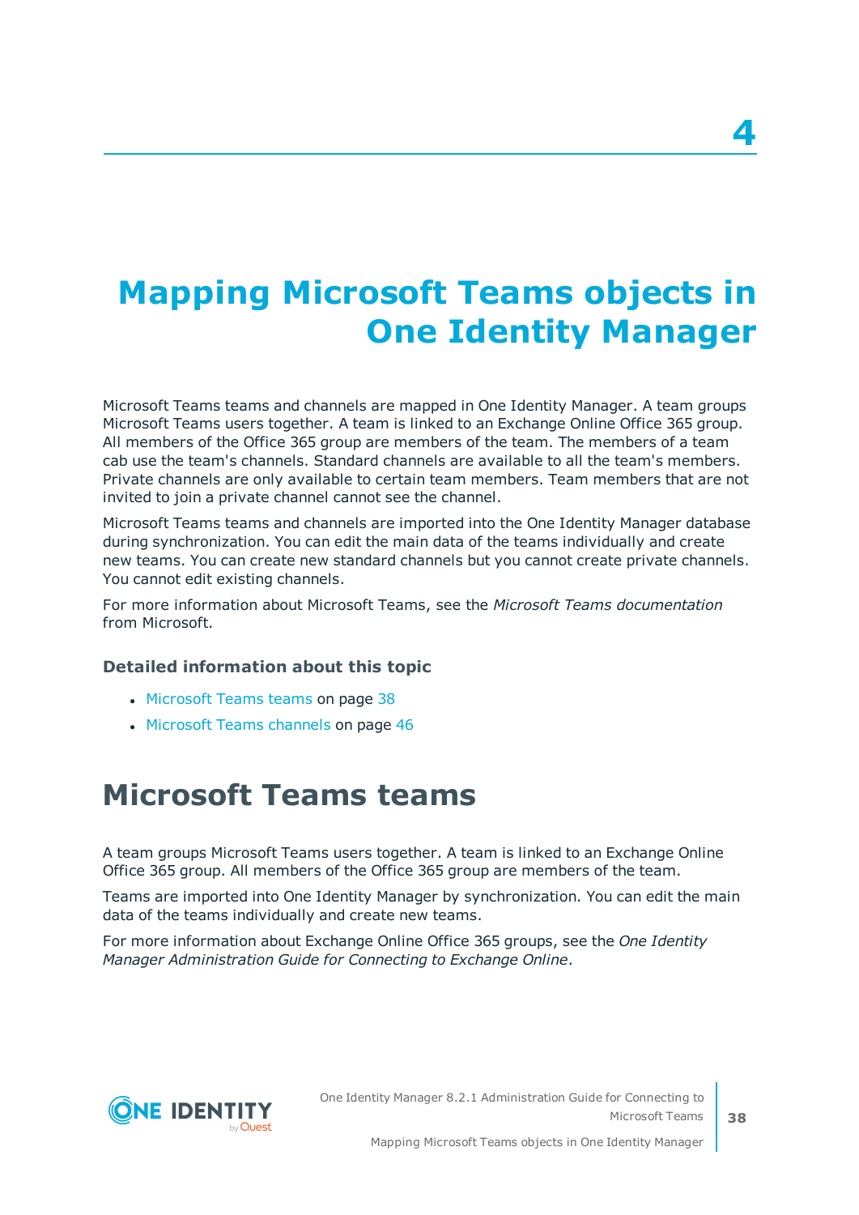# 4

# Mapping Microsoft Teams objects in One Identity Manager

Microsoft Teams teams and channels are mapped in One Identity Manager. A team groups Microsoft Teams users together. A team is linked to an Exchange Online Office 365 group. All members of the Office 365 group are members of the team. The members of a team cab use the team's channels. Standard channels are available to all the team's members. Private channels are only available to certain team members. Team members that are not invited to join a private channel cannot see the channel.

Microsoft Teams teams and channels are imported into the One Identity Manager database during synchronization. You can edit the main data of the teams individually and create new teams. You can create new standard channels but you cannot create private channels. You cannot edit existing channels.

For more information about Microsoft Teams, see the *Microsoft Teams documentation* from Microsoft.

### Detailed information about this topic

- Microsoft Teams teams on page 38
- Microsoft Teams channels on page 46

## Microsoft Teams teams

A team groups Microsoft Teams users together. A team is linked to an Exchange Online Office 365 group. All members of the Office 365 group are members of the team.

Teams are imported into One Identity Manager by synchronization. You can edit the main data of the teams individually and create new teams.

For more information about Exchange Online Office 365 groups, see the *One Identity Manager Administration Guide for Connecting to Exchange Online*.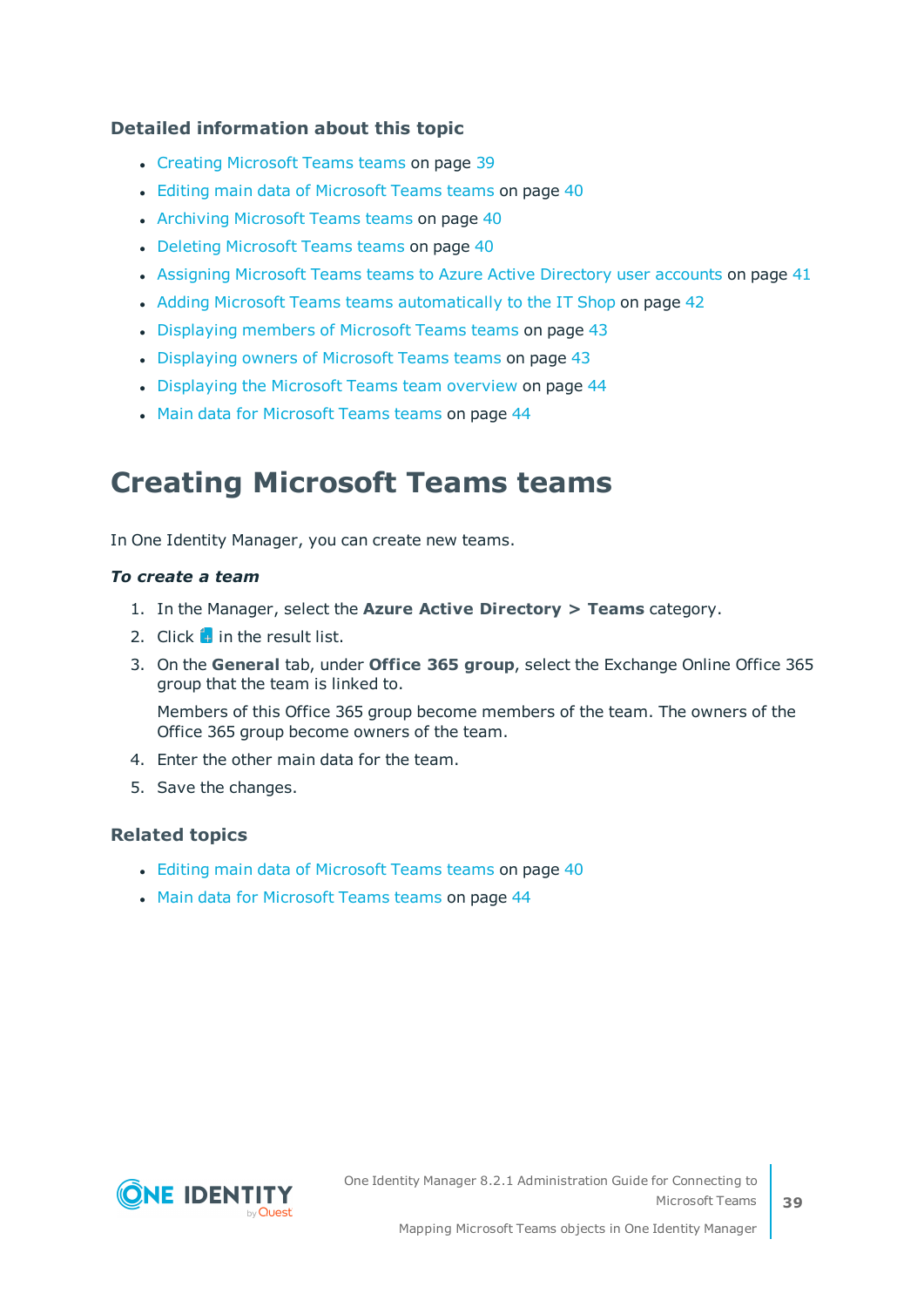### Detailed information about this topic

- Creating Microsoft Teams teams on page 39
- Editing main data of Microsoft Teams teams on page 40
- Archiving Microsoft Teams teams on page 40
- Deleting Microsoft Teams teams on page 40
- Assigning Microsoft Teams teams to Azure Active Directory user accounts on page 41
- Adding Microsoft Teams teams automatically to the IT Shop on page 42
- Displaying members of Microsoft Teams teams on page 43
- Displaying owners of Microsoft Teams teams on page 43
- Displaying the Microsoft Teams team overview on page 44
- Main data for Microsoft Teams teams on page 44

# Creating Microsoft Teams teams

In One Identity Manager, you can create new teams.

***To create a team***

1. In the Manager, select the **Azure Active Directory > Teams** category.
2. Click in the result list.
3. On the **General** tab, under **Office 365 group**, select the Exchange Online Office 365 group that the team is linked to.

   Members of this Office 365 group become members of the team. The owners of the Office 365 group become owners of the team.
4. Enter the other main data for the team.
5. Save the changes.

### Related topics

- Editing main data of Microsoft Teams teams on page 40
- Main data for Microsoft Teams teams on page 44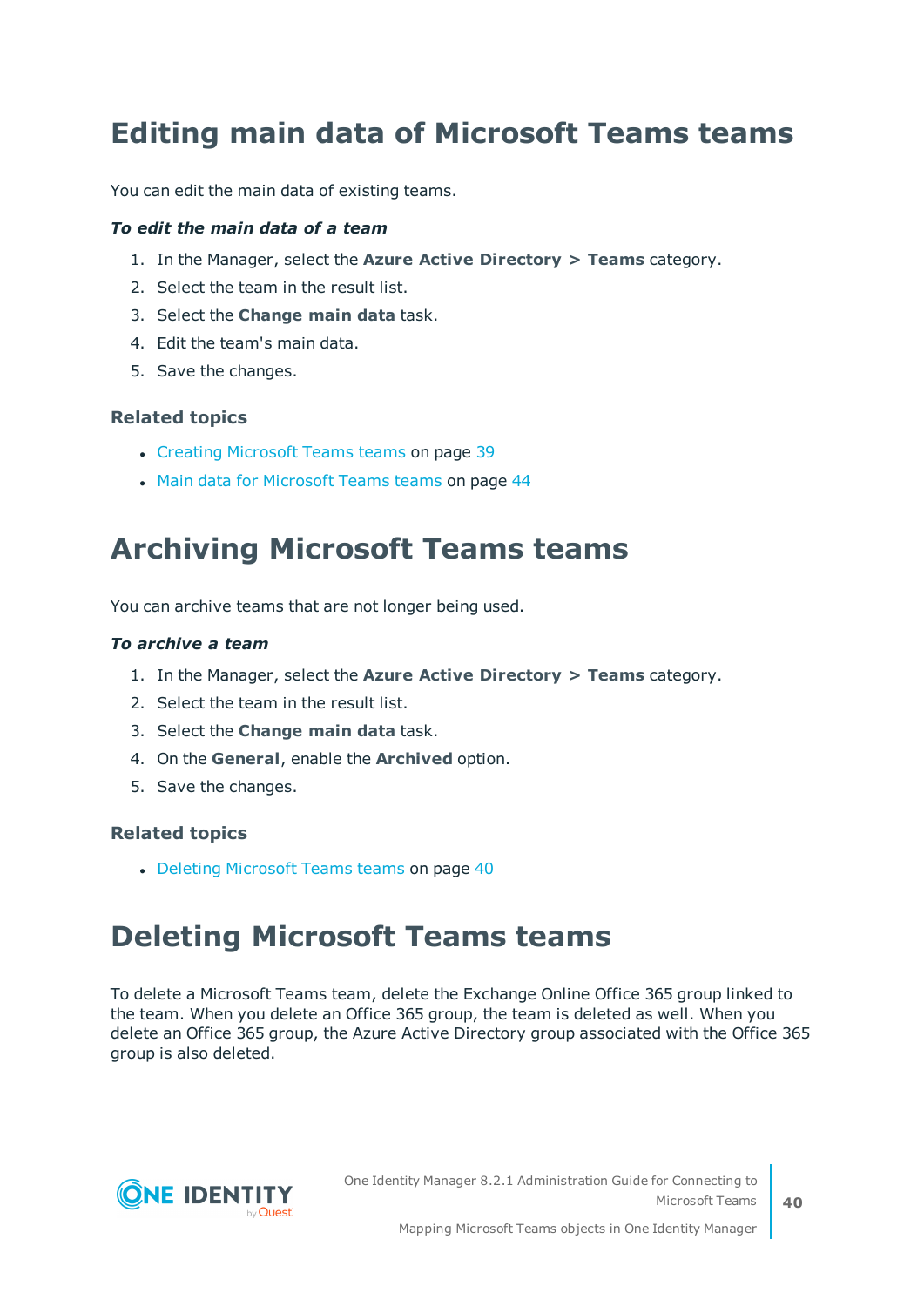# Editing main data of Microsoft Teams teams

You can edit the main data of existing teams.

***To edit the main data of a team***

1. In the Manager, select the **Azure Active Directory > Teams** category.
2. Select the team in the result list.
3. Select the **Change main data** task.
4. Edit the team's main data.
5. Save the changes.

### Related topics

- Creating Microsoft Teams teams on page 39
- Main data for Microsoft Teams teams on page 44

# Archiving Microsoft Teams teams

You can archive teams that are not longer being used.

***To archive a team***

1. In the Manager, select the **Azure Active Directory > Teams** category.
2. Select the team in the result list.
3. Select the **Change main data** task.
4. On the **General**, enable the **Archived** option.
5. Save the changes.

### Related topics

- Deleting Microsoft Teams teams on page 40

# Deleting Microsoft Teams teams

To delete a Microsoft Teams team, delete the Exchange Online Office 365 group linked to the team. When you delete an Office 365 group, the team is deleted as well. When you delete an Office 365 group, the Azure Active Directory group associated with the Office 365 group is also deleted.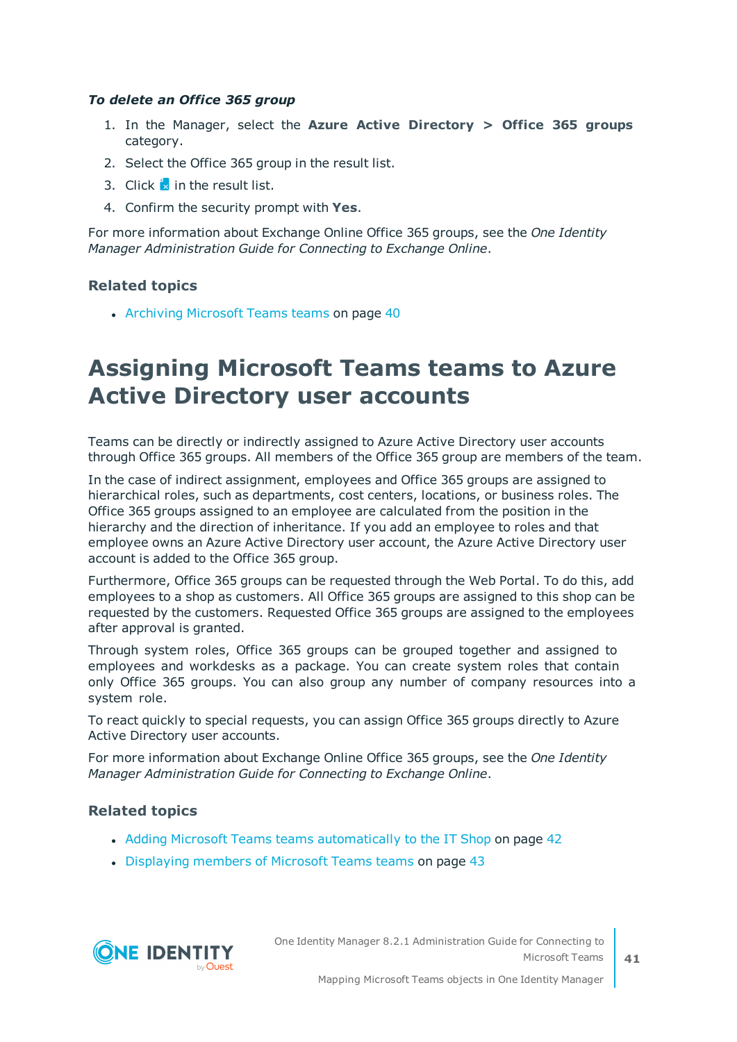*To delete an Office 365 group*

1. In the Manager, select the **Azure Active Directory > Office 365 groups** category.
2. Select the Office 365 group in the result list.
3. Click in the result list.
4. Confirm the security prompt with **Yes**.

For more information about Exchange Online Office 365 groups, see the *One Identity Manager Administration Guide for Connecting to Exchange Online*.

### Related topics

- Archiving Microsoft Teams teams on page 40

# Assigning Microsoft Teams teams to Azure Active Directory user accounts

Teams can be directly or indirectly assigned to Azure Active Directory user accounts through Office 365 groups. All members of the Office 365 group are members of the team.

In the case of indirect assignment, employees and Office 365 groups are assigned to hierarchical roles, such as departments, cost centers, locations, or business roles. The Office 365 groups assigned to an employee are calculated from the position in the hierarchy and the direction of inheritance. If you add an employee to roles and that employee owns an Azure Active Directory user account, the Azure Active Directory user account is added to the Office 365 group.

Furthermore, Office 365 groups can be requested through the Web Portal. To do this, add employees to a shop as customers. All Office 365 groups are assigned to this shop can be requested by the customers. Requested Office 365 groups are assigned to the employees after approval is granted.

Through system roles, Office 365 groups can be grouped together and assigned to employees and workdesks as a package. You can create system roles that contain only Office 365 groups. You can also group any number of company resources into a system role.

To react quickly to special requests, you can assign Office 365 groups directly to Azure Active Directory user accounts.

For more information about Exchange Online Office 365 groups, see the *One Identity Manager Administration Guide for Connecting to Exchange Online*.

### Related topics

- Adding Microsoft Teams teams automatically to the IT Shop on page 42
- Displaying members of Microsoft Teams teams on page 43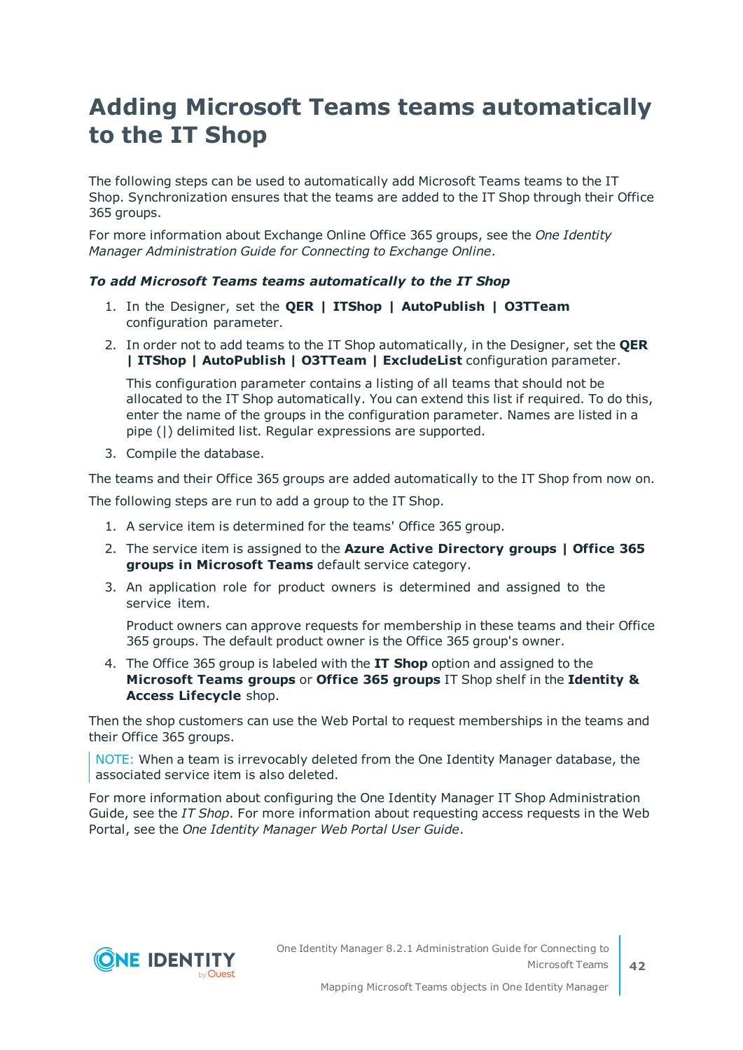# Adding Microsoft Teams teams automatically to the IT Shop

The following steps can be used to automatically add Microsoft Teams teams to the IT Shop. Synchronization ensures that the teams are added to the IT Shop through their Office 365 groups.

For more information about Exchange Online Office 365 groups, see the *One Identity Manager Administration Guide for Connecting to Exchange Online*.

***To add Microsoft Teams teams automatically to the IT Shop***

1. In the Designer, set the **QER | ITShop | AutoPublish | O3TTeam** configuration parameter.
2. In order not to add teams to the IT Shop automatically, in the Designer, set the **QER | ITShop | AutoPublish | O3TTeam | ExcludeList** configuration parameter.

   This configuration parameter contains a listing of all teams that should not be allocated to the IT Shop automatically. You can extend this list if required. To do this, enter the name of the groups in the configuration parameter. Names are listed in a pipe (|) delimited list. Regular expressions are supported.
3. Compile the database.

The teams and their Office 365 groups are added automatically to the IT Shop from now on.

The following steps are run to add a group to the IT Shop.

1. A service item is determined for the teams' Office 365 group.
2. The service item is assigned to the **Azure Active Directory groups | Office 365 groups in Microsoft Teams** default service category.
3. An application role for product owners is determined and assigned to the service item.

   Product owners can approve requests for membership in these teams and their Office 365 groups. The default product owner is the Office 365 group's owner.
4. The Office 365 group is labeled with the **IT Shop** option and assigned to the **Microsoft Teams groups** or **Office 365 groups** IT Shop shelf in the **Identity & Access Lifecycle** shop.

Then the shop customers can use the Web Portal to request memberships in the teams and their Office 365 groups.

NOTE: When a team is irrevocably deleted from the One Identity Manager database, the associated service item is also deleted.

For more information about configuring the One Identity Manager IT Shop Administration Guide, see the *IT Shop*. For more information about requesting access requests in the Web Portal, see the *One Identity Manager Web Portal User Guide*.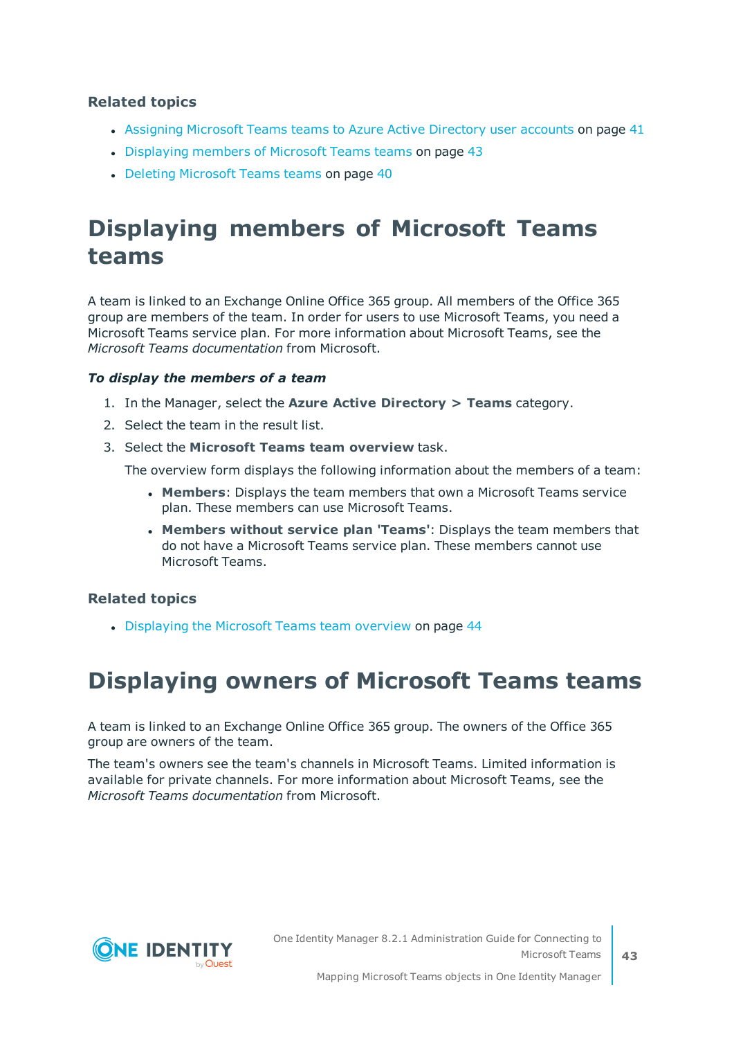### Related topics

- Assigning Microsoft Teams teams to Azure Active Directory user accounts on page 41
- Displaying members of Microsoft Teams teams on page 43
- Deleting Microsoft Teams teams on page 40

## Displaying members of Microsoft Teams teams

A team is linked to an Exchange Online Office 365 group. All members of the Office 365 group are members of the team. In order for users to use Microsoft Teams, you need a Microsoft Teams service plan. For more information about Microsoft Teams, see the *Microsoft Teams documentation* from Microsoft.

***To display the members of a team***

1. In the Manager, select the **Azure Active Directory > Teams** category.
2. Select the team in the result list.
3. Select the **Microsoft Teams team overview** task.

   The overview form displays the following information about the members of a team:

   - **Members**: Displays the team members that own a Microsoft Teams service plan. These members can use Microsoft Teams.
   - **Members without service plan 'Teams'**: Displays the team members that do not have a Microsoft Teams service plan. These members cannot use Microsoft Teams.

### Related topics

- Displaying the Microsoft Teams team overview on page 44

## Displaying owners of Microsoft Teams teams

A team is linked to an Exchange Online Office 365 group. The owners of the Office 365 group are owners of the team.

The team's owners see the team's channels in Microsoft Teams. Limited information is available for private channels. For more information about Microsoft Teams, see the *Microsoft Teams documentation* from Microsoft.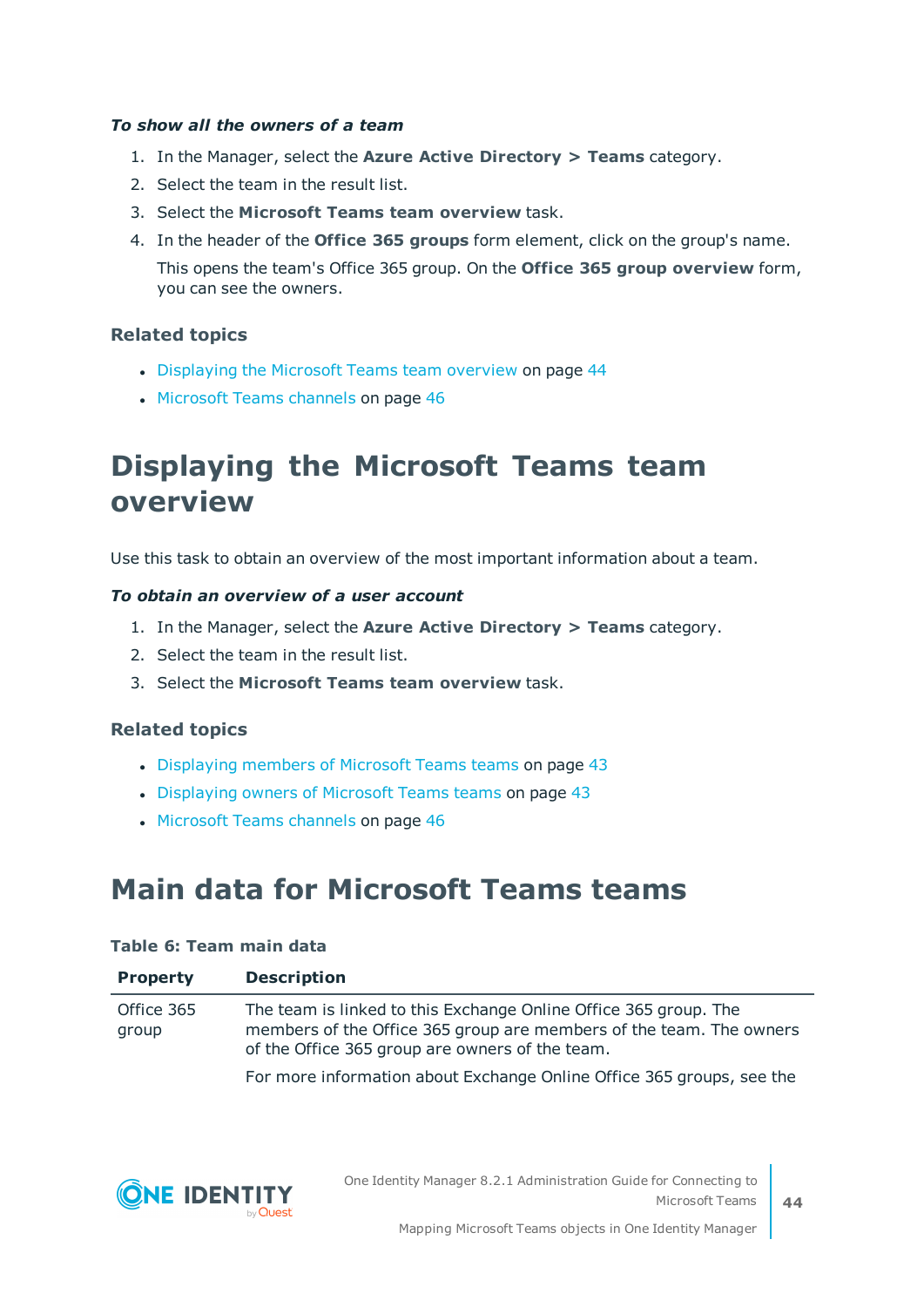***To show all the owners of a team***

1. In the Manager, select the **Azure Active Directory > Teams** category.
2. Select the team in the result list.
3. Select the **Microsoft Teams team overview** task.
4. In the header of the **Office 365 groups** form element, click on the group's name.

   This opens the team's Office 365 group. On the **Office 365 group overview** form, you can see the owners.

### Related topics

- Displaying the Microsoft Teams team overview on page 44
- Microsoft Teams channels on page 46

## Displaying the Microsoft Teams team overview

Use this task to obtain an overview of the most important information about a team.

***To obtain an overview of a user account***

1. In the Manager, select the **Azure Active Directory > Teams** category.
2. Select the team in the result list.
3. Select the **Microsoft Teams team overview** task.

### Related topics

- Displaying members of Microsoft Teams teams on page 43
- Displaying owners of Microsoft Teams teams on page 43
- Microsoft Teams channels on page 46

## Main data for Microsoft Teams teams

**Table 6: Team main data**

| Property | Description |
|---|---|
| Office 365 group | The team is linked to this Exchange Online Office 365 group. The members of the Office 365 group are members of the team. The owners of the Office 365 group are owners of the team.<br><br>For more information about Exchange Online Office 365 groups, see the |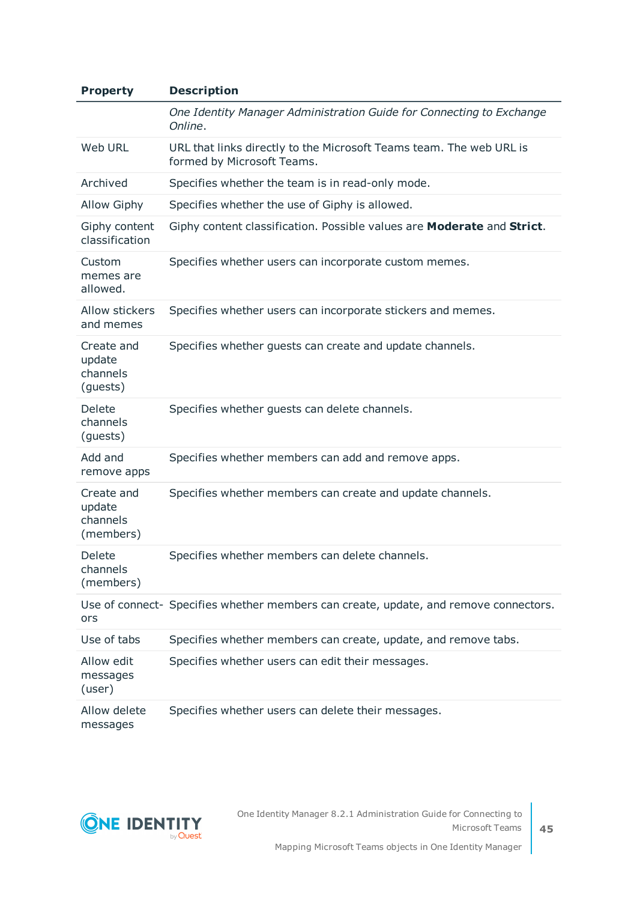| Property | Description |
| --- | --- |
| | *One Identity Manager Administration Guide for Connecting to Exchange Online*. |
| Web URL | URL that links directly to the Microsoft Teams team. The web URL is formed by Microsoft Teams. |
| Archived | Specifies whether the team is in read-only mode. |
| Allow Giphy | Specifies whether the use of Giphy is allowed. |
| Giphy content classification | Giphy content classification. Possible values are **Moderate** and **Strict**. |
| Custom memes are allowed. | Specifies whether users can incorporate custom memes. |
| Allow stickers and memes | Specifies whether users can incorporate stickers and memes. |
| Create and update channels (guests) | Specifies whether guests can create and update channels. |
| Delete channels (guests) | Specifies whether guests can delete channels. |
| Add and remove apps | Specifies whether members can add and remove apps. |
| Create and update channels (members) | Specifies whether members can create and update channels. |
| Delete channels (members) | Specifies whether members can delete channels. |
| Use of connectors | Specifies whether members can create, update, and remove connectors. |
| Use of tabs | Specifies whether members can create, update, and remove tabs. |
| Allow edit messages (user) | Specifies whether users can edit their messages. |
| Allow delete messages | Specifies whether users can delete their messages. |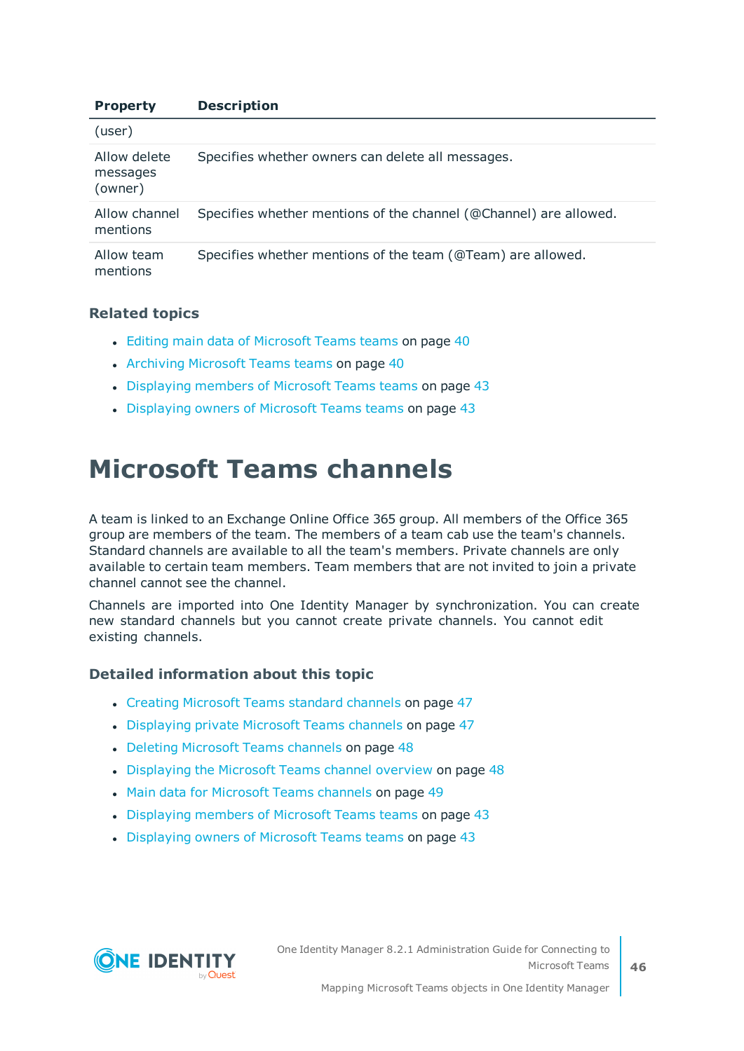| Property | Description |
| --- | --- |
| (user) | |
| Allow delete messages (owner) | Specifies whether owners can delete all messages. |
| Allow channel mentions | Specifies whether mentions of the channel (@Channel) are allowed. |
| Allow team mentions | Specifies whether mentions of the team (@Team) are allowed. |

### Related topics

- Editing main data of Microsoft Teams teams on page 40
- Archiving Microsoft Teams teams on page 40
- Displaying members of Microsoft Teams teams on page 43
- Displaying owners of Microsoft Teams teams on page 43

# Microsoft Teams channels

A team is linked to an Exchange Online Office 365 group. All members of the Office 365 group are members of the team. The members of a team cab use the team's channels. Standard channels are available to all the team's members. Private channels are only available to certain team members. Team members that are not invited to join a private channel cannot see the channel.

Channels are imported into One Identity Manager by synchronization. You can create new standard channels but you cannot create private channels. You cannot edit existing channels.

### Detailed information about this topic

- Creating Microsoft Teams standard channels on page 47
- Displaying private Microsoft Teams channels on page 47
- Deleting Microsoft Teams channels on page 48
- Displaying the Microsoft Teams channel overview on page 48
- Main data for Microsoft Teams channels on page 49
- Displaying members of Microsoft Teams teams on page 43
- Displaying owners of Microsoft Teams teams on page 43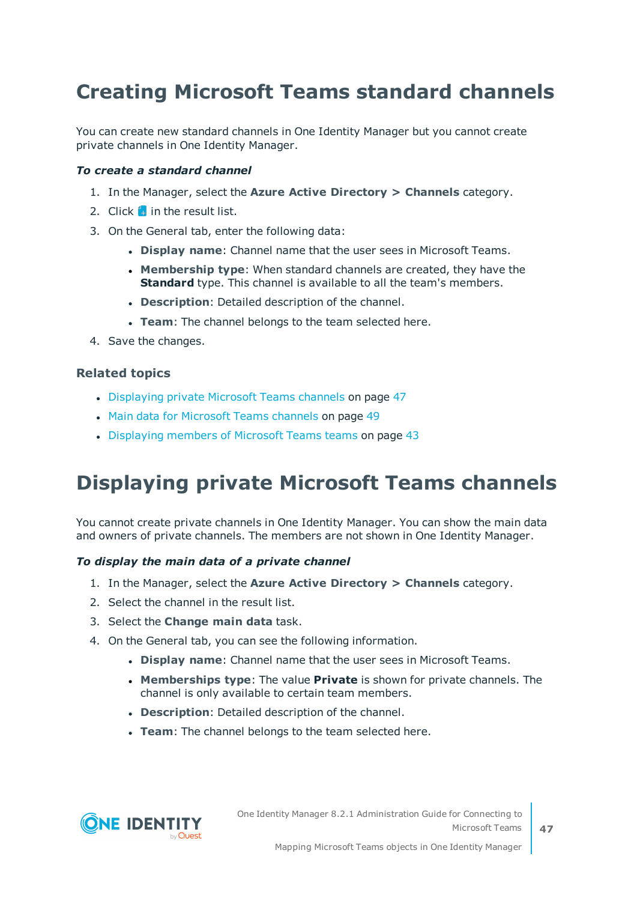# Creating Microsoft Teams standard channels

You can create new standard channels in One Identity Manager but you cannot create private channels in One Identity Manager.

***To create a standard channel***

1. In the Manager, select the **Azure Active Directory > Channels** category.
2. Click in the result list.
3. On the General tab, enter the following data:
   - **Display name**: Channel name that the user sees in Microsoft Teams.
   - **Membership type**: When standard channels are created, they have the **Standard** type. This channel is available to all the team's members.
   - **Description**: Detailed description of the channel.
   - **Team**: The channel belongs to the team selected here.
4. Save the changes.

### Related topics

- Displaying private Microsoft Teams channels on page 47
- Main data for Microsoft Teams channels on page 49
- Displaying members of Microsoft Teams teams on page 43

# Displaying private Microsoft Teams channels

You cannot create private channels in One Identity Manager. You can show the main data and owners of private channels. The members are not shown in One Identity Manager.

***To display the main data of a private channel***

1. In the Manager, select the **Azure Active Directory > Channels** category.
2. Select the channel in the result list.
3. Select the **Change main data** task.
4. On the General tab, you can see the following information.
   - **Display name**: Channel name that the user sees in Microsoft Teams.
   - **Memberships type**: The value **Private** is shown for private channels. The channel is only available to certain team members.
   - **Description**: Detailed description of the channel.
   - **Team**: The channel belongs to the team selected here.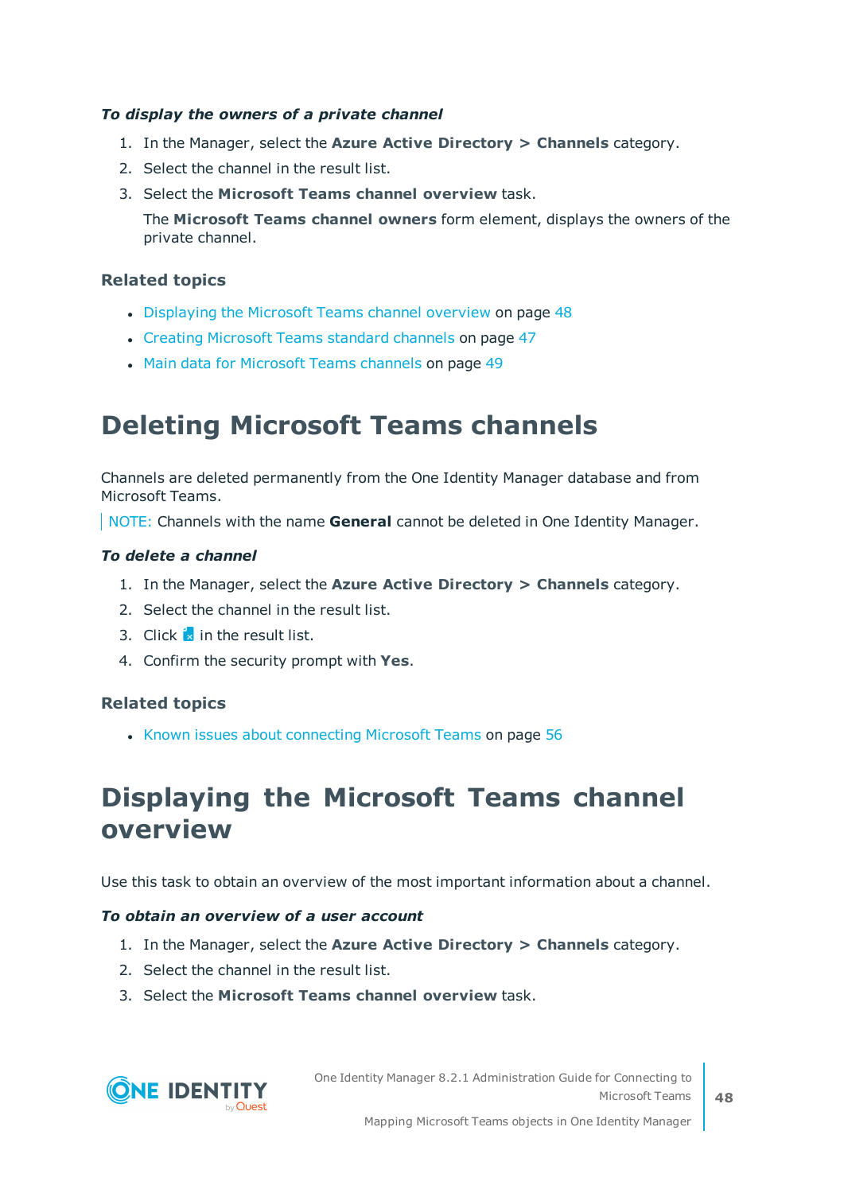***To display the owners of a private channel***

1. In the Manager, select the **Azure Active Directory > Channels** category.
2. Select the channel in the result list.
3. Select the **Microsoft Teams channel overview** task.

   The **Microsoft Teams channel owners** form element, displays the owners of the private channel.

### Related topics

- Displaying the Microsoft Teams channel overview on page 48
- Creating Microsoft Teams standard channels on page 47
- Main data for Microsoft Teams channels on page 49

# Deleting Microsoft Teams channels

Channels are deleted permanently from the One Identity Manager database and from Microsoft Teams.

NOTE: Channels with the name **General** cannot be deleted in One Identity Manager.

***To delete a channel***

1. In the Manager, select the **Azure Active Directory > Channels** category.
2. Select the channel in the result list.
3. Click in the result list.
4. Confirm the security prompt with **Yes**.

### Related topics

- Known issues about connecting Microsoft Teams on page 56

# Displaying the Microsoft Teams channel overview

Use this task to obtain an overview of the most important information about a channel.

***To obtain an overview of a user account***

1. In the Manager, select the **Azure Active Directory > Channels** category.
2. Select the channel in the result list.
3. Select the **Microsoft Teams channel overview** task.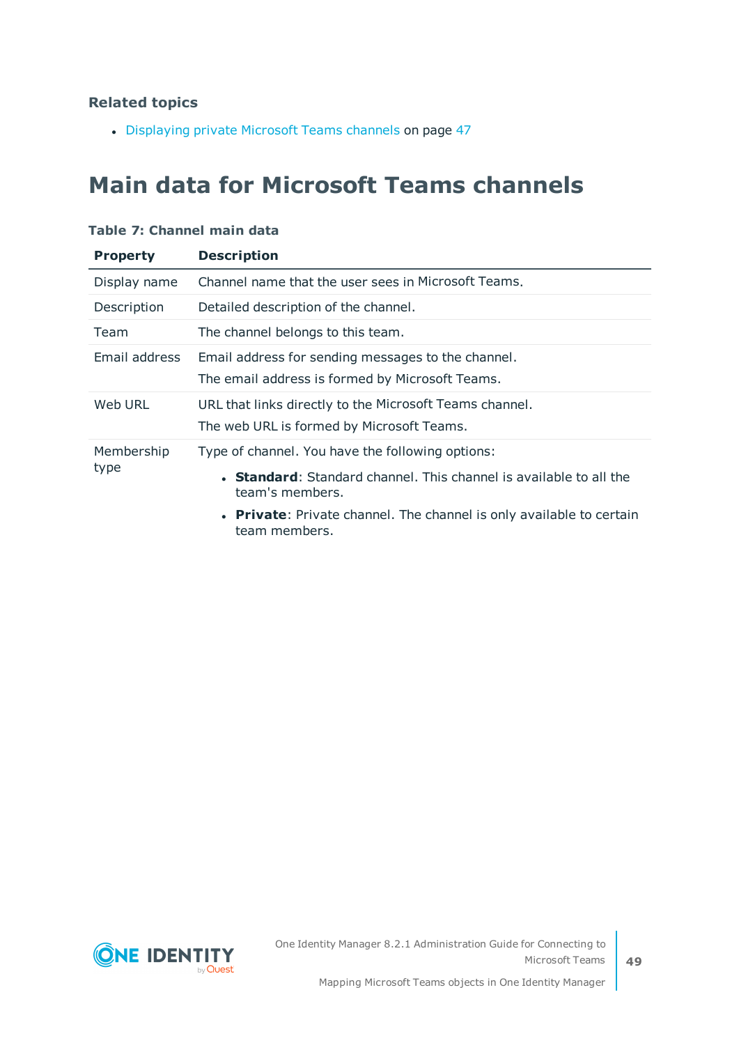### Related topics

- Displaying private Microsoft Teams channels on page 47

# Main data for Microsoft Teams channels

**Table 7: Channel main data**

| Property | Description |
|---|---|
| Display name | Channel name that the user sees in Microsoft Teams. |
| Description | Detailed description of the channel. |
| Team | The channel belongs to this team. |
| Email address | Email address for sending messages to the channel.<br>The email address is formed by Microsoft Teams. |
| Web URL | URL that links directly to the Microsoft Teams channel.<br>The web URL is formed by Microsoft Teams. |
| Membership type | Type of channel. You have the following options:<br>• **Standard**: Standard channel. This channel is available to all the team's members.<br>• **Private**: Private channel. The channel is only available to certain team members. |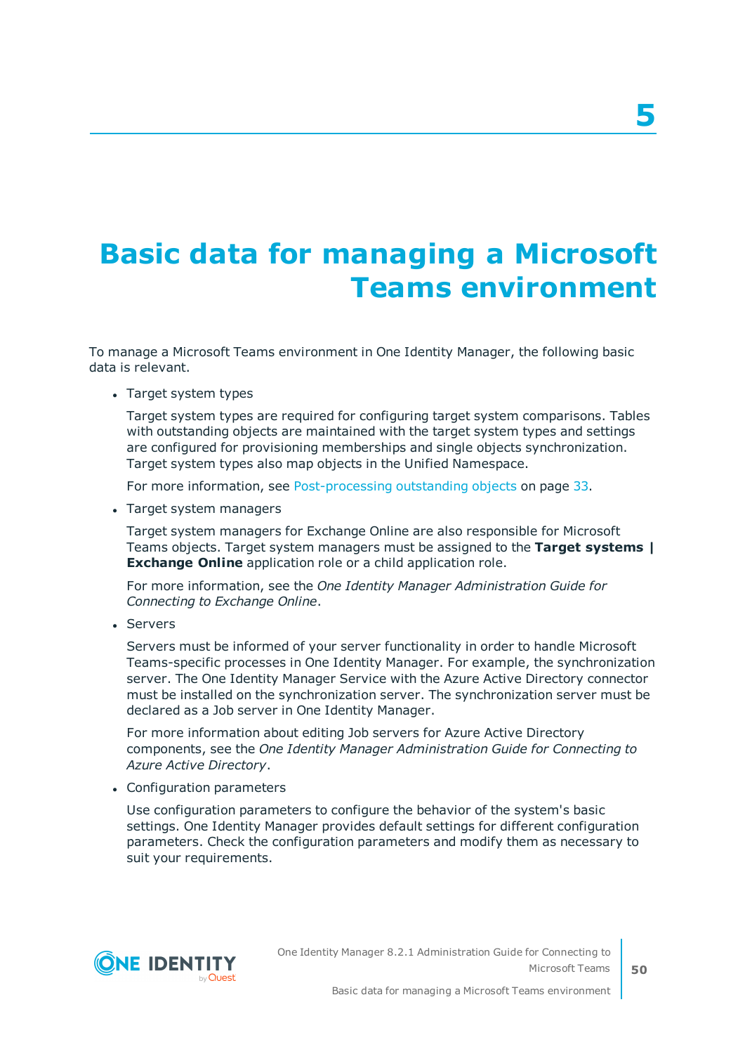# 5 Basic data for managing a Microsoft Teams environment

To manage a Microsoft Teams environment in One Identity Manager, the following basic data is relevant.

- Target system types

  Target system types are required for configuring target system comparisons. Tables with outstanding objects are maintained with the target system types and settings are configured for provisioning memberships and single objects synchronization. Target system types also map objects in the Unified Namespace.

  For more information, see Post-processing outstanding objects on page 33.

- Target system managers

  Target system managers for Exchange Online are also responsible for Microsoft Teams objects. Target system managers must be assigned to the **Target systems | Exchange Online** application role or a child application role.

  For more information, see the *One Identity Manager Administration Guide for Connecting to Exchange Online*.

- Servers

  Servers must be informed of your server functionality in order to handle Microsoft Teams-specific processes in One Identity Manager. For example, the synchronization server. The One Identity Manager Service with the Azure Active Directory connector must be installed on the synchronization server. The synchronization server must be declared as a Job server in One Identity Manager.

  For more information about editing Job servers for Azure Active Directory components, see the *One Identity Manager Administration Guide for Connecting to Azure Active Directory*.

- Configuration parameters

  Use configuration parameters to configure the behavior of the system's basic settings. One Identity Manager provides default settings for different configuration parameters. Check the configuration parameters and modify them as necessary to suit your requirements.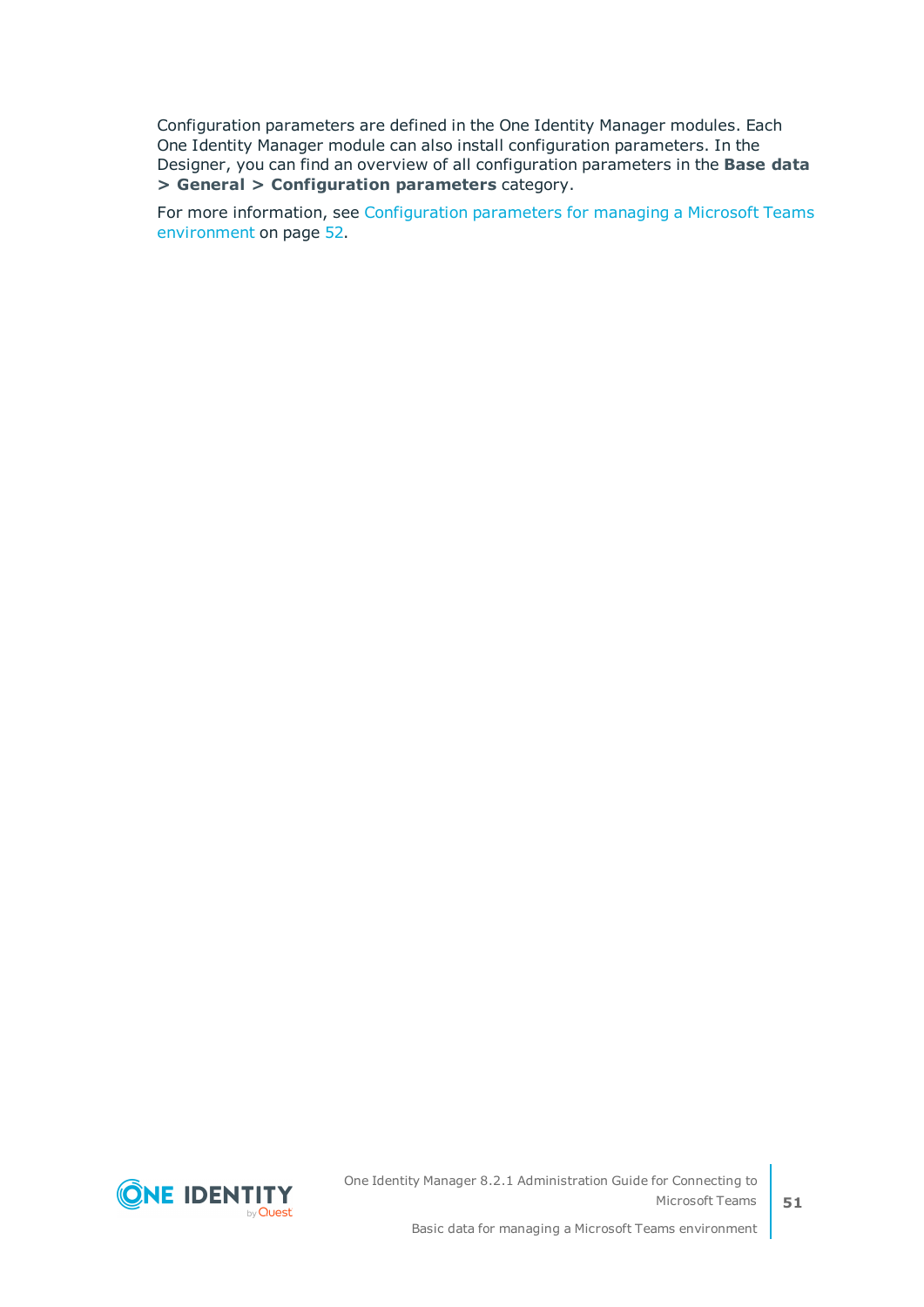Configuration parameters are defined in the One Identity Manager modules. Each One Identity Manager module can also install configuration parameters. In the Designer, you can find an overview of all configuration parameters in the **Base data > General > Configuration parameters** category.

For more information, see Configuration parameters for managing a Microsoft Teams environment on page 52.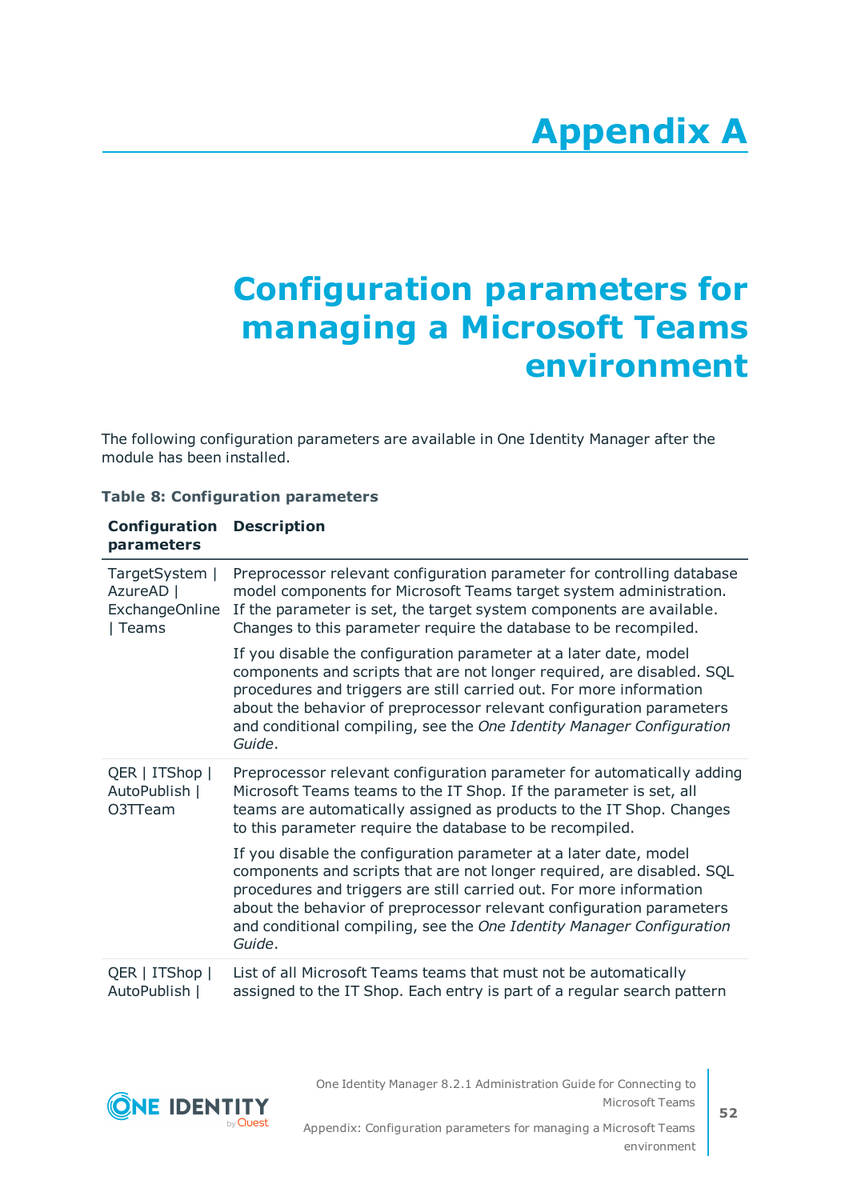# Appendix A

# Configuration parameters for managing a Microsoft Teams environment

The following configuration parameters are available in One Identity Manager after the module has been installed.

**Table 8: Configuration parameters**

| Configuration parameters | Description |
|---|---|
| TargetSystem \| AzureAD \| ExchangeOnline \| Teams | Preprocessor relevant configuration parameter for controlling database model components for Microsoft Teams target system administration. If the parameter is set, the target system components are available. Changes to this parameter require the database to be recompiled.<br><br>If you disable the configuration parameter at a later date, model components and scripts that are not longer required, are disabled. SQL procedures and triggers are still carried out. For more information about the behavior of preprocessor relevant configuration parameters and conditional compiling, see the *One Identity Manager Configuration Guide*. |
| QER \| ITShop \| AutoPublish \| O3TTeam | Preprocessor relevant configuration parameter for automatically adding Microsoft Teams teams to the IT Shop. If the parameter is set, all teams are automatically assigned as products to the IT Shop. Changes to this parameter require the database to be recompiled.<br><br>If you disable the configuration parameter at a later date, model components and scripts that are not longer required, are disabled. SQL procedures and triggers are still carried out. For more information about the behavior of preprocessor relevant configuration parameters and conditional compiling, see the *One Identity Manager Configuration Guide*. |
| QER \| ITShop \| AutoPublish \| | List of all Microsoft Teams teams that must not be automatically assigned to the IT Shop. Each entry is part of a regular search pattern |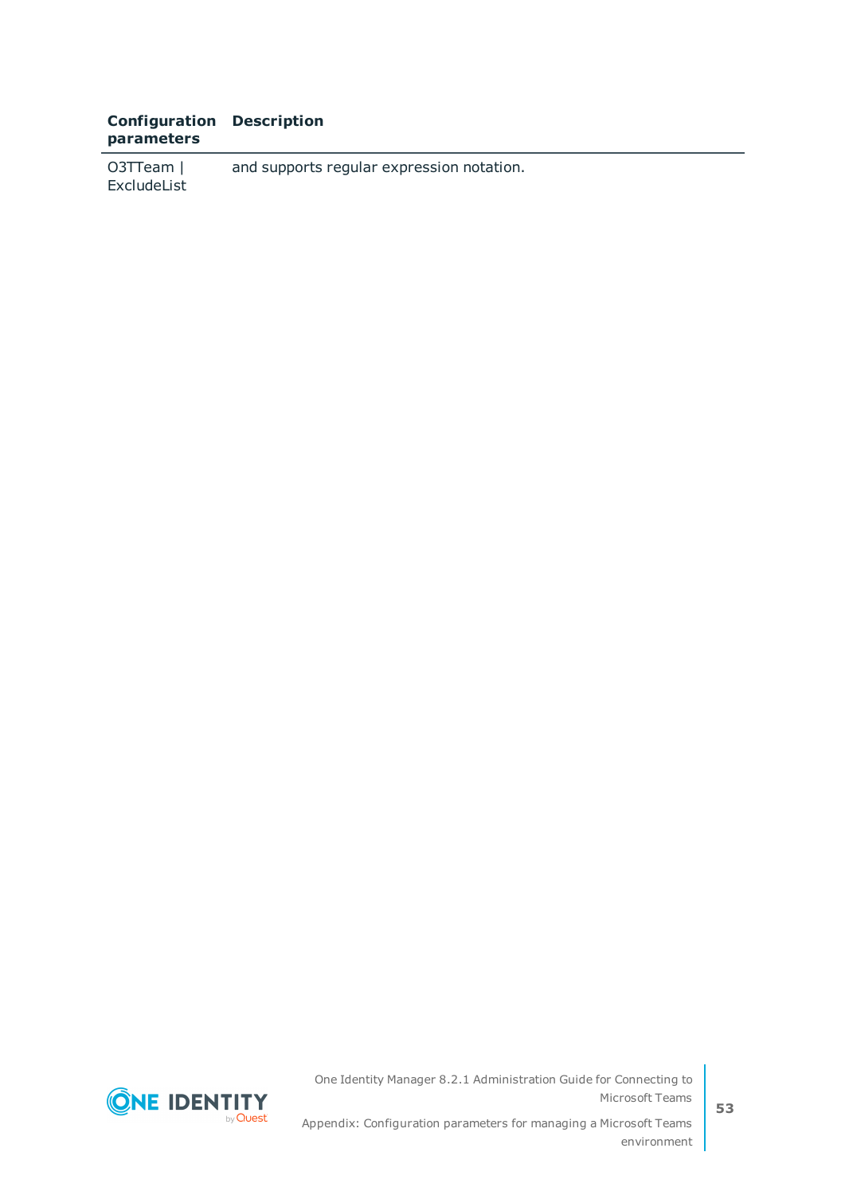| Configuration parameters | Description |
|---|---|
| O3TTeam \| ExcludeList | and supports regular expression notation. |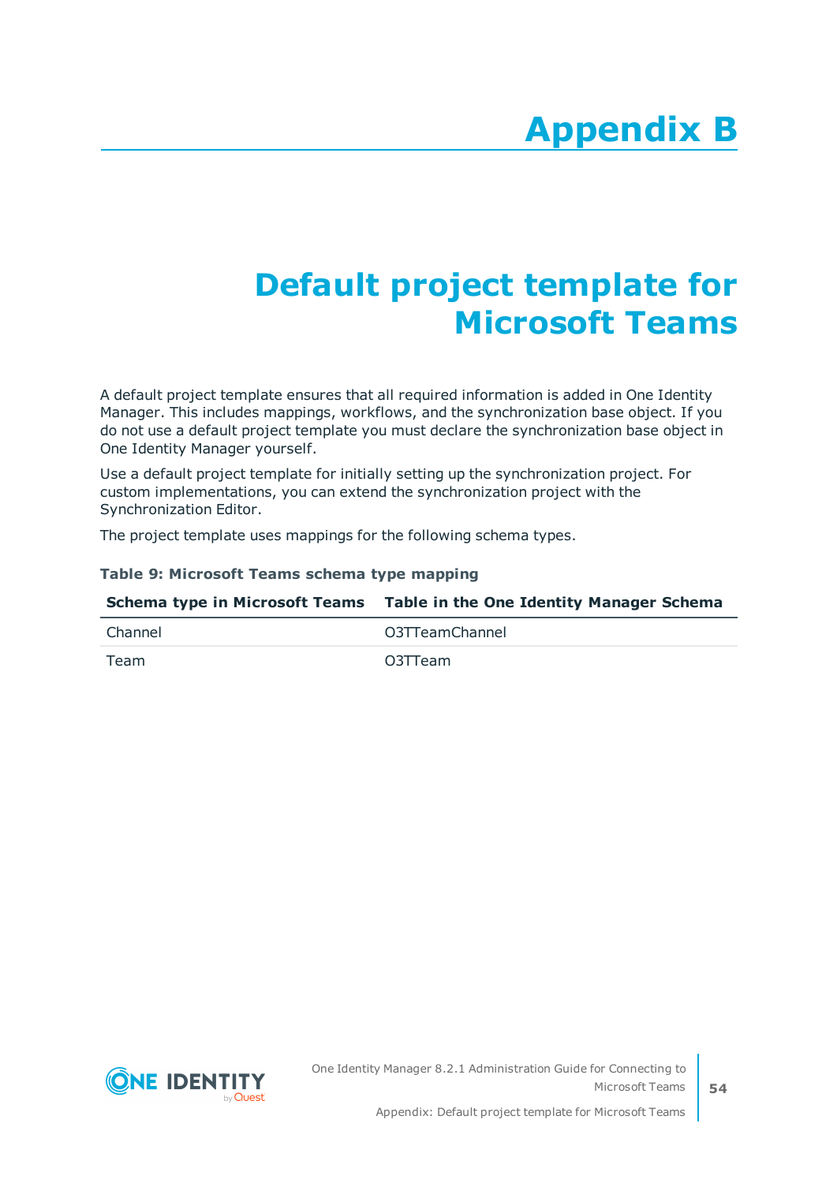# Appendix B

# Default project template for Microsoft Teams

A default project template ensures that all required information is added in One Identity Manager. This includes mappings, workflows, and the synchronization base object. If you do not use a default project template you must declare the synchronization base object in One Identity Manager yourself.

Use a default project template for initially setting up the synchronization project. For custom implementations, you can extend the synchronization project with the Synchronization Editor.

The project template uses mappings for the following schema types.

**Table 9: Microsoft Teams schema type mapping**

| Schema type in Microsoft Teams | Table in the One Identity Manager Schema |
|---|---|
| Channel | O3TTeamChannel |
| Team | O3TTeam |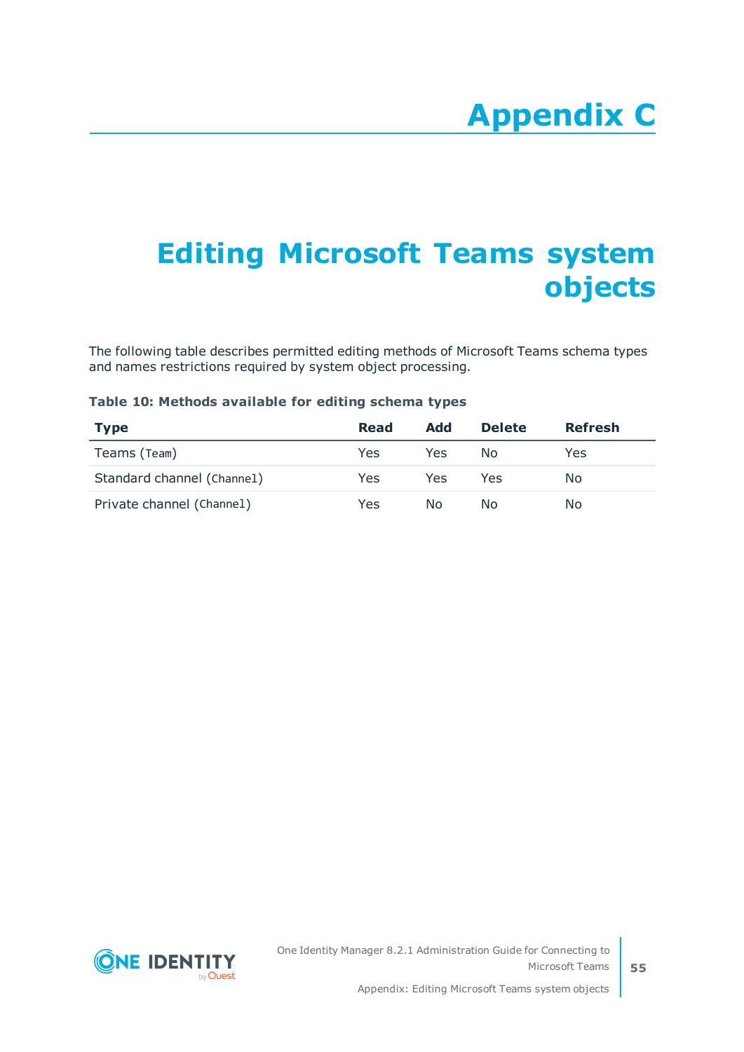# Appendix C

# Editing Microsoft Teams system objects

The following table describes permitted editing methods of Microsoft Teams schema types and names restrictions required by system object processing.

**Table 10: Methods available for editing schema types**

| Type | Read | Add | Delete | Refresh |
|---|---|---|---|---|
| Teams (`Team`) | Yes | Yes | No | Yes |
| Standard channel (`Channel`) | Yes | Yes | Yes | No |
| Private channel (`Channel`) | Yes | No | No | No |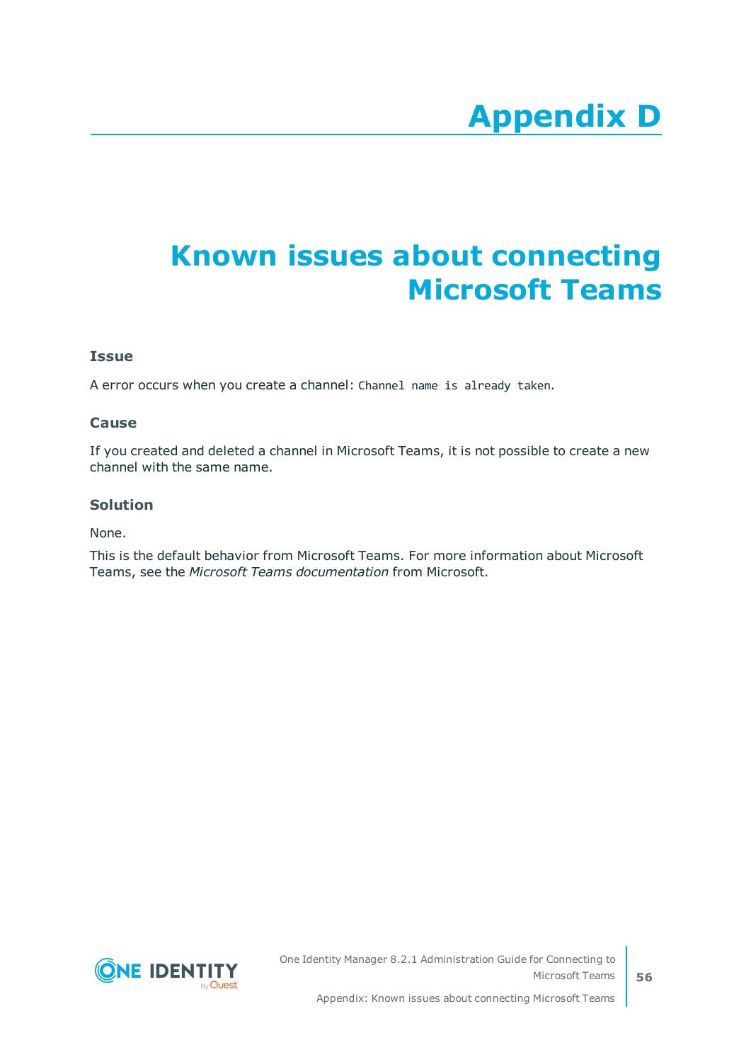# Appendix D

# Known issues about connecting Microsoft Teams

### Issue

A error occurs when you create a channel: `Channel name is already taken`.

### Cause

If you created and deleted a channel in Microsoft Teams, it is not possible to create a new channel with the same name.

### Solution

None.

This is the default behavior from Microsoft Teams. For more information about Microsoft Teams, see the *Microsoft Teams documentation* from Microsoft.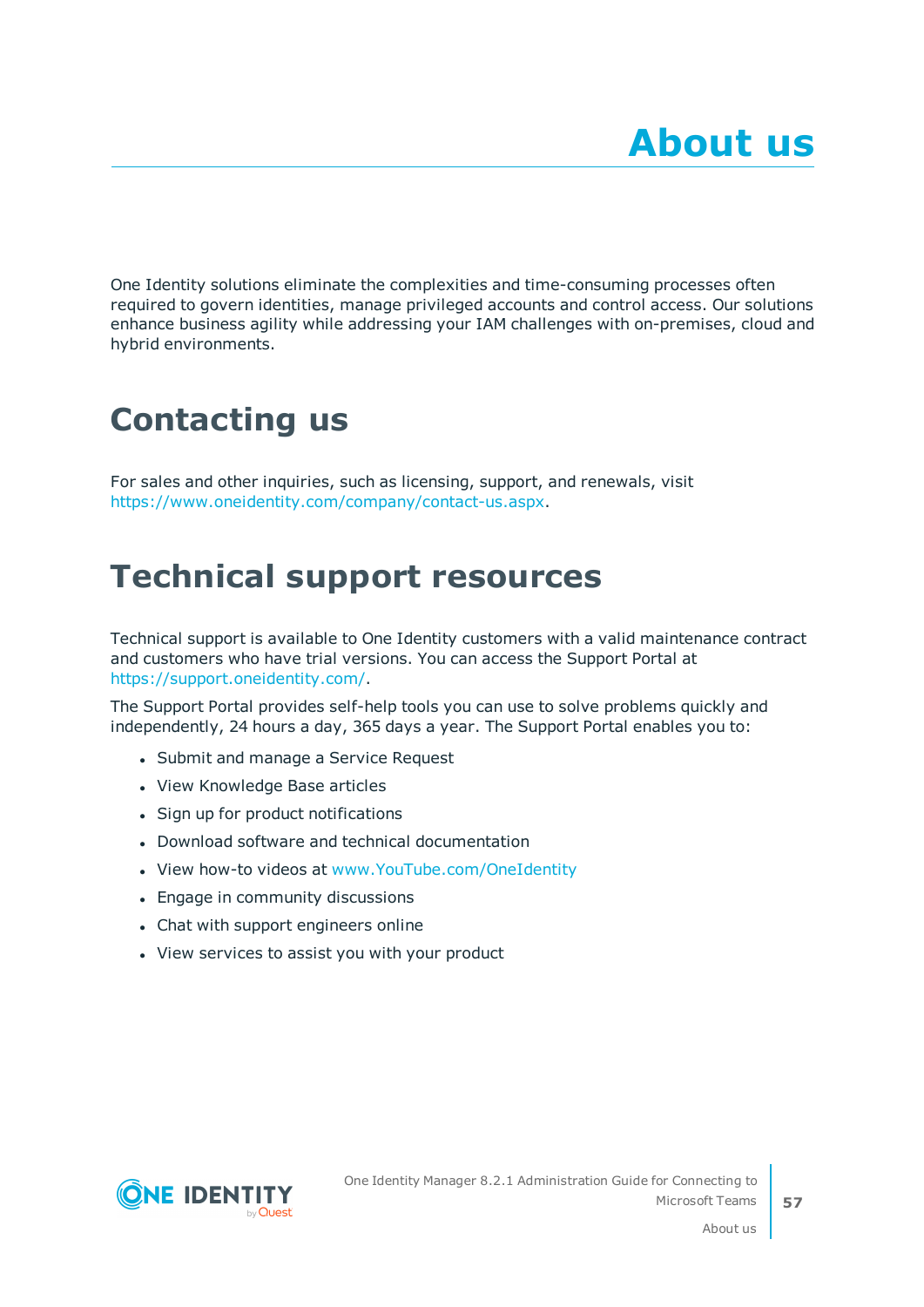# About us

One Identity solutions eliminate the complexities and time-consuming processes often required to govern identities, manage privileged accounts and control access. Our solutions enhance business agility while addressing your IAM challenges with on-premises, cloud and hybrid environments.

## Contacting us

For sales and other inquiries, such as licensing, support, and renewals, visit https://www.oneidentity.com/company/contact-us.aspx.

## Technical support resources

Technical support is available to One Identity customers with a valid maintenance contract and customers who have trial versions. You can access the Support Portal at https://support.oneidentity.com/.

The Support Portal provides self-help tools you can use to solve problems quickly and independently, 24 hours a day, 365 days a year. The Support Portal enables you to:

- Submit and manage a Service Request
- View Knowledge Base articles
- Sign up for product notifications
- Download software and technical documentation
- View how-to videos at www.YouTube.com/OneIdentity
- Engage in community discussions
- Chat with support engineers online
- View services to assist you with your product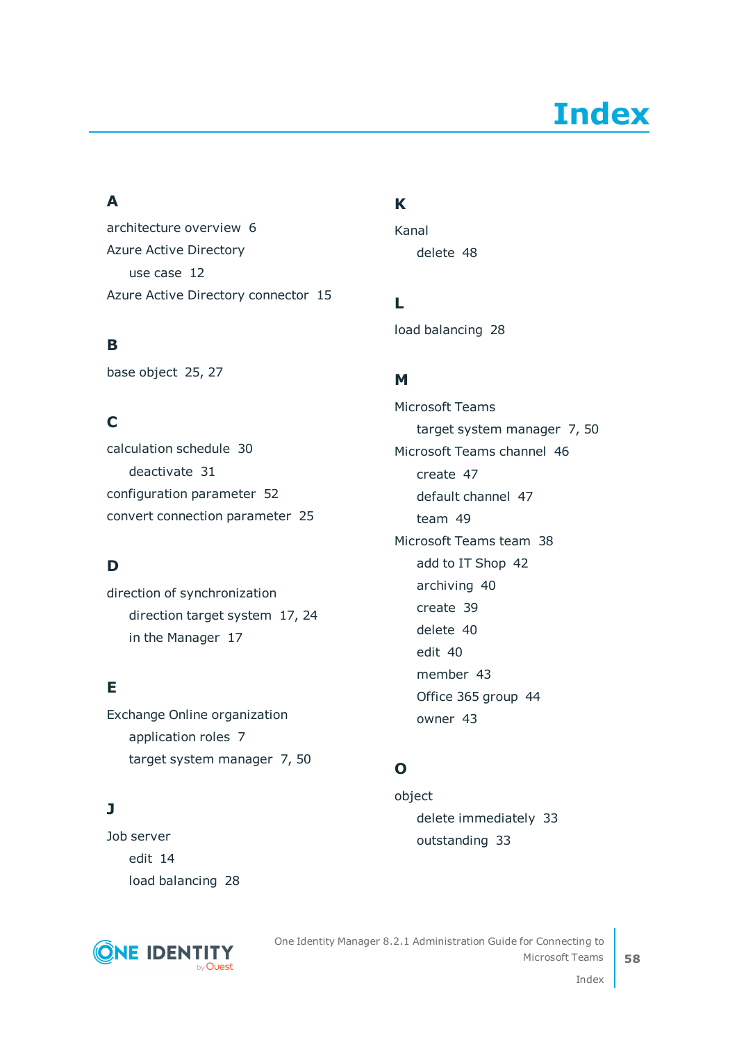# Index

## A

architecture overview 6

Azure Active Directory

- use case 12

Azure Active Directory connector 15

## B

base object 25, 27

## C

calculation schedule 30

- deactivate 31

configuration parameter 52

convert connection parameter 25

## D

direction of synchronization

- direction target system 17, 24
- in the Manager 17

## E

Exchange Online organization

- application roles 7
- target system manager 7, 50

## J

Job server

- edit 14
- load balancing 28

## K

Kanal

- delete 48

## L

load balancing 28

## M

Microsoft Teams

- target system manager 7, 50

Microsoft Teams channel 46

- create 47
- default channel 47
- team 49

Microsoft Teams team 38

- add to IT Shop 42
- archiving 40
- create 39
- delete 40
- edit 40
- member 43
- Office 365 group 44
- owner 43

## O

object

- delete immediately 33
- outstanding 33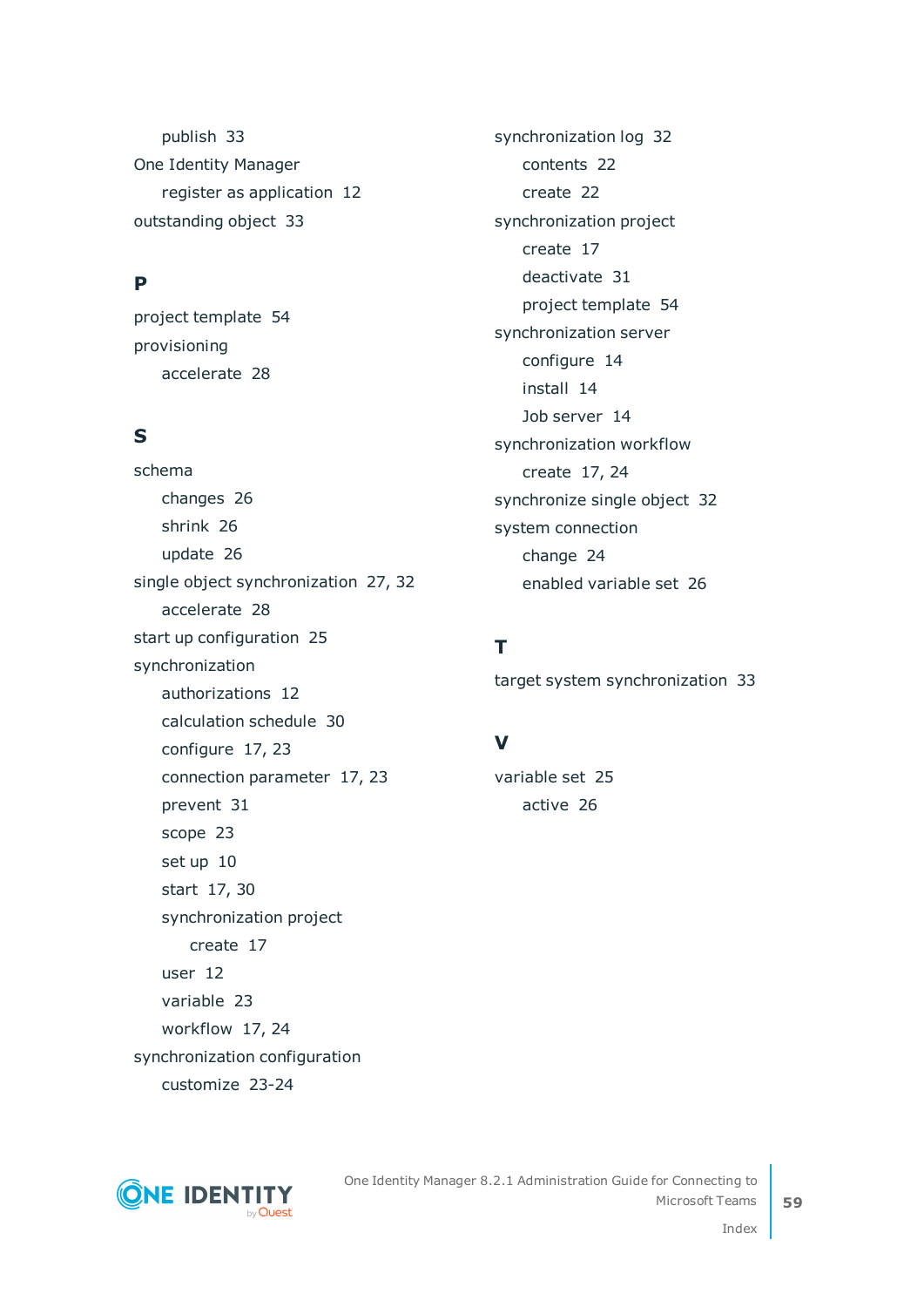publish 33

One Identity Manager

register as application 12

outstanding object 33

## P

project template 54

provisioning

accelerate 28

## S

schema

changes 26

shrink 26

update 26

single object synchronization 27, 32

accelerate 28

start up configuration 25

synchronization

authorizations 12

calculation schedule 30

configure 17, 23

connection parameter 17, 23

prevent 31

scope 23

set up 10

start 17, 30

synchronization project

create 17

user 12

variable 23

workflow 17, 24

synchronization configuration

customize 23-24

synchronization log 32

contents 22

create 22

synchronization project

create 17

deactivate 31

project template 54

synchronization server

configure 14

install 14

Job server 14

synchronization workflow

create 17, 24

synchronize single object 32

system connection

change 24

enabled variable set 26

## T

target system synchronization 33

## V

variable set 25

active 26